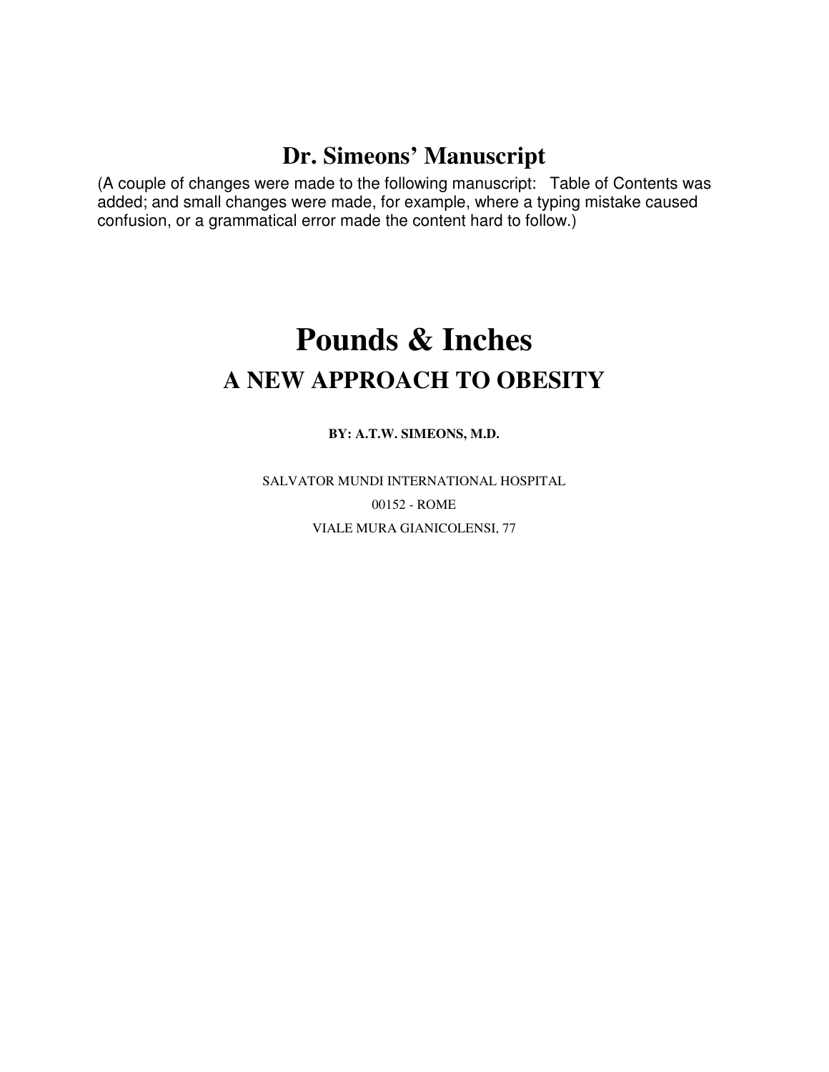# Dr. Simeons' Manuscript

(A couple of changes were made to the following manuscript: Table of Contents was added; and small changes were made, for example, where a typing mistake caused confusion, or a grammatical error made the content hard to follow.)

# Pounds & Inches

## A NEW APPROACH TO OBESITY

**BY: A.T.W. SIMEONS, M.D.**

SALVATOR MUNDI INTERNATIONAL HOSPITAL

00152 - ROME

VIALE MURA GIANICOLENSI, 77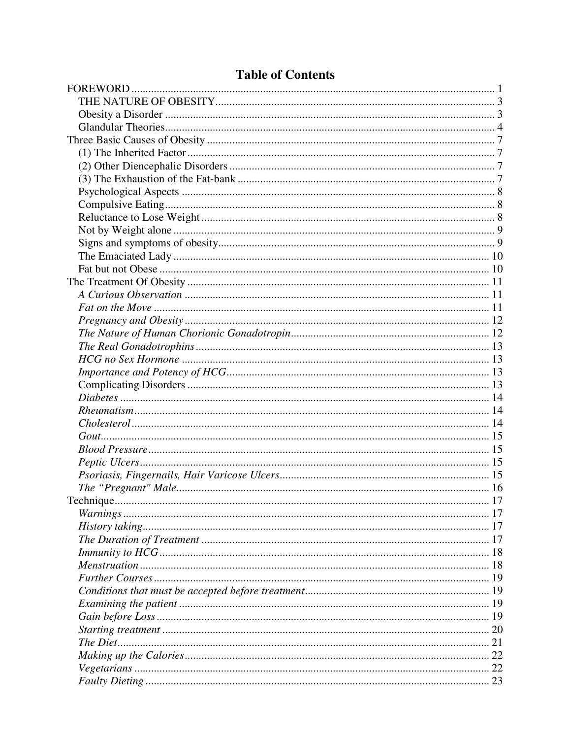# Table of Contents

FOREWORD ........ 1
- THE NATURE OF OBESITY ........ 3
- Obesity a Disorder ........ 3
- Glandular Theories ........ 4

Three Basic Causes of Obesity ........ 7
- (1) The Inherited Factor ........ 7
- (2) Other Diencephalic Disorders ........ 7
- (3) The Exhaustion of the Fat-bank ........ 7
- Psychological Aspects ........ 8
- Compulsive Eating ........ 8
- Reluctance to Lose Weight ........ 8
- Not by Weight alone ........ 9
- Signs and symptoms of obesity ........ 9
- The Emaciated Lady ........ 10
- Fat but not Obese ........ 10

The Treatment Of Obesity ........ 11
- *A Curious Observation* ........ 11
- *Fat on the Move* ........ 11
- *Pregnancy and Obesity* ........ 12
- *The Nature of Human Chorionic Gonadotropin* ........ 12
- *The Real Gonadotrophins* ........ 13
- *HCG no Sex Hormone* ........ 13
- *Importance and Potency of HCG* ........ 13
- Complicating Disorders ........ 13
- *Diabetes* ........ 14
- *Rheumatism* ........ 14
- *Cholesterol* ........ 14
- *Gout* ........ 15
- *Blood Pressure* ........ 15
- *Peptic Ulcers* ........ 15
- *Psoriasis, Fingernails, Hair Varicose Ulcers* ........ 15
- *The "Pregnant" Male* ........ 16

Technique ........ 17
- *Warnings* ........ 17
- *History taking* ........ 17
- *The Duration of Treatment* ........ 17
- *Immunity to HCG* ........ 18
- *Menstruation* ........ 18
- *Further Courses* ........ 19
- *Conditions that must be accepted before treatment* ........ 19
- *Examining the patient* ........ 19
- *Gain before Loss* ........ 19
- *Starting treatment* ........ 20
- *The Diet* ........ 21
- *Making up the Calories* ........ 22
- *Vegetarians* ........ 22
- *Faulty Dieting* ........ 23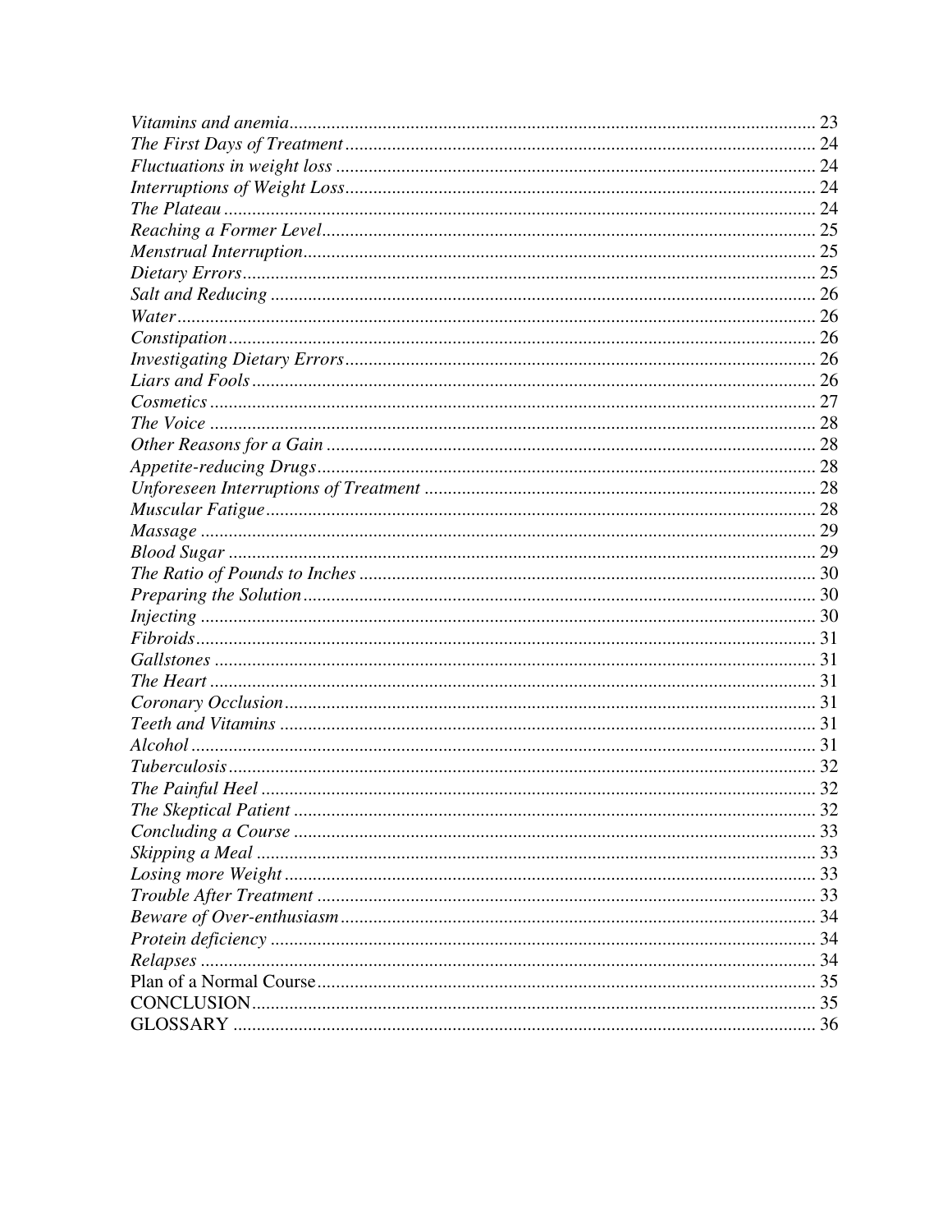*Vitamins and anemia* ........ 23
*The First Days of Treatment* ........ 24
*Fluctuations in weight loss* ........ 24
*Interruptions of Weight Loss* ........ 24
*The Plateau* ........ 24
*Reaching a Former Level* ........ 25
*Menstrual Interruption* ........ 25
*Dietary Errors* ........ 25
*Salt and Reducing* ........ 26
*Water* ........ 26
*Constipation* ........ 26
*Investigating Dietary Errors* ........ 26
*Liars and Fools* ........ 26
*Cosmetics* ........ 27
*The Voice* ........ 28
*Other Reasons for a Gain* ........ 28
*Appetite-reducing Drugs* ........ 28
*Unforeseen Interruptions of Treatment* ........ 28
*Muscular Fatigue* ........ 28
*Massage* ........ 29
*Blood Sugar* ........ 29
*The Ratio of Pounds to Inches* ........ 30
*Preparing the Solution* ........ 30
*Injecting* ........ 30
*Fibroids* ........ 31
*Gallstones* ........ 31
*The Heart* ........ 31
*Coronary Occlusion* ........ 31
*Teeth and Vitamins* ........ 31
*Alcohol* ........ 31
*Tuberculosis* ........ 32
*The Painful Heel* ........ 32
*The Skeptical Patient* ........ 32
*Concluding a Course* ........ 33
*Skipping a Meal* ........ 33
*Losing more Weight* ........ 33
*Trouble After Treatment* ........ 33
*Beware of Over-enthusiasm* ........ 34
*Protein deficiency* ........ 34
*Relapses* ........ 34
Plan of a Normal Course ........ 35
CONCLUSION ........ 35
GLOSSARY ........ 36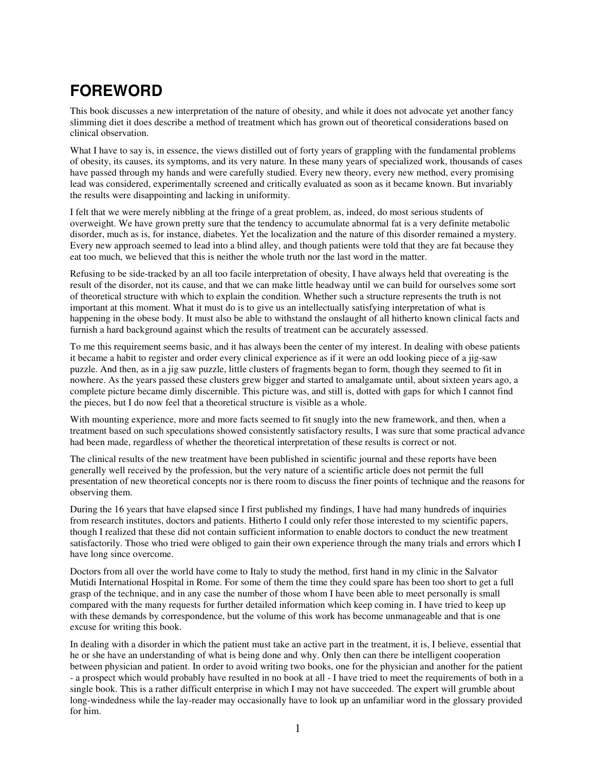# FOREWORD

This book discusses a new interpretation of the nature of obesity, and while it does not advocate yet another fancy slimming diet it does describe a method of treatment which has grown out of theoretical considerations based on clinical observation.

What I have to say is, in essence, the views distilled out of forty years of grappling with the fundamental problems of obesity, its causes, its symptoms, and its very nature. In these many years of specialized work, thousands of cases have passed through my hands and were carefully studied. Every new theory, every new method, every promising lead was considered, experimentally screened and critically evaluated as soon as it became known. But invariably the results were disappointing and lacking in uniformity.

I felt that we were merely nibbling at the fringe of a great problem, as, indeed, do most serious students of overweight. We have grown pretty sure that the tendency to accumulate abnormal fat is a very definite metabolic disorder, much as is, for instance, diabetes. Yet the localization and the nature of this disorder remained a mystery. Every new approach seemed to lead into a blind alley, and though patients were told that they are fat because they eat too much, we believed that this is neither the whole truth nor the last word in the matter.

Refusing to be side-tracked by an all too facile interpretation of obesity, I have always held that overeating is the result of the disorder, not its cause, and that we can make little headway until we can build for ourselves some sort of theoretical structure with which to explain the condition. Whether such a structure represents the truth is not important at this moment. What it must do is to give us an intellectually satisfying interpretation of what is happening in the obese body. It must also be able to withstand the onslaught of all hitherto known clinical facts and furnish a hard background against which the results of treatment can be accurately assessed.

To me this requirement seems basic, and it has always been the center of my interest. In dealing with obese patients it became a habit to register and order every clinical experience as if it were an odd looking piece of a jig-saw puzzle. And then, as in a jig saw puzzle, little clusters of fragments began to form, though they seemed to fit in nowhere. As the years passed these clusters grew bigger and started to amalgamate until, about sixteen years ago, a complete picture became dimly discernible. This picture was, and still is, dotted with gaps for which I cannot find the pieces, but I do now feel that a theoretical structure is visible as a whole.

With mounting experience, more and more facts seemed to fit snugly into the new framework, and then, when a treatment based on such speculations showed consistently satisfactory results, I was sure that some practical advance had been made, regardless of whether the theoretical interpretation of these results is correct or not.

The clinical results of the new treatment have been published in scientific journal and these reports have been generally well received by the profession, but the very nature of a scientific article does not permit the full presentation of new theoretical concepts nor is there room to discuss the finer points of technique and the reasons for observing them.

During the 16 years that have elapsed since I first published my findings, I have had many hundreds of inquiries from research institutes, doctors and patients. Hitherto I could only refer those interested to my scientific papers, though I realized that these did not contain sufficient information to enable doctors to conduct the new treatment satisfactorily. Those who tried were obliged to gain their own experience through the many trials and errors which I have long since overcome.

Doctors from all over the world have come to Italy to study the method, first hand in my clinic in the Salvator Mutidi International Hospital in Rome. For some of them the time they could spare has been too short to get a full grasp of the technique, and in any case the number of those whom I have been able to meet personally is small compared with the many requests for further detailed information which keep coming in. I have tried to keep up with these demands by correspondence, but the volume of this work has become unmanageable and that is one excuse for writing this book.

In dealing with a disorder in which the patient must take an active part in the treatment, it is, I believe, essential that he or she have an understanding of what is being done and why. Only then can there be intelligent cooperation between physician and patient. In order to avoid writing two books, one for the physician and another for the patient - a prospect which would probably have resulted in no book at all - I have tried to meet the requirements of both in a single book. This is a rather difficult enterprise in which I may not have succeeded. The expert will grumble about long-windedness while the lay-reader may occasionally have to look up an unfamiliar word in the glossary provided for him.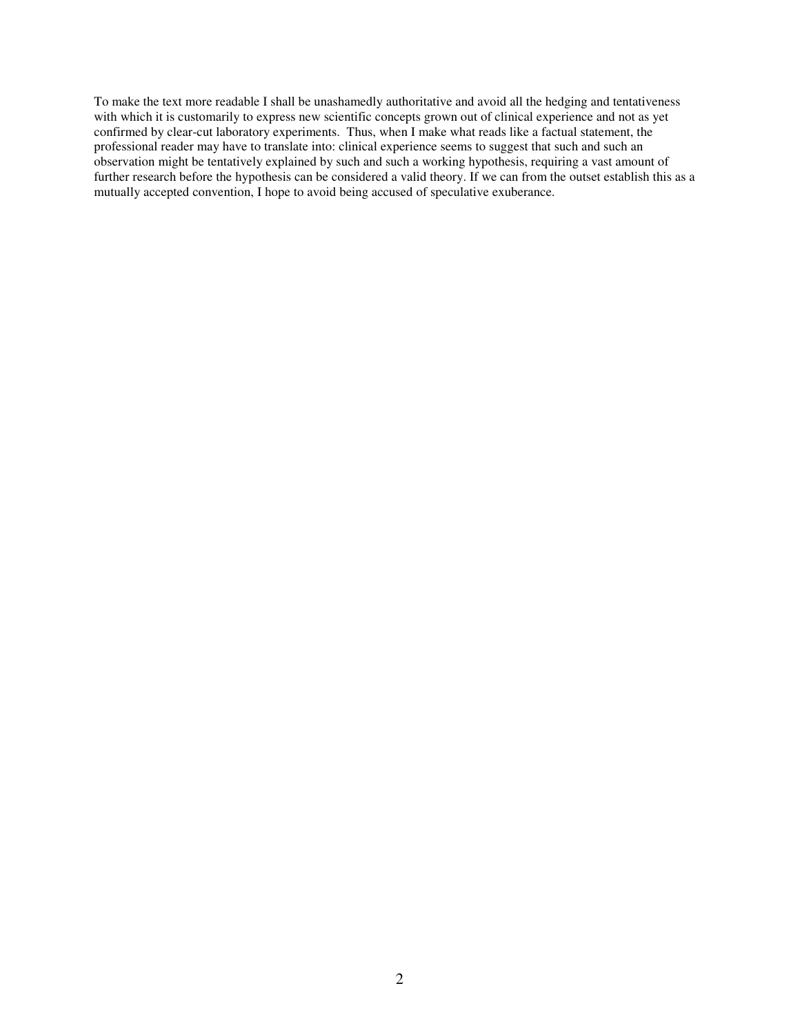To make the text more readable I shall be unashamedly authoritative and avoid all the hedging and tentativeness with which it is customarily to express new scientific concepts grown out of clinical experience and not as yet confirmed by clear-cut laboratory experiments. Thus, when I make what reads like a factual statement, the professional reader may have to translate into: clinical experience seems to suggest that such and such an observation might be tentatively explained by such and such a working hypothesis, requiring a vast amount of further research before the hypothesis can be considered a valid theory. If we can from the outset establish this as a mutually accepted convention, I hope to avoid being accused of speculative exuberance.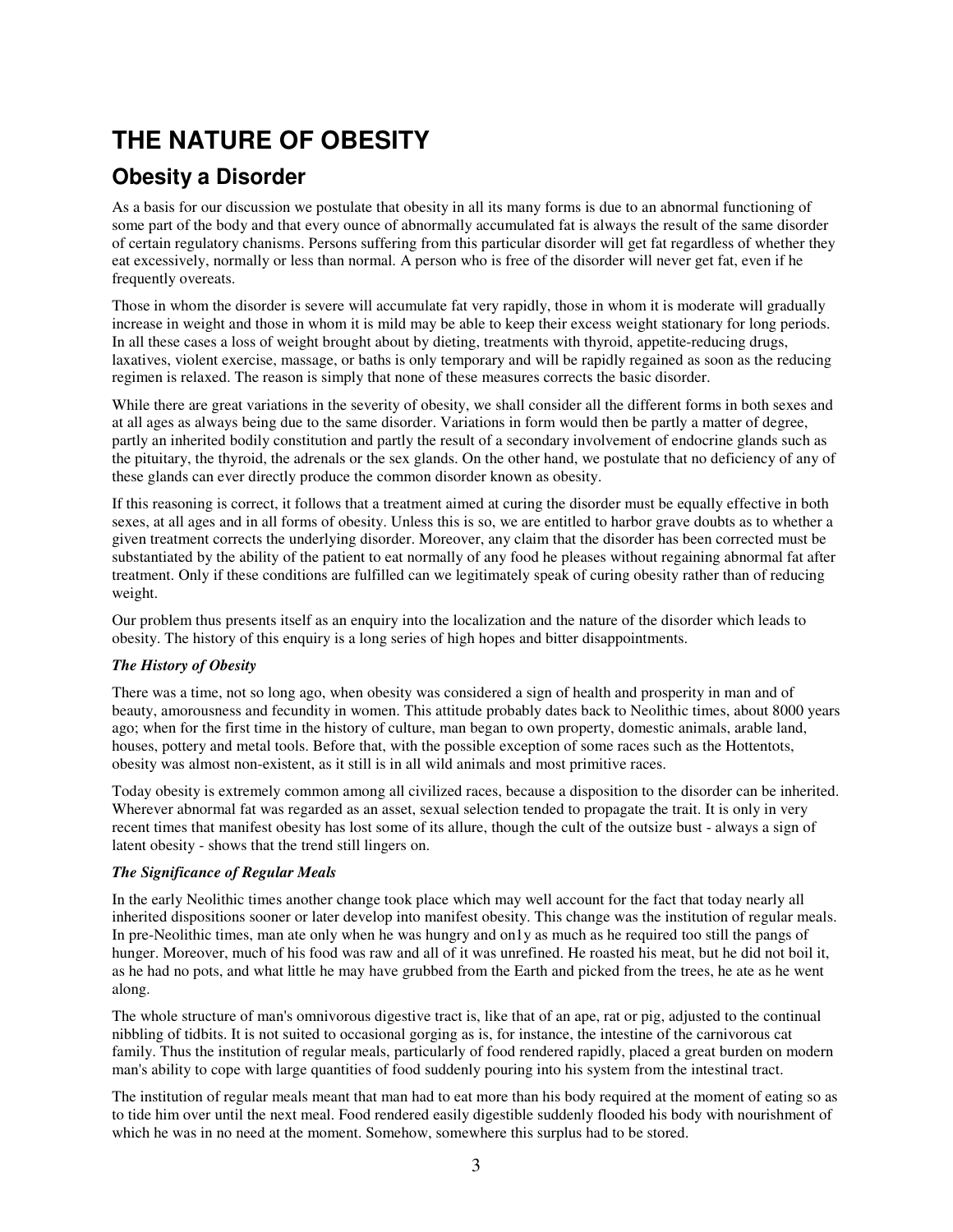# THE NATURE OF OBESITY

## Obesity a Disorder

As a basis for our discussion we postulate that obesity in all its many forms is due to an abnormal functioning of some part of the body and that every ounce of abnormally accumulated fat is always the result of the same disorder of certain regulatory chanisms. Persons suffering from this particular disorder will get fat regardless of whether they eat excessively, normally or less than normal. A person who is free of the disorder will never get fat, even if he frequently overeats.

Those in whom the disorder is severe will accumulate fat very rapidly, those in whom it is moderate will gradually increase in weight and those in whom it is mild may be able to keep their excess weight stationary for long periods. In all these cases a loss of weight brought about by dieting, treatments with thyroid, appetite-reducing drugs, laxatives, violent exercise, massage, or baths is only temporary and will be rapidly regained as soon as the reducing regimen is relaxed. The reason is simply that none of these measures corrects the basic disorder.

While there are great variations in the severity of obesity, we shall consider all the different forms in both sexes and at all ages as always being due to the same disorder. Variations in form would then be partly a matter of degree, partly an inherited bodily constitution and partly the result of a secondary involvement of endocrine glands such as the pituitary, the thyroid, the adrenals or the sex glands. On the other hand, we postulate that no deficiency of any of these glands can ever directly produce the common disorder known as obesity.

If this reasoning is correct, it follows that a treatment aimed at curing the disorder must be equally effective in both sexes, at all ages and in all forms of obesity. Unless this is so, we are entitled to harbor grave doubts as to whether a given treatment corrects the underlying disorder. Moreover, any claim that the disorder has been corrected must be substantiated by the ability of the patient to eat normally of any food he pleases without regaining abnormal fat after treatment. Only if these conditions are fulfilled can we legitimately speak of curing obesity rather than of reducing weight.

Our problem thus presents itself as an enquiry into the localization and the nature of the disorder which leads to obesity. The history of this enquiry is a long series of high hopes and bitter disappointments.

### *The History of Obesity*

There was a time, not so long ago, when obesity was considered a sign of health and prosperity in man and of beauty, amorousness and fecundity in women. This attitude probably dates back to Neolithic times, about 8000 years ago; when for the first time in the history of culture, man began to own property, domestic animals, arable land, houses, pottery and metal tools. Before that, with the possible exception of some races such as the Hottentots, obesity was almost non-existent, as it still is in all wild animals and most primitive races.

Today obesity is extremely common among all civilized races, because a disposition to the disorder can be inherited. Wherever abnormal fat was regarded as an asset, sexual selection tended to propagate the trait. It is only in very recent times that manifest obesity has lost some of its allure, though the cult of the outsize bust - always a sign of latent obesity - shows that the trend still lingers on.

### *The Significance of Regular Meals*

In the early Neolithic times another change took place which may well account for the fact that today nearly all inherited dispositions sooner or later develop into manifest obesity. This change was the institution of regular meals. In pre-Neolithic times, man ate only when he was hungry and on1y as much as he required too still the pangs of hunger. Moreover, much of his food was raw and all of it was unrefined. He roasted his meat, but he did not boil it, as he had no pots, and what little he may have grubbed from the Earth and picked from the trees, he ate as he went along.

The whole structure of man's omnivorous digestive tract is, like that of an ape, rat or pig, adjusted to the continual nibbling of tidbits. It is not suited to occasional gorging as is, for instance, the intestine of the carnivorous cat family. Thus the institution of regular meals, particularly of food rendered rapidly, placed a great burden on modern man's ability to cope with large quantities of food suddenly pouring into his system from the intestinal tract.

The institution of regular meals meant that man had to eat more than his body required at the moment of eating so as to tide him over until the next meal. Food rendered easily digestible suddenly flooded his body with nourishment of which he was in no need at the moment. Somehow, somewhere this surplus had to be stored.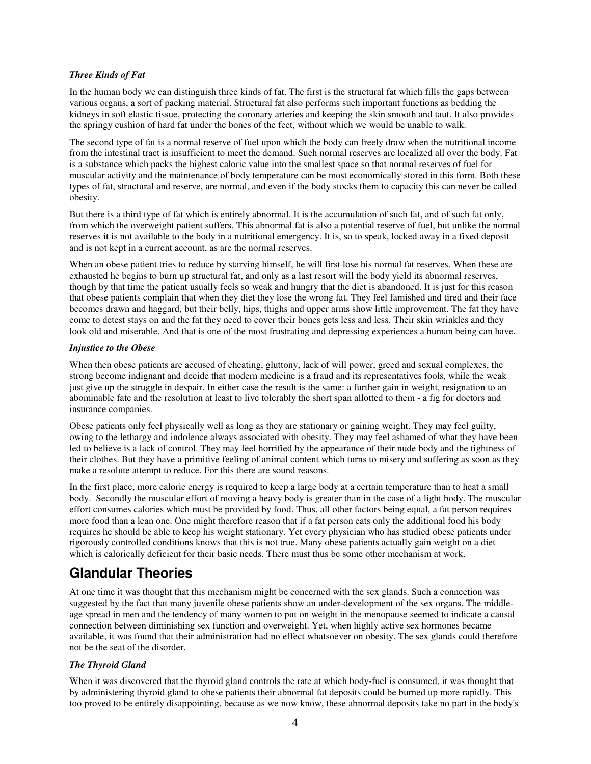### *Three Kinds of Fat*

In the human body we can distinguish three kinds of fat. The first is the structural fat which fills the gaps between various organs, a sort of packing material. Structural fat also performs such important functions as bedding the kidneys in soft elastic tissue, protecting the coronary arteries and keeping the skin smooth and taut. It also provides the springy cushion of hard fat under the bones of the feet, without which we would be unable to walk.

The second type of fat is a normal reserve of fuel upon which the body can freely draw when the nutritional income from the intestinal tract is insufficient to meet the demand. Such normal reserves are localized all over the body. Fat is a substance which packs the highest caloric value into the smallest space so that normal reserves of fuel for muscular activity and the maintenance of body temperature can be most economically stored in this form. Both these types of fat, structural and reserve, are normal, and even if the body stocks them to capacity this can never be called obesity.

But there is a third type of fat which is entirely abnormal. It is the accumulation of such fat, and of such fat only, from which the overweight patient suffers. This abnormal fat is also a potential reserve of fuel, but unlike the normal reserves it is not available to the body in a nutritional emergency. It is, so to speak, locked away in a fixed deposit and is not kept in a current account, as are the normal reserves.

When an obese patient tries to reduce by starving himself, he will first lose his normal fat reserves. When these are exhausted he begins to burn up structural fat, and only as a last resort will the body yield its abnormal reserves, though by that time the patient usually feels so weak and hungry that the diet is abandoned. It is just for this reason that obese patients complain that when they diet they lose the wrong fat. They feel famished and tired and their face becomes drawn and haggard, but their belly, hips, thighs and upper arms show little improvement. The fat they have come to detest stays on and the fat they need to cover their bones gets less and less. Their skin wrinkles and they look old and miserable. And that is one of the most frustrating and depressing experiences a human being can have.

### *Injustice to the Obese*

When then obese patients are accused of cheating, gluttony, lack of will power, greed and sexual complexes, the strong become indignant and decide that modern medicine is a fraud and its representatives fools, while the weak just give up the struggle in despair. In either case the result is the same: a further gain in weight, resignation to an abominable fate and the resolution at least to live tolerably the short span allotted to them - a fig for doctors and insurance companies.

Obese patients only feel physically well as long as they are stationary or gaining weight. They may feel guilty, owing to the lethargy and indolence always associated with obesity. They may feel ashamed of what they have been led to believe is a lack of control. They may feel horrified by the appearance of their nude body and the tightness of their clothes. But they have a primitive feeling of animal content which turns to misery and suffering as soon as they make a resolute attempt to reduce. For this there are sound reasons.

In the first place, more caloric energy is required to keep a large body at a certain temperature than to heat a small body. Secondly the muscular effort of moving a heavy body is greater than in the case of a light body. The muscular effort consumes calories which must be provided by food. Thus, all other factors being equal, a fat person requires more food than a lean one. One might therefore reason that if a fat person eats only the additional food his body requires he should be able to keep his weight stationary. Yet every physician who has studied obese patients under rigorously controlled conditions knows that this is not true. Many obese patients actually gain weight on a diet which is calorically deficient for their basic needs. There must thus be some other mechanism at work.

## Glandular Theories

At one time it was thought that this mechanism might be concerned with the sex glands. Such a connection was suggested by the fact that many juvenile obese patients show an under-development of the sex organs. The middle-age spread in men and the tendency of many women to put on weight in the menopause seemed to indicate a causal connection between diminishing sex function and overweight. Yet, when highly active sex hormones became available, it was found that their administration had no effect whatsoever on obesity. The sex glands could therefore not be the seat of the disorder.

### *The Thyroid Gland*

When it was discovered that the thyroid gland controls the rate at which body-fuel is consumed, it was thought that by administering thyroid gland to obese patients their abnormal fat deposits could be burned up more rapidly. This too proved to be entirely disappointing, because as we now know, these abnormal deposits take no part in the body's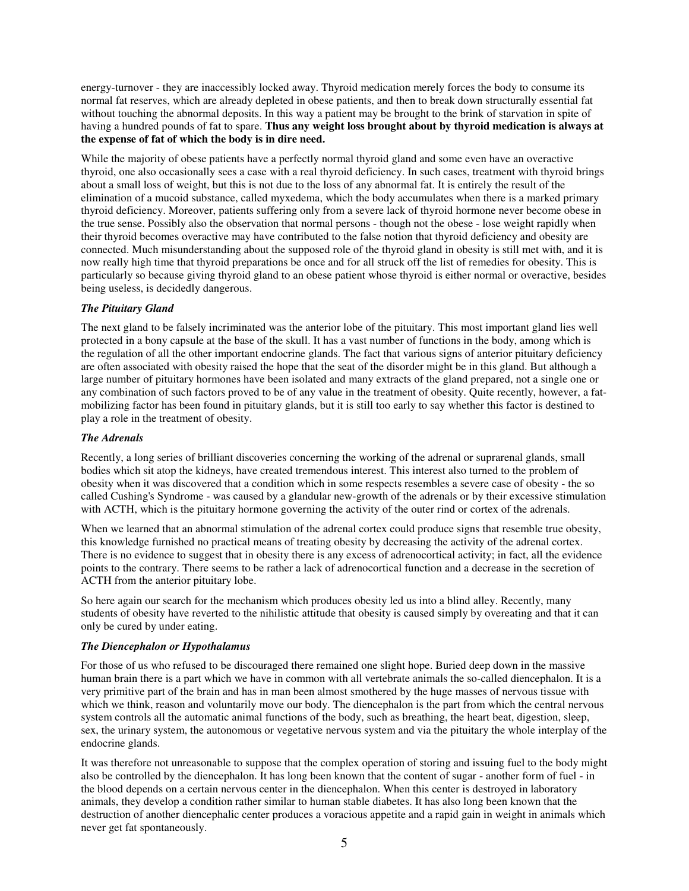energy-turnover - they are inaccessibly locked away. Thyroid medication merely forces the body to consume its normal fat reserves, which are already depleted in obese patients, and then to break down structurally essential fat without touching the abnormal deposits. In this way a patient may be brought to the brink of starvation in spite of having a hundred pounds of fat to spare. **Thus any weight loss brought about by thyroid medication is always at the expense of fat of which the body is in dire need.**

While the majority of obese patients have a perfectly normal thyroid gland and some even have an overactive thyroid, one also occasionally sees a case with a real thyroid deficiency. In such cases, treatment with thyroid brings about a small loss of weight, but this is not due to the loss of any abnormal fat. It is entirely the result of the elimination of a mucoid substance, called myxedema, which the body accumulates when there is a marked primary thyroid deficiency. Moreover, patients suffering only from a severe lack of thyroid hormone never become obese in the true sense. Possibly also the observation that normal persons - though not the obese - lose weight rapidly when their thyroid becomes overactive may have contributed to the false notion that thyroid deficiency and obesity are connected. Much misunderstanding about the supposed role of the thyroid gland in obesity is still met with, and it is now really high time that thyroid preparations be once and for all struck off the list of remedies for obesity. This is particularly so because giving thyroid gland to an obese patient whose thyroid is either normal or overactive, besides being useless, is decidedly dangerous.

### *The Pituitary Gland*

The next gland to be falsely incriminated was the anterior lobe of the pituitary. This most important gland lies well protected in a bony capsule at the base of the skull. It has a vast number of functions in the body, among which is the regulation of all the other important endocrine glands. The fact that various signs of anterior pituitary deficiency are often associated with obesity raised the hope that the seat of the disorder might be in this gland. But although a large number of pituitary hormones have been isolated and many extracts of the gland prepared, not a single one or any combination of such factors proved to be of any value in the treatment of obesity. Quite recently, however, a fat-mobilizing factor has been found in pituitary glands, but it is still too early to say whether this factor is destined to play a role in the treatment of obesity.

### *The Adrenals*

Recently, a long series of brilliant discoveries concerning the working of the adrenal or suprarenal glands, small bodies which sit atop the kidneys, have created tremendous interest. This interest also turned to the problem of obesity when it was discovered that a condition which in some respects resembles a severe case of obesity - the so called Cushing's Syndrome - was caused by a glandular new-growth of the adrenals or by their excessive stimulation with ACTH, which is the pituitary hormone governing the activity of the outer rind or cortex of the adrenals.

When we learned that an abnormal stimulation of the adrenal cortex could produce signs that resemble true obesity, this knowledge furnished no practical means of treating obesity by decreasing the activity of the adrenal cortex. There is no evidence to suggest that in obesity there is any excess of adrenocortical activity; in fact, all the evidence points to the contrary. There seems to be rather a lack of adrenocortical function and a decrease in the secretion of ACTH from the anterior pituitary lobe.

So here again our search for the mechanism which produces obesity led us into a blind alley. Recently, many students of obesity have reverted to the nihilistic attitude that obesity is caused simply by overeating and that it can only be cured by under eating.

### *The Diencephalon or Hypothalamus*

For those of us who refused to be discouraged there remained one slight hope. Buried deep down in the massive human brain there is a part which we have in common with all vertebrate animals the so-called diencephalon. It is a very primitive part of the brain and has in man been almost smothered by the huge masses of nervous tissue with which we think, reason and voluntarily move our body. The diencephalon is the part from which the central nervous system controls all the automatic animal functions of the body, such as breathing, the heart beat, digestion, sleep, sex, the urinary system, the autonomous or vegetative nervous system and via the pituitary the whole interplay of the endocrine glands.

It was therefore not unreasonable to suppose that the complex operation of storing and issuing fuel to the body might also be controlled by the diencephalon. It has long been known that the content of sugar - another form of fuel - in the blood depends on a certain nervous center in the diencephalon. When this center is destroyed in laboratory animals, they develop a condition rather similar to human stable diabetes. It has also long been known that the destruction of another diencephalic center produces a voracious appetite and a rapid gain in weight in animals which never get fat spontaneously.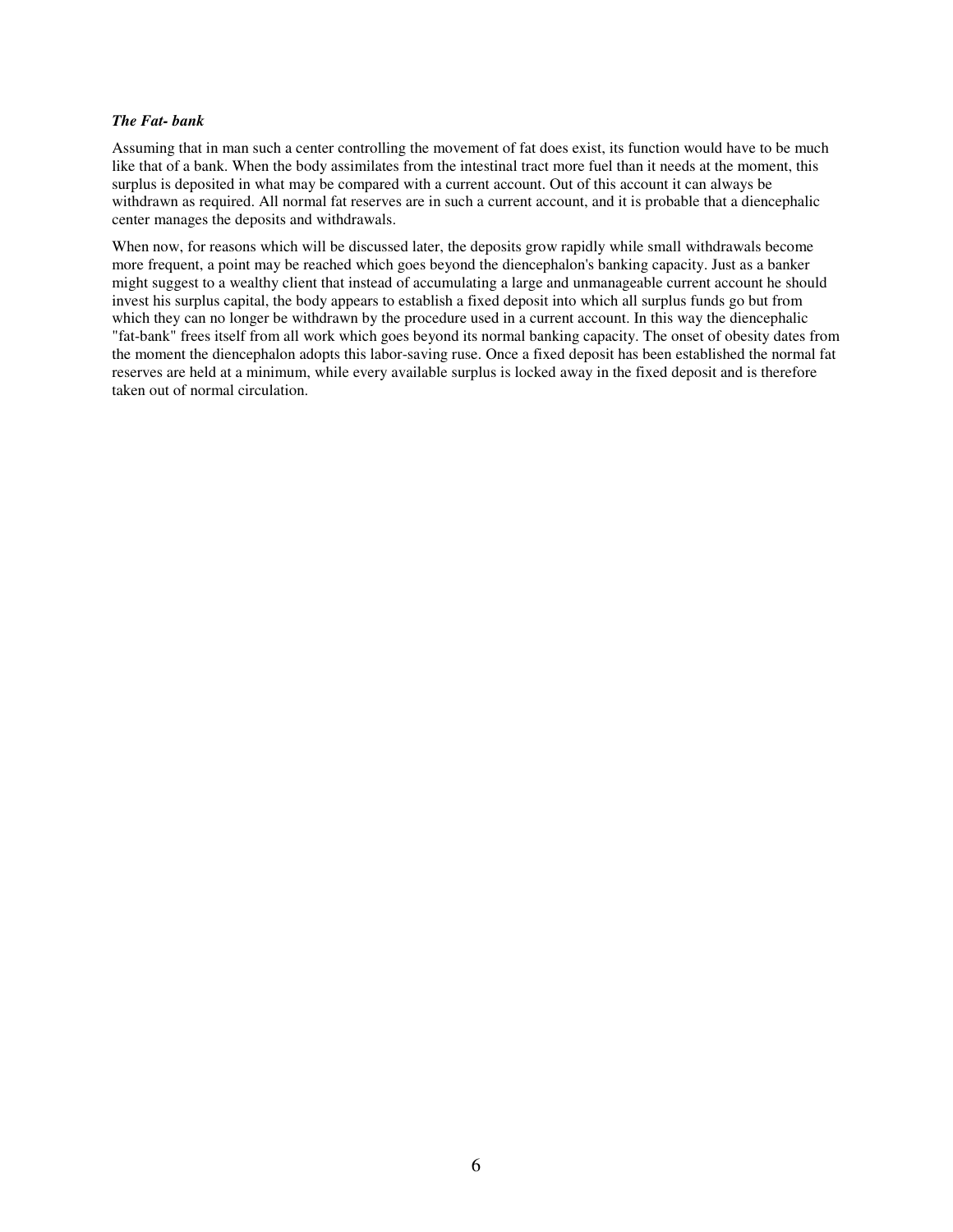***The Fat- bank***

Assuming that in man such a center controlling the movement of fat does exist, its function would have to be much like that of a bank. When the body assimilates from the intestinal tract more fuel than it needs at the moment, this surplus is deposited in what may be compared with a current account. Out of this account it can always be withdrawn as required. All normal fat reserves are in such a current account, and it is probable that a diencephalic center manages the deposits and withdrawals.

When now, for reasons which will be discussed later, the deposits grow rapidly while small withdrawals become more frequent, a point may be reached which goes beyond the diencephalon's banking capacity. Just as a banker might suggest to a wealthy client that instead of accumulating a large and unmanageable current account he should invest his surplus capital, the body appears to establish a fixed deposit into which all surplus funds go but from which they can no longer be withdrawn by the procedure used in a current account. In this way the diencephalic "fat-bank" frees itself from all work which goes beyond its normal banking capacity. The onset of obesity dates from the moment the diencephalon adopts this labor-saving ruse. Once a fixed deposit has been established the normal fat reserves are held at a minimum, while every available surplus is locked away in the fixed deposit and is therefore taken out of normal circulation.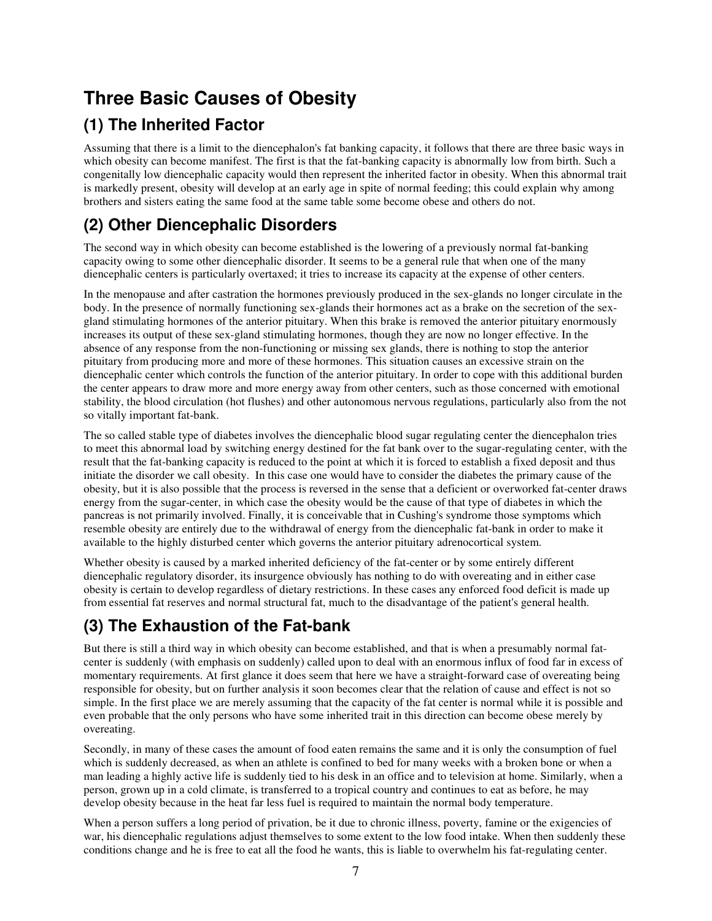# Three Basic Causes of Obesity

## (1) The Inherited Factor

Assuming that there is a limit to the diencephalon's fat banking capacity, it follows that there are three basic ways in which obesity can become manifest. The first is that the fat-banking capacity is abnormally low from birth. Such a congenitally low diencephalic capacity would then represent the inherited factor in obesity. When this abnormal trait is markedly present, obesity will develop at an early age in spite of normal feeding; this could explain why among brothers and sisters eating the same food at the same table some become obese and others do not.

## (2) Other Diencephalic Disorders

The second way in which obesity can become established is the lowering of a previously normal fat-banking capacity owing to some other diencephalic disorder. It seems to be a general rule that when one of the many diencephalic centers is particularly overtaxed; it tries to increase its capacity at the expense of other centers.

In the menopause and after castration the hormones previously produced in the sex-glands no longer circulate in the body. In the presence of normally functioning sex-glands their hormones act as a brake on the secretion of the sex-gland stimulating hormones of the anterior pituitary. When this brake is removed the anterior pituitary enormously increases its output of these sex-gland stimulating hormones, though they are now no longer effective. In the absence of any response from the non-functioning or missing sex glands, there is nothing to stop the anterior pituitary from producing more and more of these hormones. This situation causes an excessive strain on the diencephalic center which controls the function of the anterior pituitary. In order to cope with this additional burden the center appears to draw more and more energy away from other centers, such as those concerned with emotional stability, the blood circulation (hot flushes) and other autonomous nervous regulations, particularly also from the not so vitally important fat-bank.

The so called stable type of diabetes involves the diencephalic blood sugar regulating center the diencephalon tries to meet this abnormal load by switching energy destined for the fat bank over to the sugar-regulating center, with the result that the fat-banking capacity is reduced to the point at which it is forced to establish a fixed deposit and thus initiate the disorder we call obesity. In this case one would have to consider the diabetes the primary cause of the obesity, but it is also possible that the process is reversed in the sense that a deficient or overworked fat-center draws energy from the sugar-center, in which case the obesity would be the cause of that type of diabetes in which the pancreas is not primarily involved. Finally, it is conceivable that in Cushing's syndrome those symptoms which resemble obesity are entirely due to the withdrawal of energy from the diencephalic fat-bank in order to make it available to the highly disturbed center which governs the anterior pituitary adrenocortical system.

Whether obesity is caused by a marked inherited deficiency of the fat-center or by some entirely different diencephalic regulatory disorder, its insurgence obviously has nothing to do with overeating and in either case obesity is certain to develop regardless of dietary restrictions. In these cases any enforced food deficit is made up from essential fat reserves and normal structural fat, much to the disadvantage of the patient's general health.

## (3) The Exhaustion of the Fat-bank

But there is still a third way in which obesity can become established, and that is when a presumably normal fat-center is suddenly (with emphasis on suddenly) called upon to deal with an enormous influx of food far in excess of momentary requirements. At first glance it does seem that here we have a straight-forward case of overeating being responsible for obesity, but on further analysis it soon becomes clear that the relation of cause and effect is not so simple. In the first place we are merely assuming that the capacity of the fat center is normal while it is possible and even probable that the only persons who have some inherited trait in this direction can become obese merely by overeating.

Secondly, in many of these cases the amount of food eaten remains the same and it is only the consumption of fuel which is suddenly decreased, as when an athlete is confined to bed for many weeks with a broken bone or when a man leading a highly active life is suddenly tied to his desk in an office and to television at home. Similarly, when a person, grown up in a cold climate, is transferred to a tropical country and continues to eat as before, he may develop obesity because in the heat far less fuel is required to maintain the normal body temperature.

When a person suffers a long period of privation, be it due to chronic illness, poverty, famine or the exigencies of war, his diencephalic regulations adjust themselves to some extent to the low food intake. When then suddenly these conditions change and he is free to eat all the food he wants, this is liable to overwhelm his fat-regulating center.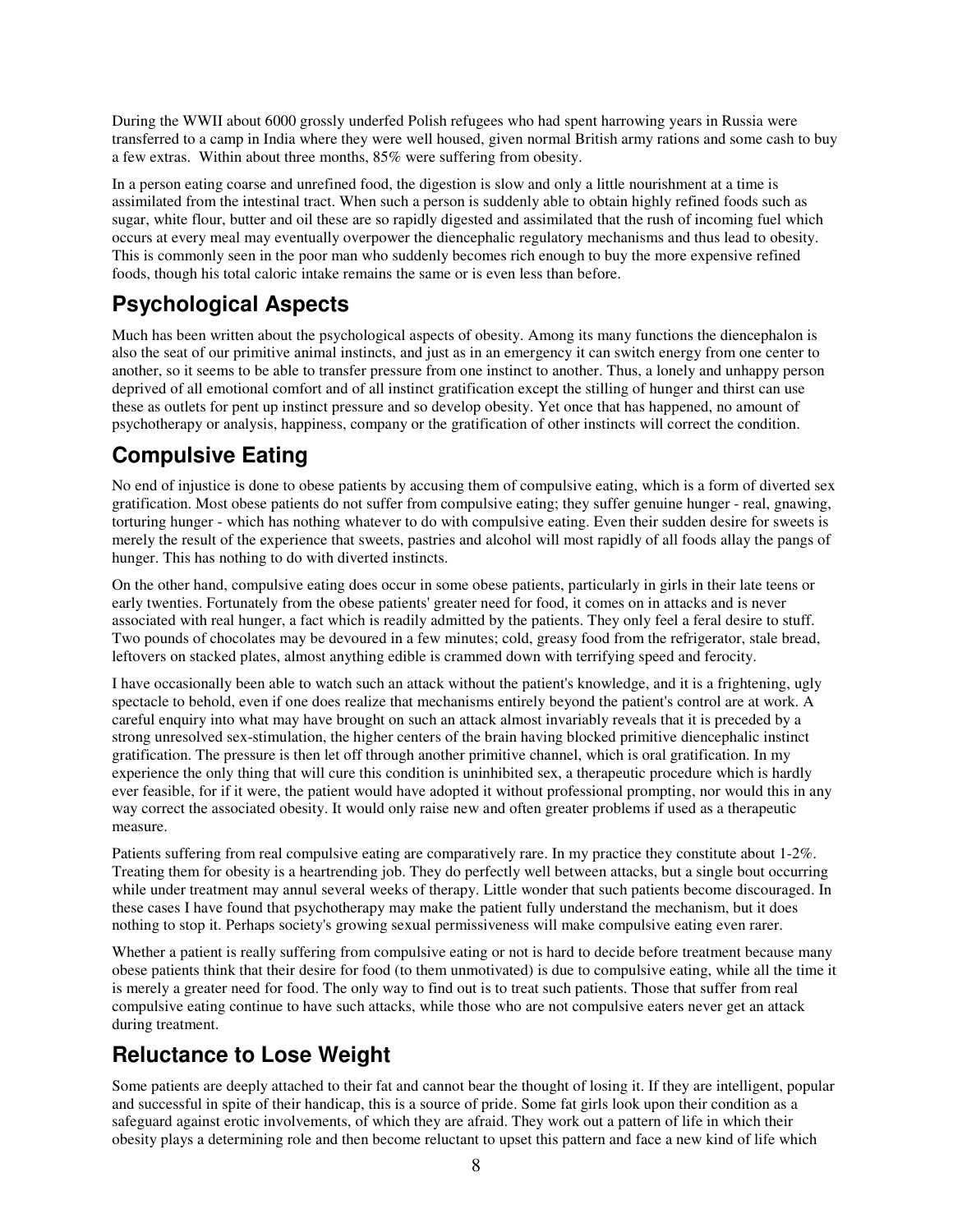During the WWII about 6000 grossly underfed Polish refugees who had spent harrowing years in Russia were transferred to a camp in India where they were well housed, given normal British army rations and some cash to buy a few extras. Within about three months, 85% were suffering from obesity.

In a person eating coarse and unrefined food, the digestion is slow and only a little nourishment at a time is assimilated from the intestinal tract. When such a person is suddenly able to obtain highly refined foods such as sugar, white flour, butter and oil these are so rapidly digested and assimilated that the rush of incoming fuel which occurs at every meal may eventually overpower the diencephalic regulatory mechanisms and thus lead to obesity. This is commonly seen in the poor man who suddenly becomes rich enough to buy the more expensive refined foods, though his total caloric intake remains the same or is even less than before.

## Psychological Aspects

Much has been written about the psychological aspects of obesity. Among its many functions the diencephalon is also the seat of our primitive animal instincts, and just as in an emergency it can switch energy from one center to another, so it seems to be able to transfer pressure from one instinct to another. Thus, a lonely and unhappy person deprived of all emotional comfort and of all instinct gratification except the stilling of hunger and thirst can use these as outlets for pent up instinct pressure and so develop obesity. Yet once that has happened, no amount of psychotherapy or analysis, happiness, company or the gratification of other instincts will correct the condition.

## Compulsive Eating

No end of injustice is done to obese patients by accusing them of compulsive eating, which is a form of diverted sex gratification. Most obese patients do not suffer from compulsive eating; they suffer genuine hunger - real, gnawing, torturing hunger - which has nothing whatever to do with compulsive eating. Even their sudden desire for sweets is merely the result of the experience that sweets, pastries and alcohol will most rapidly of all foods allay the pangs of hunger. This has nothing to do with diverted instincts.

On the other hand, compulsive eating does occur in some obese patients, particularly in girls in their late teens or early twenties. Fortunately from the obese patients' greater need for food, it comes on in attacks and is never associated with real hunger, a fact which is readily admitted by the patients. They only feel a feral desire to stuff. Two pounds of chocolates may be devoured in a few minutes; cold, greasy food from the refrigerator, stale bread, leftovers on stacked plates, almost anything edible is crammed down with terrifying speed and ferocity.

I have occasionally been able to watch such an attack without the patient's knowledge, and it is a frightening, ugly spectacle to behold, even if one does realize that mechanisms entirely beyond the patient's control are at work. A careful enquiry into what may have brought on such an attack almost invariably reveals that it is preceded by a strong unresolved sex-stimulation, the higher centers of the brain having blocked primitive diencephalic instinct gratification. The pressure is then let off through another primitive channel, which is oral gratification. In my experience the only thing that will cure this condition is uninhibited sex, a therapeutic procedure which is hardly ever feasible, for if it were, the patient would have adopted it without professional prompting, nor would this in any way correct the associated obesity. It would only raise new and often greater problems if used as a therapeutic measure.

Patients suffering from real compulsive eating are comparatively rare. In my practice they constitute about 1-2%. Treating them for obesity is a heartrending job. They do perfectly well between attacks, but a single bout occurring while under treatment may annul several weeks of therapy. Little wonder that such patients become discouraged. In these cases I have found that psychotherapy may make the patient fully understand the mechanism, but it does nothing to stop it. Perhaps society's growing sexual permissiveness will make compulsive eating even rarer.

Whether a patient is really suffering from compulsive eating or not is hard to decide before treatment because many obese patients think that their desire for food (to them unmotivated) is due to compulsive eating, while all the time it is merely a greater need for food. The only way to find out is to treat such patients. Those that suffer from real compulsive eating continue to have such attacks, while those who are not compulsive eaters never get an attack during treatment.

## Reluctance to Lose Weight

Some patients are deeply attached to their fat and cannot bear the thought of losing it. If they are intelligent, popular and successful in spite of their handicap, this is a source of pride. Some fat girls look upon their condition as a safeguard against erotic involvements, of which they are afraid. They work out a pattern of life in which their obesity plays a determining role and then become reluctant to upset this pattern and face a new kind of life which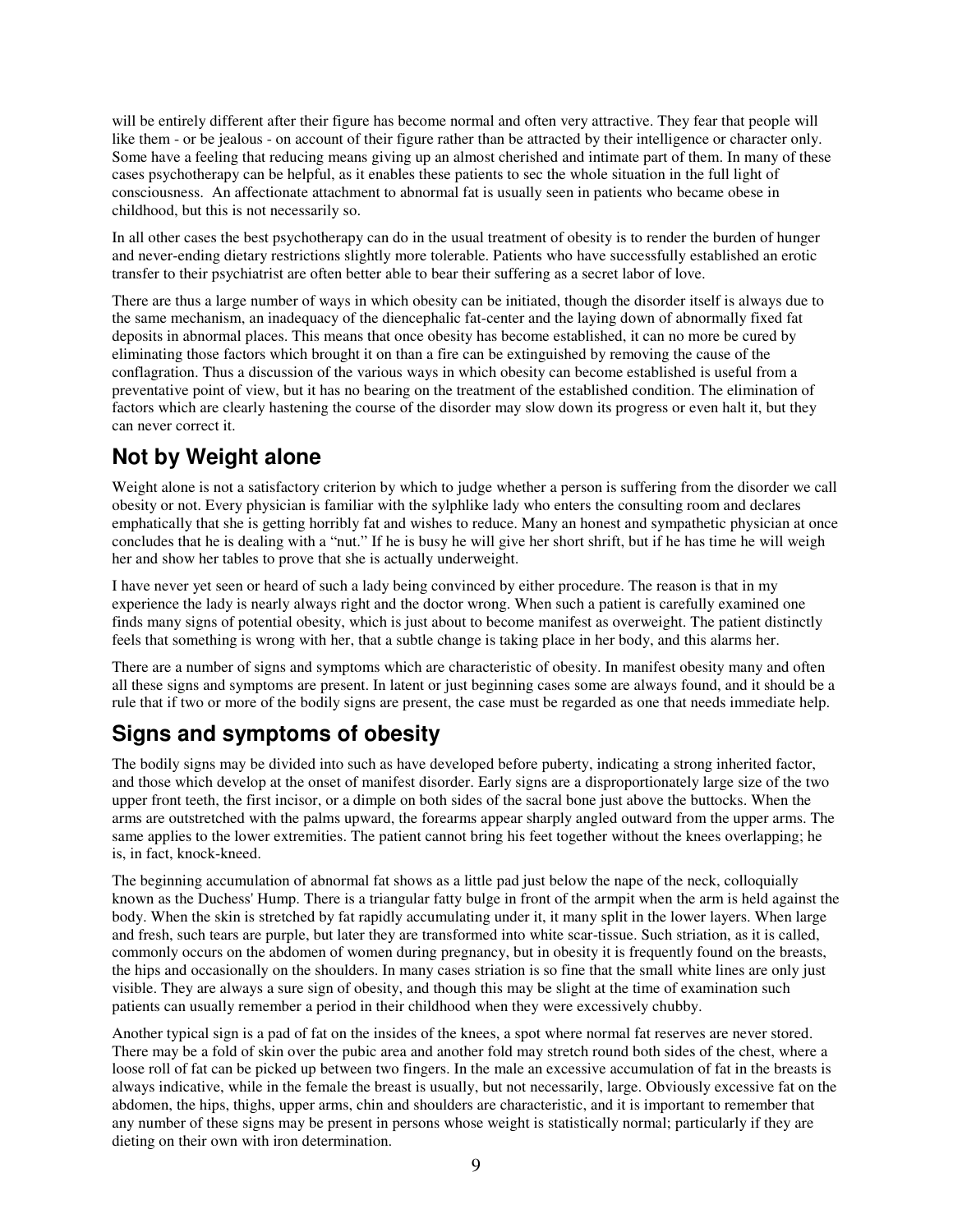will be entirely different after their figure has become normal and often very attractive. They fear that people will like them - or be jealous - on account of their figure rather than be attracted by their intelligence or character only. Some have a feeling that reducing means giving up an almost cherished and intimate part of them. In many of these cases psychotherapy can be helpful, as it enables these patients to sec the whole situation in the full light of consciousness. An affectionate attachment to abnormal fat is usually seen in patients who became obese in childhood, but this is not necessarily so.

In all other cases the best psychotherapy can do in the usual treatment of obesity is to render the burden of hunger and never-ending dietary restrictions slightly more tolerable. Patients who have successfully established an erotic transfer to their psychiatrist are often better able to bear their suffering as a secret labor of love.

There are thus a large number of ways in which obesity can be initiated, though the disorder itself is always due to the same mechanism, an inadequacy of the diencephalic fat-center and the laying down of abnormally fixed fat deposits in abnormal places. This means that once obesity has become established, it can no more be cured by eliminating those factors which brought it on than a fire can be extinguished by removing the cause of the conflagration. Thus a discussion of the various ways in which obesity can become established is useful from a preventative point of view, but it has no bearing on the treatment of the established condition. The elimination of factors which are clearly hastening the course of the disorder may slow down its progress or even halt it, but they can never correct it.

## Not by Weight alone

Weight alone is not a satisfactory criterion by which to judge whether a person is suffering from the disorder we call obesity or not. Every physician is familiar with the sylphlike lady who enters the consulting room and declares emphatically that she is getting horribly fat and wishes to reduce. Many an honest and sympathetic physician at once concludes that he is dealing with a "nut." If he is busy he will give her short shrift, but if he has time he will weigh her and show her tables to prove that she is actually underweight.

I have never yet seen or heard of such a lady being convinced by either procedure. The reason is that in my experience the lady is nearly always right and the doctor wrong. When such a patient is carefully examined one finds many signs of potential obesity, which is just about to become manifest as overweight. The patient distinctly feels that something is wrong with her, that a subtle change is taking place in her body, and this alarms her.

There are a number of signs and symptoms which are characteristic of obesity. In manifest obesity many and often all these signs and symptoms are present. In latent or just beginning cases some are always found, and it should be a rule that if two or more of the bodily signs are present, the case must be regarded as one that needs immediate help.

## Signs and symptoms of obesity

The bodily signs may be divided into such as have developed before puberty, indicating a strong inherited factor, and those which develop at the onset of manifest disorder. Early signs are a disproportionately large size of the two upper front teeth, the first incisor, or a dimple on both sides of the sacral bone just above the buttocks. When the arms are outstretched with the palms upward, the forearms appear sharply angled outward from the upper arms. The same applies to the lower extremities. The patient cannot bring his feet together without the knees overlapping; he is, in fact, knock-kneed.

The beginning accumulation of abnormal fat shows as a little pad just below the nape of the neck, colloquially known as the Duchess' Hump. There is a triangular fatty bulge in front of the armpit when the arm is held against the body. When the skin is stretched by fat rapidly accumulating under it, it many split in the lower layers. When large and fresh, such tears are purple, but later they are transformed into white scar-tissue. Such striation, as it is called, commonly occurs on the abdomen of women during pregnancy, but in obesity it is frequently found on the breasts, the hips and occasionally on the shoulders. In many cases striation is so fine that the small white lines are only just visible. They are always a sure sign of obesity, and though this may be slight at the time of examination such patients can usually remember a period in their childhood when they were excessively chubby.

Another typical sign is a pad of fat on the insides of the knees, a spot where normal fat reserves are never stored. There may be a fold of skin over the pubic area and another fold may stretch round both sides of the chest, where a loose roll of fat can be picked up between two fingers. In the male an excessive accumulation of fat in the breasts is always indicative, while in the female the breast is usually, but not necessarily, large. Obviously excessive fat on the abdomen, the hips, thighs, upper arms, chin and shoulders are characteristic, and it is important to remember that any number of these signs may be present in persons whose weight is statistically normal; particularly if they are dieting on their own with iron determination.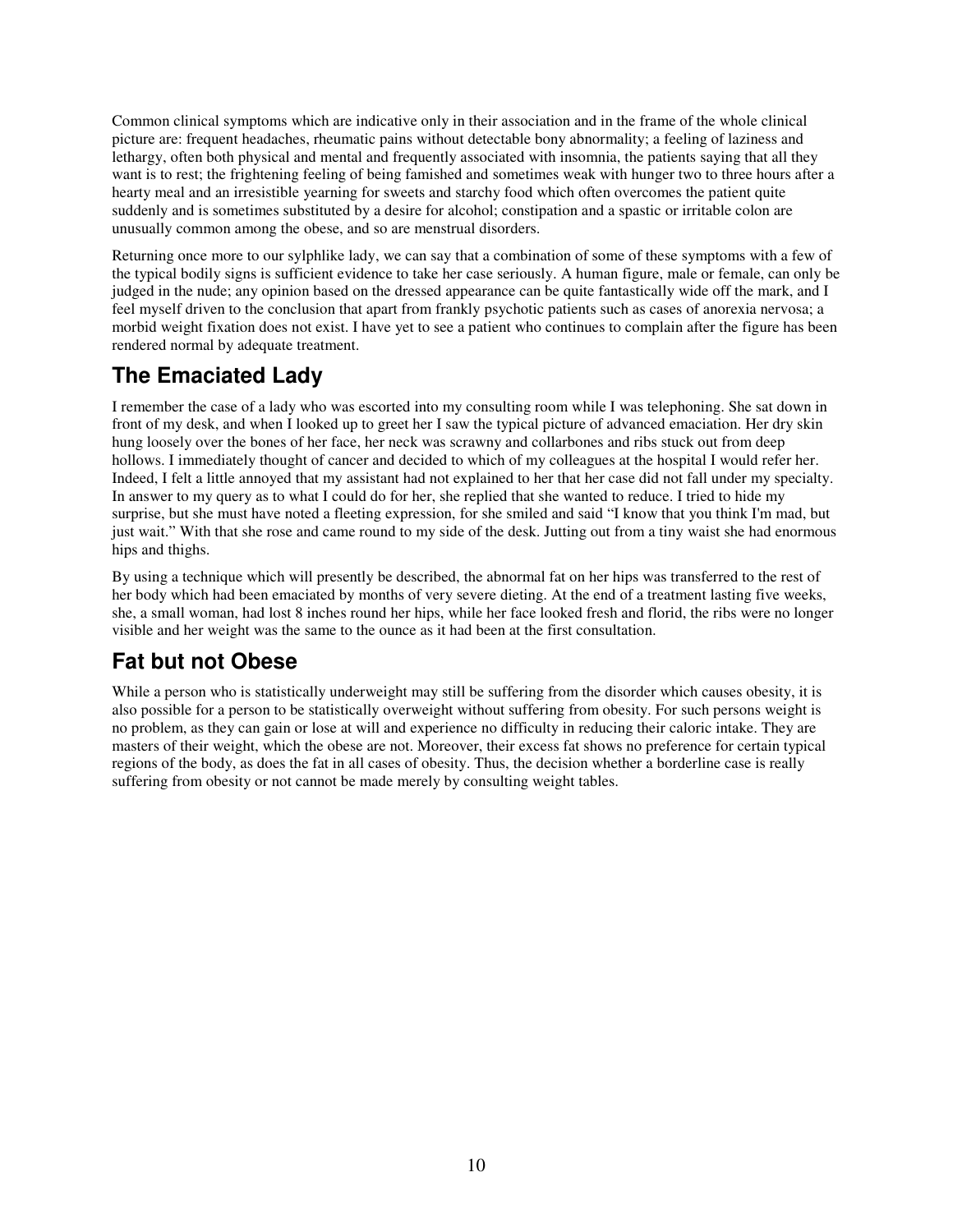Common clinical symptoms which are indicative only in their association and in the frame of the whole clinical picture are: frequent headaches, rheumatic pains without detectable bony abnormality; a feeling of laziness and lethargy, often both physical and mental and frequently associated with insomnia, the patients saying that all they want is to rest; the frightening feeling of being famished and sometimes weak with hunger two to three hours after a hearty meal and an irresistible yearning for sweets and starchy food which often overcomes the patient quite suddenly and is sometimes substituted by a desire for alcohol; constipation and a spastic or irritable colon are unusually common among the obese, and so are menstrual disorders.

Returning once more to our sylphlike lady, we can say that a combination of some of these symptoms with a few of the typical bodily signs is sufficient evidence to take her case seriously. A human figure, male or female, can only be judged in the nude; any opinion based on the dressed appearance can be quite fantastically wide off the mark, and I feel myself driven to the conclusion that apart from frankly psychotic patients such as cases of anorexia nervosa; a morbid weight fixation does not exist. I have yet to see a patient who continues to complain after the figure has been rendered normal by adequate treatment.

## The Emaciated Lady

I remember the case of a lady who was escorted into my consulting room while I was telephoning. She sat down in front of my desk, and when I looked up to greet her I saw the typical picture of advanced emaciation. Her dry skin hung loosely over the bones of her face, her neck was scrawny and collarbones and ribs stuck out from deep hollows. I immediately thought of cancer and decided to which of my colleagues at the hospital I would refer her. Indeed, I felt a little annoyed that my assistant had not explained to her that her case did not fall under my specialty. In answer to my query as to what I could do for her, she replied that she wanted to reduce. I tried to hide my surprise, but she must have noted a fleeting expression, for she smiled and said "I know that you think I'm mad, but just wait." With that she rose and came round to my side of the desk. Jutting out from a tiny waist she had enormous hips and thighs.

By using a technique which will presently be described, the abnormal fat on her hips was transferred to the rest of her body which had been emaciated by months of very severe dieting. At the end of a treatment lasting five weeks, she, a small woman, had lost 8 inches round her hips, while her face looked fresh and florid, the ribs were no longer visible and her weight was the same to the ounce as it had been at the first consultation.

## Fat but not Obese

While a person who is statistically underweight may still be suffering from the disorder which causes obesity, it is also possible for a person to be statistically overweight without suffering from obesity. For such persons weight is no problem, as they can gain or lose at will and experience no difficulty in reducing their caloric intake. They are masters of their weight, which the obese are not. Moreover, their excess fat shows no preference for certain typical regions of the body, as does the fat in all cases of obesity. Thus, the decision whether a borderline case is really suffering from obesity or not cannot be made merely by consulting weight tables.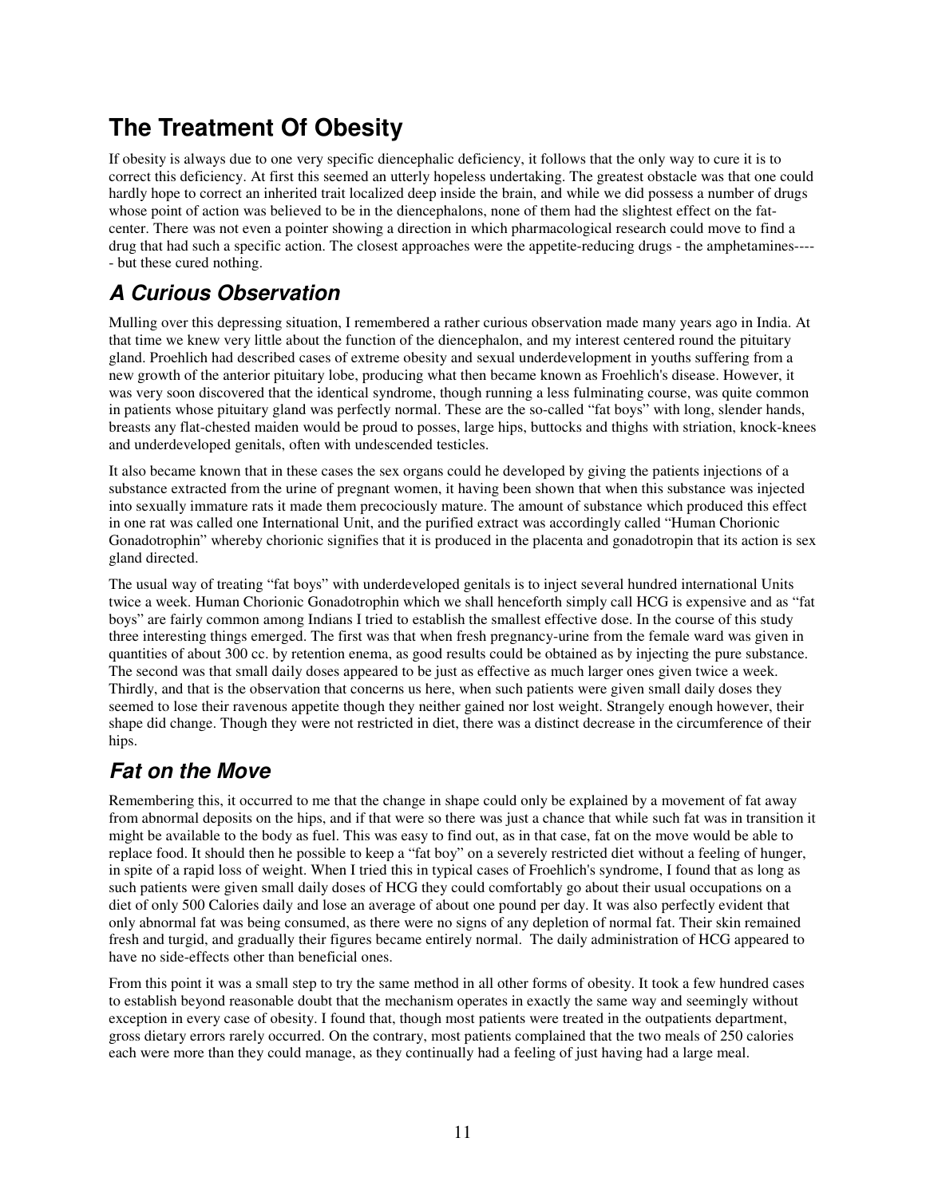# The Treatment Of Obesity

If obesity is always due to one very specific diencephalic deficiency, it follows that the only way to cure it is to correct this deficiency. At first this seemed an utterly hopeless undertaking. The greatest obstacle was that one could hardly hope to correct an inherited trait localized deep inside the brain, and while we did possess a number of drugs whose point of action was believed to be in the diencephalons, none of them had the slightest effect on the fat-center. There was not even a pointer showing a direction in which pharmacological research could move to find a drug that had such a specific action. The closest approaches were the appetite-reducing drugs - the amphetamines----- but these cured nothing.

## *A Curious Observation*

Mulling over this depressing situation, I remembered a rather curious observation made many years ago in India. At that time we knew very little about the function of the diencephalon, and my interest centered round the pituitary gland. Proehlich had described cases of extreme obesity and sexual underdevelopment in youths suffering from a new growth of the anterior pituitary lobe, producing what then became known as Froehlich's disease. However, it was very soon discovered that the identical syndrome, though running a less fulminating course, was quite common in patients whose pituitary gland was perfectly normal. These are the so-called "fat boys" with long, slender hands, breasts any flat-chested maiden would be proud to posses, large hips, buttocks and thighs with striation, knock-knees and underdeveloped genitals, often with undescended testicles.

It also became known that in these cases the sex organs could he developed by giving the patients injections of a substance extracted from the urine of pregnant women, it having been shown that when this substance was injected into sexually immature rats it made them precociously mature. The amount of substance which produced this effect in one rat was called one International Unit, and the purified extract was accordingly called "Human Chorionic Gonadotrophin" whereby chorionic signifies that it is produced in the placenta and gonadotropin that its action is sex gland directed.

The usual way of treating "fat boys" with underdeveloped genitals is to inject several hundred international Units twice a week. Human Chorionic Gonadotrophin which we shall henceforth simply call HCG is expensive and as "fat boys" are fairly common among Indians I tried to establish the smallest effective dose. In the course of this study three interesting things emerged. The first was that when fresh pregnancy-urine from the female ward was given in quantities of about 300 cc. by retention enema, as good results could be obtained as by injecting the pure substance. The second was that small daily doses appeared to be just as effective as much larger ones given twice a week. Thirdly, and that is the observation that concerns us here, when such patients were given small daily doses they seemed to lose their ravenous appetite though they neither gained nor lost weight. Strangely enough however, their shape did change. Though they were not restricted in diet, there was a distinct decrease in the circumference of their hips.

## *Fat on the Move*

Remembering this, it occurred to me that the change in shape could only be explained by a movement of fat away from abnormal deposits on the hips, and if that were so there was just a chance that while such fat was in transition it might be available to the body as fuel. This was easy to find out, as in that case, fat on the move would be able to replace food. It should then he possible to keep a "fat boy" on a severely restricted diet without a feeling of hunger, in spite of a rapid loss of weight. When I tried this in typical cases of Froehlich's syndrome, I found that as long as such patients were given small daily doses of HCG they could comfortably go about their usual occupations on a diet of only 500 Calories daily and lose an average of about one pound per day. It was also perfectly evident that only abnormal fat was being consumed, as there were no signs of any depletion of normal fat. Their skin remained fresh and turgid, and gradually their figures became entirely normal. The daily administration of HCG appeared to have no side-effects other than beneficial ones.

From this point it was a small step to try the same method in all other forms of obesity. It took a few hundred cases to establish beyond reasonable doubt that the mechanism operates in exactly the same way and seemingly without exception in every case of obesity. I found that, though most patients were treated in the outpatients department, gross dietary errors rarely occurred. On the contrary, most patients complained that the two meals of 250 calories each were more than they could manage, as they continually had a feeling of just having had a large meal.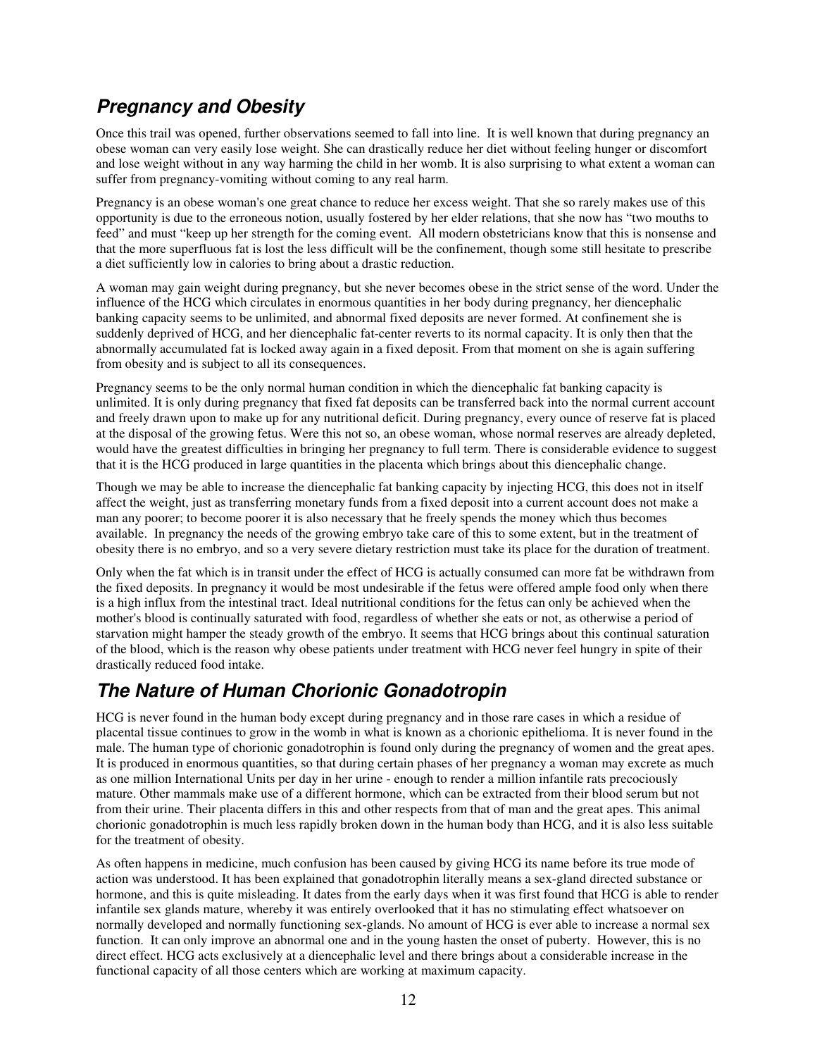## *Pregnancy and Obesity*

Once this trail was opened, further observations seemed to fall into line. It is well known that during pregnancy an obese woman can very easily lose weight. She can drastically reduce her diet without feeling hunger or discomfort and lose weight without in any way harming the child in her womb. It is also surprising to what extent a woman can suffer from pregnancy-vomiting without coming to any real harm.

Pregnancy is an obese woman's one great chance to reduce her excess weight. That she so rarely makes use of this opportunity is due to the erroneous notion, usually fostered by her elder relations, that she now has "two mouths to feed" and must "keep up her strength for the coming event. All modern obstetricians know that this is nonsense and that the more superfluous fat is lost the less difficult will be the confinement, though some still hesitate to prescribe a diet sufficiently low in calories to bring about a drastic reduction.

A woman may gain weight during pregnancy, but she never becomes obese in the strict sense of the word. Under the influence of the HCG which circulates in enormous quantities in her body during pregnancy, her diencephalic banking capacity seems to be unlimited, and abnormal fixed deposits are never formed. At confinement she is suddenly deprived of HCG, and her diencephalic fat-center reverts to its normal capacity. It is only then that the abnormally accumulated fat is locked away again in a fixed deposit. From that moment on she is again suffering from obesity and is subject to all its consequences.

Pregnancy seems to be the only normal human condition in which the diencephalic fat banking capacity is unlimited. It is only during pregnancy that fixed fat deposits can be transferred back into the normal current account and freely drawn upon to make up for any nutritional deficit. During pregnancy, every ounce of reserve fat is placed at the disposal of the growing fetus. Were this not so, an obese woman, whose normal reserves are already depleted, would have the greatest difficulties in bringing her pregnancy to full term. There is considerable evidence to suggest that it is the HCG produced in large quantities in the placenta which brings about this diencephalic change.

Though we may be able to increase the diencephalic fat banking capacity by injecting HCG, this does not in itself affect the weight, just as transferring monetary funds from a fixed deposit into a current account does not make a man any poorer; to become poorer it is also necessary that he freely spends the money which thus becomes available. In pregnancy the needs of the growing embryo take care of this to some extent, but in the treatment of obesity there is no embryo, and so a very severe dietary restriction must take its place for the duration of treatment.

Only when the fat which is in transit under the effect of HCG is actually consumed can more fat be withdrawn from the fixed deposits. In pregnancy it would be most undesirable if the fetus were offered ample food only when there is a high influx from the intestinal tract. Ideal nutritional conditions for the fetus can only be achieved when the mother's blood is continually saturated with food, regardless of whether she eats or not, as otherwise a period of starvation might hamper the steady growth of the embryo. It seems that HCG brings about this continual saturation of the blood, which is the reason why obese patients under treatment with HCG never feel hungry in spite of their drastically reduced food intake.

## *The Nature of Human Chorionic Gonadotropin*

HCG is never found in the human body except during pregnancy and in those rare cases in which a residue of placental tissue continues to grow in the womb in what is known as a chorionic epithelioma. It is never found in the male. The human type of chorionic gonadotrophin is found only during the pregnancy of women and the great apes. It is produced in enormous quantities, so that during certain phases of her pregnancy a woman may excrete as much as one million International Units per day in her urine - enough to render a million infantile rats precociously mature. Other mammals make use of a different hormone, which can be extracted from their blood serum but not from their urine. Their placenta differs in this and other respects from that of man and the great apes. This animal chorionic gonadotrophin is much less rapidly broken down in the human body than HCG, and it is also less suitable for the treatment of obesity.

As often happens in medicine, much confusion has been caused by giving HCG its name before its true mode of action was understood. It has been explained that gonadotrophin literally means a sex-gland directed substance or hormone, and this is quite misleading. It dates from the early days when it was first found that HCG is able to render infantile sex glands mature, whereby it was entirely overlooked that it has no stimulating effect whatsoever on normally developed and normally functioning sex-glands. No amount of HCG is ever able to increase a normal sex function. It can only improve an abnormal one and in the young hasten the onset of puberty. However, this is no direct effect. HCG acts exclusively at a diencephalic level and there brings about a considerable increase in the functional capacity of all those centers which are working at maximum capacity.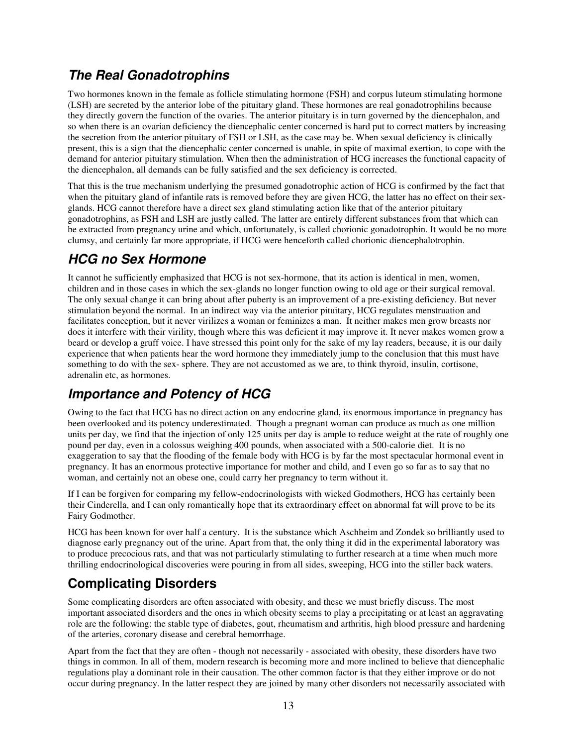## *The Real Gonadotrophins*

Two hormones known in the female as follicle stimulating hormone (FSH) and corpus luteum stimulating hormone (LSH) are secreted by the anterior lobe of the pituitary gland. These hormones are real gonadotrophilins because they directly govern the function of the ovaries. The anterior pituitary is in turn governed by the diencephalon, and so when there is an ovarian deficiency the diencephalic center concerned is hard put to correct matters by increasing the secretion from the anterior pituitary of FSH or LSH, as the case may be. When sexual deficiency is clinically present, this is a sign that the diencephalic center concerned is unable, in spite of maximal exertion, to cope with the demand for anterior pituitary stimulation. When then the administration of HCG increases the functional capacity of the diencephalon, all demands can be fully satisfied and the sex deficiency is corrected.

That this is the true mechanism underlying the presumed gonadotrophic action of HCG is confirmed by the fact that when the pituitary gland of infantile rats is removed before they are given HCG, the latter has no effect on their sex-glands. HCG cannot therefore have a direct sex gland stimulating action like that of the anterior pituitary gonadotrophins, as FSH and LSH are justly called. The latter are entirely different substances from that which can be extracted from pregnancy urine and which, unfortunately, is called chorionic gonadotrophin. It would be no more clumsy, and certainly far more appropriate, if HCG were henceforth called chorionic diencephalotrophin.

## *HCG no Sex Hormone*

It cannot he sufficiently emphasized that HCG is not sex-hormone, that its action is identical in men, women, children and in those cases in which the sex-glands no longer function owing to old age or their surgical removal. The only sexual change it can bring about after puberty is an improvement of a pre-existing deficiency. But never stimulation beyond the normal. In an indirect way via the anterior pituitary, HCG regulates menstruation and facilitates conception, but it never virilizes a woman or feminizes a man. It neither makes men grow breasts nor does it interfere with their virility, though where this was deficient it may improve it. It never makes women grow a beard or develop a gruff voice. I have stressed this point only for the sake of my lay readers, because, it is our daily experience that when patients hear the word hormone they immediately jump to the conclusion that this must have something to do with the sex- sphere. They are not accustomed as we are, to think thyroid, insulin, cortisone, adrenalin etc, as hormones.

## *Importance and Potency of HCG*

Owing to the fact that HCG has no direct action on any endocrine gland, its enormous importance in pregnancy has been overlooked and its potency underestimated. Though a pregnant woman can produce as much as one million units per day, we find that the injection of only 125 units per day is ample to reduce weight at the rate of roughly one pound per day, even in a colossus weighing 400 pounds, when associated with a 500-calorie diet. It is no exaggeration to say that the flooding of the female body with HCG is by far the most spectacular hormonal event in pregnancy. It has an enormous protective importance for mother and child, and I even go so far as to say that no woman, and certainly not an obese one, could carry her pregnancy to term without it.

If I can be forgiven for comparing my fellow-endocrinologists with wicked Godmothers, HCG has certainly been their Cinderella, and I can only romantically hope that its extraordinary effect on abnormal fat will prove to be its Fairy Godmother.

HCG has been known for over half a century. It is the substance which Aschheim and Zondek so brilliantly used to diagnose early pregnancy out of the urine. Apart from that, the only thing it did in the experimental laboratory was to produce precocious rats, and that was not particularly stimulating to further research at a time when much more thrilling endocrinological discoveries were pouring in from all sides, sweeping, HCG into the stiller back waters.

## Complicating Disorders

Some complicating disorders are often associated with obesity, and these we must briefly discuss. The most important associated disorders and the ones in which obesity seems to play a precipitating or at least an aggravating role are the following: the stable type of diabetes, gout, rheumatism and arthritis, high blood pressure and hardening of the arteries, coronary disease and cerebral hemorrhage.

Apart from the fact that they are often - though not necessarily - associated with obesity, these disorders have two things in common. In all of them, modern research is becoming more and more inclined to believe that diencephalic regulations play a dominant role in their causation. The other common factor is that they either improve or do not occur during pregnancy. In the latter respect they are joined by many other disorders not necessarily associated with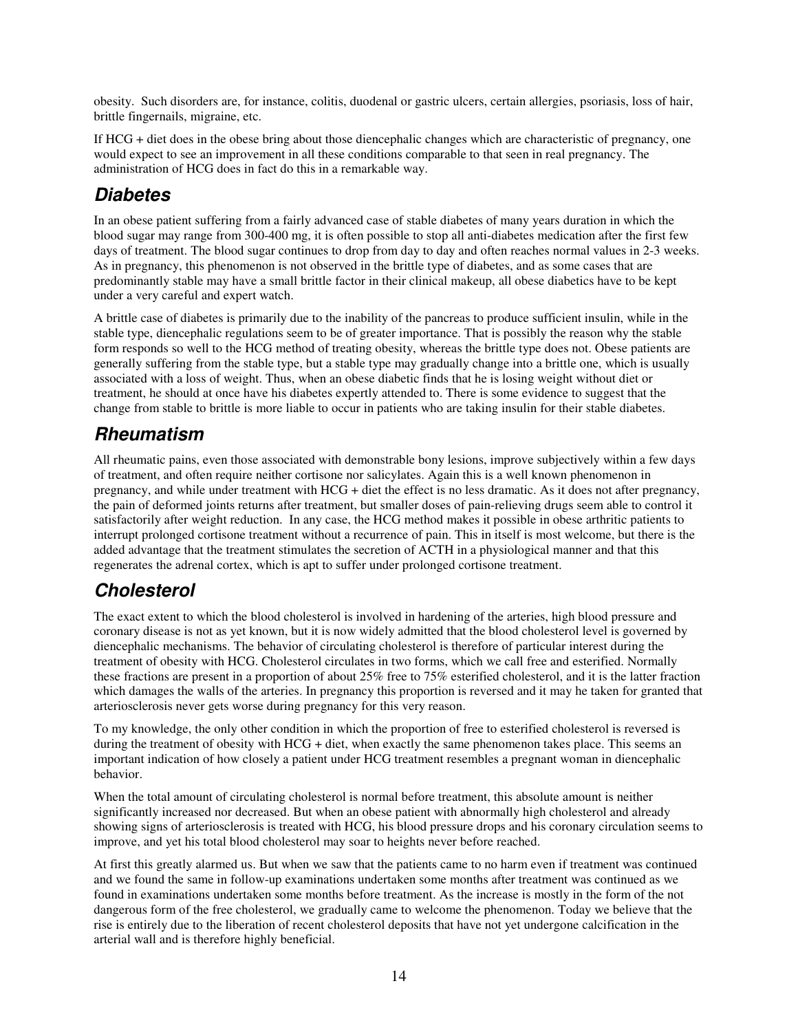obesity. Such disorders are, for instance, colitis, duodenal or gastric ulcers, certain allergies, psoriasis, loss of hair, brittle fingernails, migraine, etc.

If HCG + diet does in the obese bring about those diencephalic changes which are characteristic of pregnancy, one would expect to see an improvement in all these conditions comparable to that seen in real pregnancy. The administration of HCG does in fact do this in a remarkable way.

## *Diabetes*

In an obese patient suffering from a fairly advanced case of stable diabetes of many years duration in which the blood sugar may range from 300-400 mg, it is often possible to stop all anti-diabetes medication after the first few days of treatment. The blood sugar continues to drop from day to day and often reaches normal values in 2-3 weeks. As in pregnancy, this phenomenon is not observed in the brittle type of diabetes, and as some cases that are predominantly stable may have a small brittle factor in their clinical makeup, all obese diabetics have to be kept under a very careful and expert watch.

A brittle case of diabetes is primarily due to the inability of the pancreas to produce sufficient insulin, while in the stable type, diencephalic regulations seem to be of greater importance. That is possibly the reason why the stable form responds so well to the HCG method of treating obesity, whereas the brittle type does not. Obese patients are generally suffering from the stable type, but a stable type may gradually change into a brittle one, which is usually associated with a loss of weight. Thus, when an obese diabetic finds that he is losing weight without diet or treatment, he should at once have his diabetes expertly attended to. There is some evidence to suggest that the change from stable to brittle is more liable to occur in patients who are taking insulin for their stable diabetes.

## *Rheumatism*

All rheumatic pains, even those associated with demonstrable bony lesions, improve subjectively within a few days of treatment, and often require neither cortisone nor salicylates. Again this is a well known phenomenon in pregnancy, and while under treatment with HCG + diet the effect is no less dramatic. As it does not after pregnancy, the pain of deformed joints returns after treatment, but smaller doses of pain-relieving drugs seem able to control it satisfactorily after weight reduction. In any case, the HCG method makes it possible in obese arthritic patients to interrupt prolonged cortisone treatment without a recurrence of pain. This in itself is most welcome, but there is the added advantage that the treatment stimulates the secretion of ACTH in a physiological manner and that this regenerates the adrenal cortex, which is apt to suffer under prolonged cortisone treatment.

## *Cholesterol*

The exact extent to which the blood cholesterol is involved in hardening of the arteries, high blood pressure and coronary disease is not as yet known, but it is now widely admitted that the blood cholesterol level is governed by diencephalic mechanisms. The behavior of circulating cholesterol is therefore of particular interest during the treatment of obesity with HCG. Cholesterol circulates in two forms, which we call free and esterified. Normally these fractions are present in a proportion of about 25% free to 75% esterified cholesterol, and it is the latter fraction which damages the walls of the arteries. In pregnancy this proportion is reversed and it may he taken for granted that arteriosclerosis never gets worse during pregnancy for this very reason.

To my knowledge, the only other condition in which the proportion of free to esterified cholesterol is reversed is during the treatment of obesity with HCG + diet, when exactly the same phenomenon takes place. This seems an important indication of how closely a patient under HCG treatment resembles a pregnant woman in diencephalic behavior.

When the total amount of circulating cholesterol is normal before treatment, this absolute amount is neither significantly increased nor decreased. But when an obese patient with abnormally high cholesterol and already showing signs of arteriosclerosis is treated with HCG, his blood pressure drops and his coronary circulation seems to improve, and yet his total blood cholesterol may soar to heights never before reached.

At first this greatly alarmed us. But when we saw that the patients came to no harm even if treatment was continued and we found the same in follow-up examinations undertaken some months after treatment was continued as we found in examinations undertaken some months before treatment. As the increase is mostly in the form of the not dangerous form of the free cholesterol, we gradually came to welcome the phenomenon. Today we believe that the rise is entirely due to the liberation of recent cholesterol deposits that have not yet undergone calcification in the arterial wall and is therefore highly beneficial.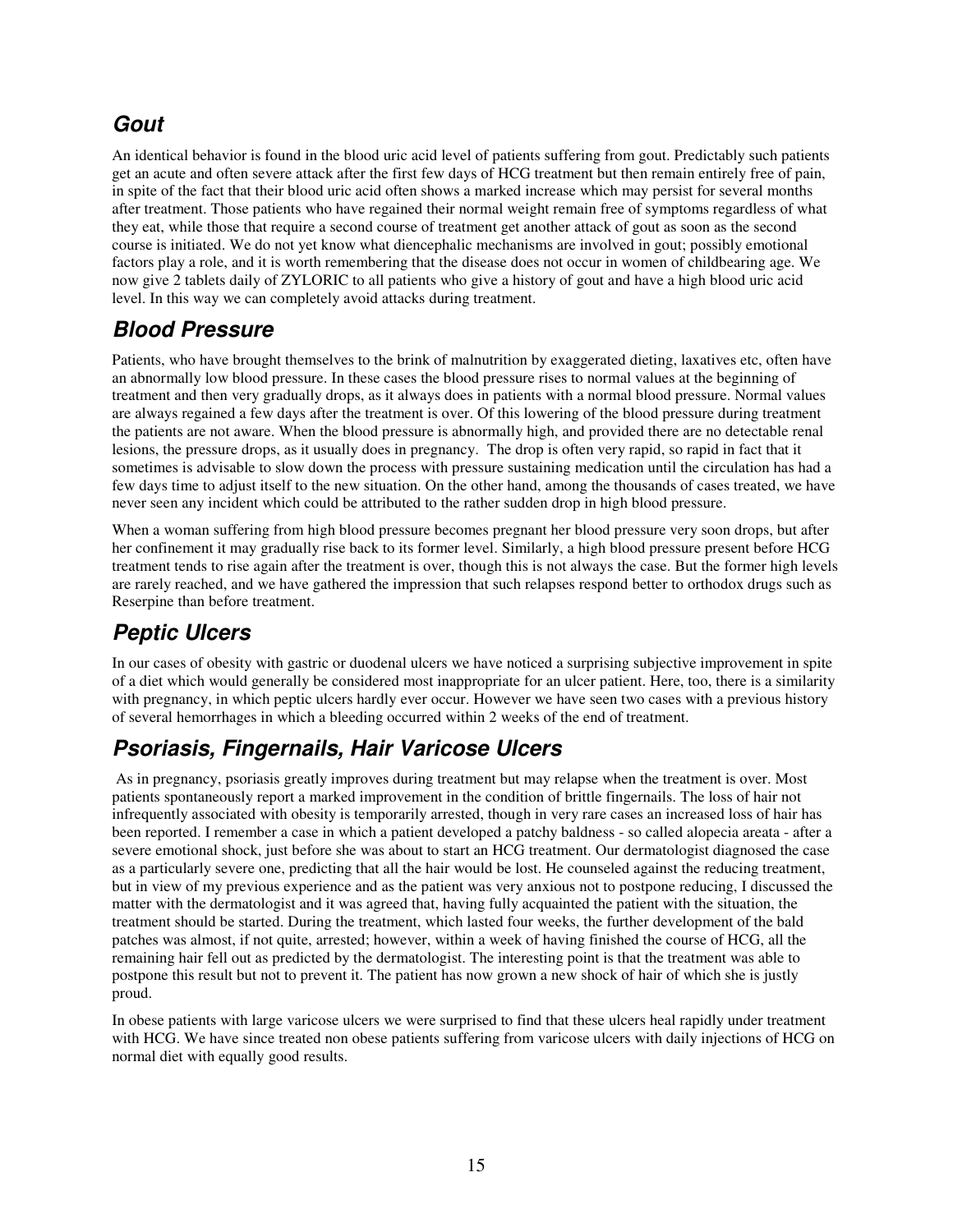## *Gout*

An identical behavior is found in the blood uric acid level of patients suffering from gout. Predictably such patients get an acute and often severe attack after the first few days of HCG treatment but then remain entirely free of pain, in spite of the fact that their blood uric acid often shows a marked increase which may persist for several months after treatment. Those patients who have regained their normal weight remain free of symptoms regardless of what they eat, while those that require a second course of treatment get another attack of gout as soon as the second course is initiated. We do not yet know what diencephalic mechanisms are involved in gout; possibly emotional factors play a role, and it is worth remembering that the disease does not occur in women of childbearing age. We now give 2 tablets daily of ZYLORIC to all patients who give a history of gout and have a high blood uric acid level. In this way we can completely avoid attacks during treatment.

## *Blood Pressure*

Patients, who have brought themselves to the brink of malnutrition by exaggerated dieting, laxatives etc, often have an abnormally low blood pressure. In these cases the blood pressure rises to normal values at the beginning of treatment and then very gradually drops, as it always does in patients with a normal blood pressure. Normal values are always regained a few days after the treatment is over. Of this lowering of the blood pressure during treatment the patients are not aware. When the blood pressure is abnormally high, and provided there are no detectable renal lesions, the pressure drops, as it usually does in pregnancy. The drop is often very rapid, so rapid in fact that it sometimes is advisable to slow down the process with pressure sustaining medication until the circulation has had a few days time to adjust itself to the new situation. On the other hand, among the thousands of cases treated, we have never seen any incident which could be attributed to the rather sudden drop in high blood pressure.

When a woman suffering from high blood pressure becomes pregnant her blood pressure very soon drops, but after her confinement it may gradually rise back to its former level. Similarly, a high blood pressure present before HCG treatment tends to rise again after the treatment is over, though this is not always the case. But the former high levels are rarely reached, and we have gathered the impression that such relapses respond better to orthodox drugs such as Reserpine than before treatment.

## *Peptic Ulcers*

In our cases of obesity with gastric or duodenal ulcers we have noticed a surprising subjective improvement in spite of a diet which would generally be considered most inappropriate for an ulcer patient. Here, too, there is a similarity with pregnancy, in which peptic ulcers hardly ever occur. However we have seen two cases with a previous history of several hemorrhages in which a bleeding occurred within 2 weeks of the end of treatment.

## *Psoriasis, Fingernails, Hair Varicose Ulcers*

As in pregnancy, psoriasis greatly improves during treatment but may relapse when the treatment is over. Most patients spontaneously report a marked improvement in the condition of brittle fingernails. The loss of hair not infrequently associated with obesity is temporarily arrested, though in very rare cases an increased loss of hair has been reported. I remember a case in which a patient developed a patchy baldness - so called alopecia areata - after a severe emotional shock, just before she was about to start an HCG treatment. Our dermatologist diagnosed the case as a particularly severe one, predicting that all the hair would be lost. He counseled against the reducing treatment, but in view of my previous experience and as the patient was very anxious not to postpone reducing, I discussed the matter with the dermatologist and it was agreed that, having fully acquainted the patient with the situation, the treatment should be started. During the treatment, which lasted four weeks, the further development of the bald patches was almost, if not quite, arrested; however, within a week of having finished the course of HCG, all the remaining hair fell out as predicted by the dermatologist. The interesting point is that the treatment was able to postpone this result but not to prevent it. The patient has now grown a new shock of hair of which she is justly proud.

In obese patients with large varicose ulcers we were surprised to find that these ulcers heal rapidly under treatment with HCG. We have since treated non obese patients suffering from varicose ulcers with daily injections of HCG on normal diet with equally good results.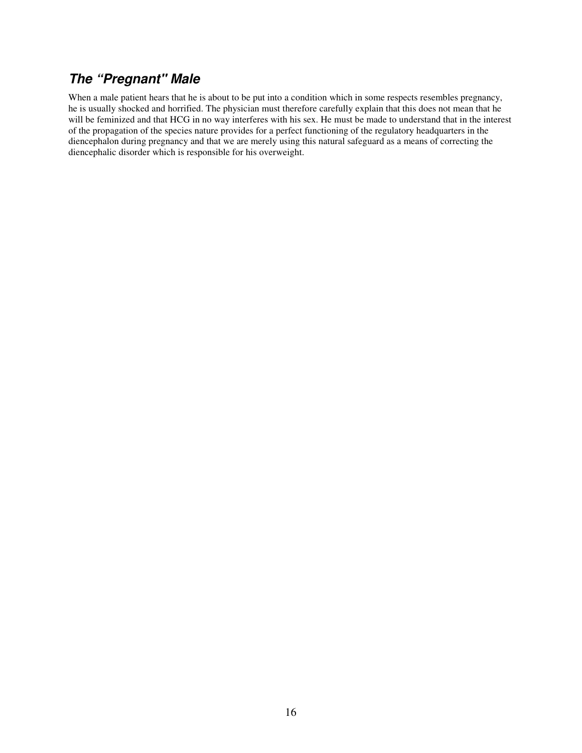## *The “Pregnant" Male*

When a male patient hears that he is about to be put into a condition which in some respects resembles pregnancy, he is usually shocked and horrified. The physician must therefore carefully explain that this does not mean that he will be feminized and that HCG in no way interferes with his sex. He must be made to understand that in the interest of the propagation of the species nature provides for a perfect functioning of the regulatory headquarters in the diencephalon during pregnancy and that we are merely using this natural safeguard as a means of correcting the diencephalic disorder which is responsible for his overweight.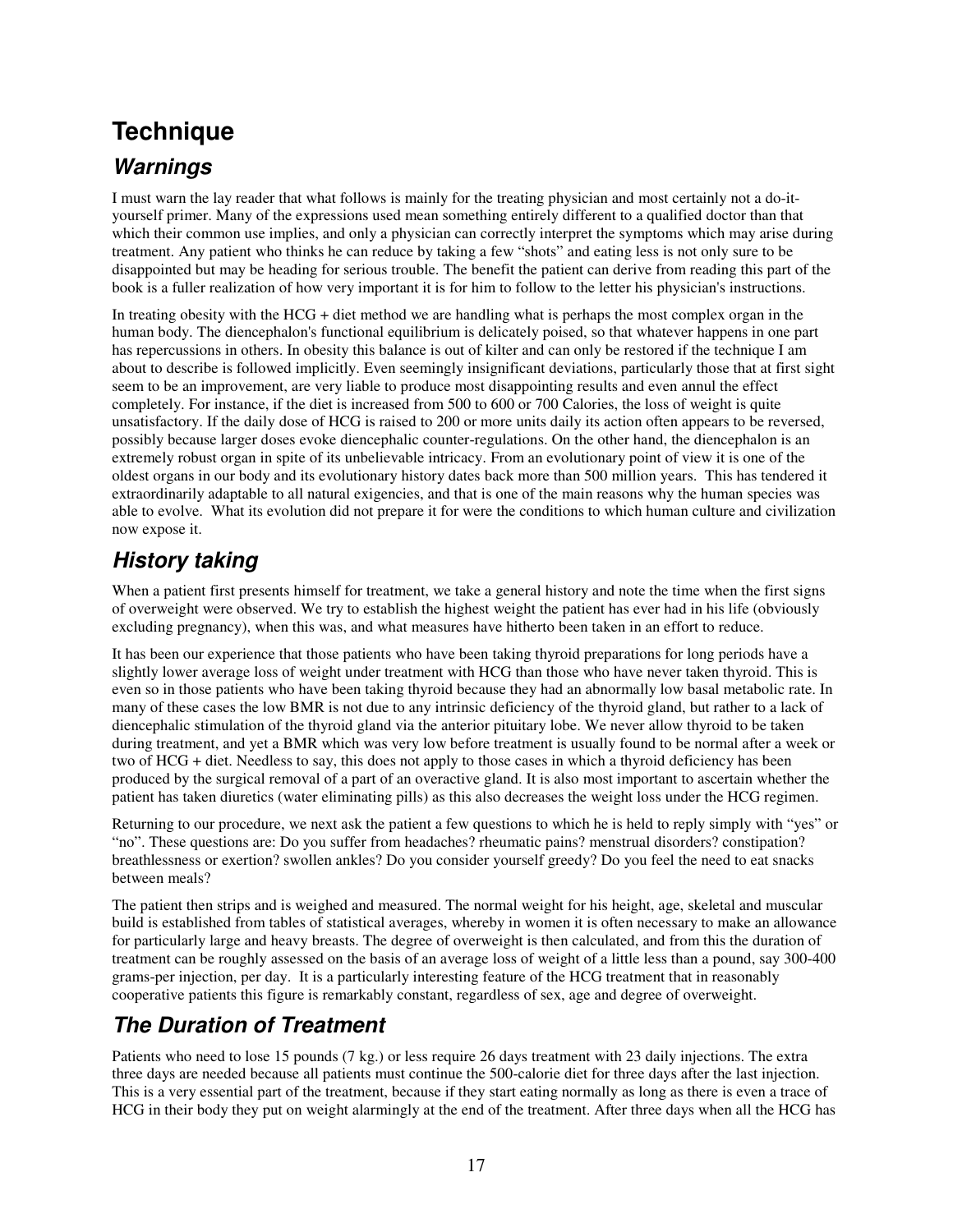# Technique

## *Warnings*

I must warn the lay reader that what follows is mainly for the treating physician and most certainly not a do-it-yourself primer. Many of the expressions used mean something entirely different to a qualified doctor than that which their common use implies, and only a physician can correctly interpret the symptoms which may arise during treatment. Any patient who thinks he can reduce by taking a few "shots" and eating less is not only sure to be disappointed but may be heading for serious trouble. The benefit the patient can derive from reading this part of the book is a fuller realization of how very important it is for him to follow to the letter his physician's instructions.

In treating obesity with the HCG + diet method we are handling what is perhaps the most complex organ in the human body. The diencephalon's functional equilibrium is delicately poised, so that whatever happens in one part has repercussions in others. In obesity this balance is out of kilter and can only be restored if the technique I am about to describe is followed implicitly. Even seemingly insignificant deviations, particularly those that at first sight seem to be an improvement, are very liable to produce most disappointing results and even annul the effect completely. For instance, if the diet is increased from 500 to 600 or 700 Calories, the loss of weight is quite unsatisfactory. If the daily dose of HCG is raised to 200 or more units daily its action often appears to be reversed, possibly because larger doses evoke diencephalic counter-regulations. On the other hand, the diencephalon is an extremely robust organ in spite of its unbelievable intricacy. From an evolutionary point of view it is one of the oldest organs in our body and its evolutionary history dates back more than 500 million years. This has tendered it extraordinarily adaptable to all natural exigencies, and that is one of the main reasons why the human species was able to evolve. What its evolution did not prepare it for were the conditions to which human culture and civilization now expose it.

## *History taking*

When a patient first presents himself for treatment, we take a general history and note the time when the first signs of overweight were observed. We try to establish the highest weight the patient has ever had in his life (obviously excluding pregnancy), when this was, and what measures have hitherto been taken in an effort to reduce.

It has been our experience that those patients who have been taking thyroid preparations for long periods have a slightly lower average loss of weight under treatment with HCG than those who have never taken thyroid. This is even so in those patients who have been taking thyroid because they had an abnormally low basal metabolic rate. In many of these cases the low BMR is not due to any intrinsic deficiency of the thyroid gland, but rather to a lack of diencephalic stimulation of the thyroid gland via the anterior pituitary lobe. We never allow thyroid to be taken during treatment, and yet a BMR which was very low before treatment is usually found to be normal after a week or two of HCG + diet. Needless to say, this does not apply to those cases in which a thyroid deficiency has been produced by the surgical removal of a part of an overactive gland. It is also most important to ascertain whether the patient has taken diuretics (water eliminating pills) as this also decreases the weight loss under the HCG regimen.

Returning to our procedure, we next ask the patient a few questions to which he is held to reply simply with "yes" or "no". These questions are: Do you suffer from headaches? rheumatic pains? menstrual disorders? constipation? breathlessness or exertion? swollen ankles? Do you consider yourself greedy? Do you feel the need to eat snacks between meals?

The patient then strips and is weighed and measured. The normal weight for his height, age, skeletal and muscular build is established from tables of statistical averages, whereby in women it is often necessary to make an allowance for particularly large and heavy breasts. The degree of overweight is then calculated, and from this the duration of treatment can be roughly assessed on the basis of an average loss of weight of a little less than a pound, say 300-400 grams-per injection, per day. It is a particularly interesting feature of the HCG treatment that in reasonably cooperative patients this figure is remarkably constant, regardless of sex, age and degree of overweight.

## *The Duration of Treatment*

Patients who need to lose 15 pounds (7 kg.) or less require 26 days treatment with 23 daily injections. The extra three days are needed because all patients must continue the 500-calorie diet for three days after the last injection. This is a very essential part of the treatment, because if they start eating normally as long as there is even a trace of HCG in their body they put on weight alarmingly at the end of the treatment. After three days when all the HCG has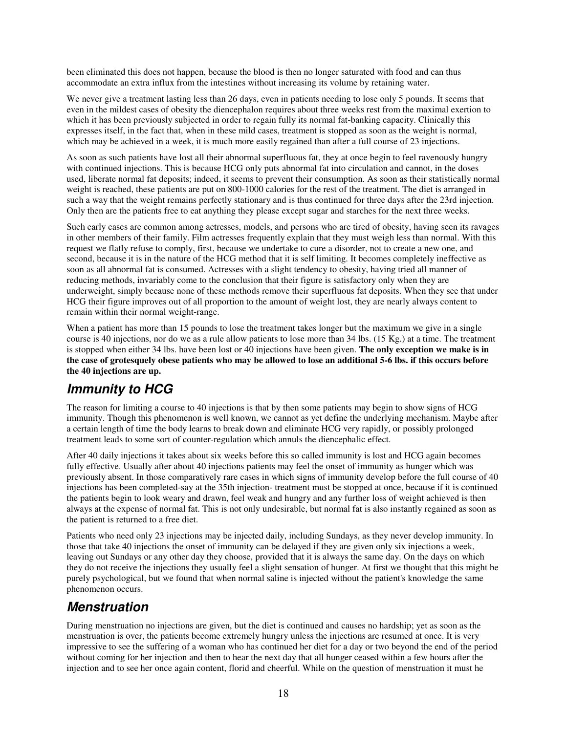been eliminated this does not happen, because the blood is then no longer saturated with food and can thus accommodate an extra influx from the intestines without increasing its volume by retaining water.

We never give a treatment lasting less than 26 days, even in patients needing to lose only 5 pounds. It seems that even in the mildest cases of obesity the diencephalon requires about three weeks rest from the maximal exertion to which it has been previously subjected in order to regain fully its normal fat-banking capacity. Clinically this expresses itself, in the fact that, when in these mild cases, treatment is stopped as soon as the weight is normal, which may be achieved in a week, it is much more easily regained than after a full course of 23 injections.

As soon as such patients have lost all their abnormal superfluous fat, they at once begin to feel ravenously hungry with continued injections. This is because HCG only puts abnormal fat into circulation and cannot, in the doses used, liberate normal fat deposits; indeed, it seems to prevent their consumption. As soon as their statistically normal weight is reached, these patients are put on 800-1000 calories for the rest of the treatment. The diet is arranged in such a way that the weight remains perfectly stationary and is thus continued for three days after the 23rd injection. Only then are the patients free to eat anything they please except sugar and starches for the next three weeks.

Such early cases are common among actresses, models, and persons who are tired of obesity, having seen its ravages in other members of their family. Film actresses frequently explain that they must weigh less than normal. With this request we flatly refuse to comply, first, because we undertake to cure a disorder, not to create a new one, and second, because it is in the nature of the HCG method that it is self limiting. It becomes completely ineffective as soon as all abnormal fat is consumed. Actresses with a slight tendency to obesity, having tried all manner of reducing methods, invariably come to the conclusion that their figure is satisfactory only when they are underweight, simply because none of these methods remove their superfluous fat deposits. When they see that under HCG their figure improves out of all proportion to the amount of weight lost, they are nearly always content to remain within their normal weight-range.

When a patient has more than 15 pounds to lose the treatment takes longer but the maximum we give in a single course is 40 injections, nor do we as a rule allow patients to lose more than 34 lbs. (15 Kg.) at a time. The treatment is stopped when either 34 lbs. have been lost or 40 injections have been given. **The only exception we make is in the case of grotesquely obese patients who may be allowed to lose an additional 5-6 lbs. if this occurs before the 40 injections are up.**

## *Immunity to HCG*

The reason for limiting a course to 40 injections is that by then some patients may begin to show signs of HCG immunity. Though this phenomenon is well known, we cannot as yet define the underlying mechanism. Maybe after a certain length of time the body learns to break down and eliminate HCG very rapidly, or possibly prolonged treatment leads to some sort of counter-regulation which annuls the diencephalic effect.

After 40 daily injections it takes about six weeks before this so called immunity is lost and HCG again becomes fully effective. Usually after about 40 injections patients may feel the onset of immunity as hunger which was previously absent. In those comparatively rare cases in which signs of immunity develop before the full course of 40 injections has been completed-say at the 35th injection- treatment must be stopped at once, because if it is continued the patients begin to look weary and drawn, feel weak and hungry and any further loss of weight achieved is then always at the expense of normal fat. This is not only undesirable, but normal fat is also instantly regained as soon as the patient is returned to a free diet.

Patients who need only 23 injections may be injected daily, including Sundays, as they never develop immunity. In those that take 40 injections the onset of immunity can be delayed if they are given only six injections a week, leaving out Sundays or any other day they choose, provided that it is always the same day. On the days on which they do not receive the injections they usually feel a slight sensation of hunger. At first we thought that this might be purely psychological, but we found that when normal saline is injected without the patient's knowledge the same phenomenon occurs.

## *Menstruation*

During menstruation no injections are given, but the diet is continued and causes no hardship; yet as soon as the menstruation is over, the patients become extremely hungry unless the injections are resumed at once. It is very impressive to see the suffering of a woman who has continued her diet for a day or two beyond the end of the period without coming for her injection and then to hear the next day that all hunger ceased within a few hours after the injection and to see her once again content, florid and cheerful. While on the question of menstruation it must he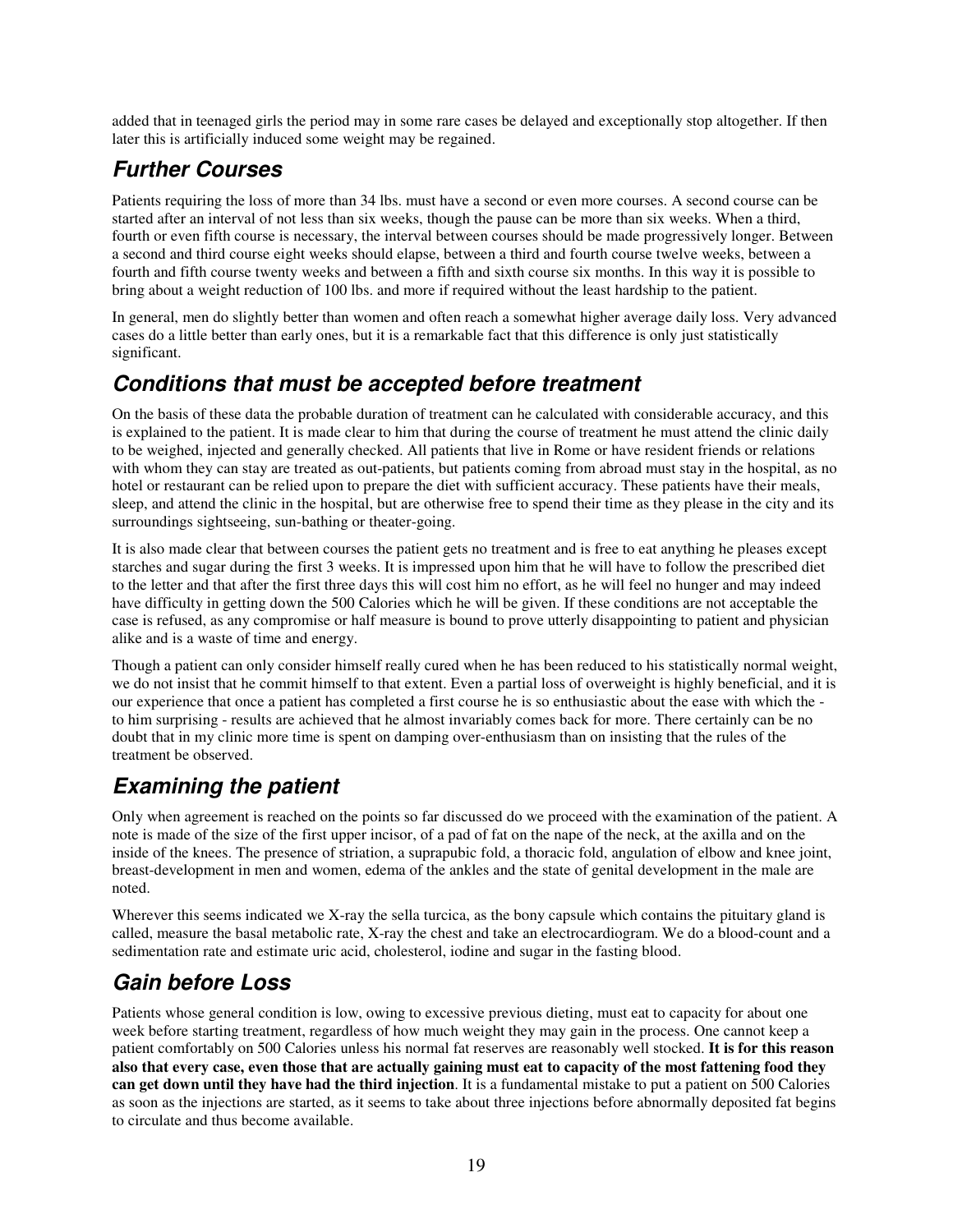added that in teenaged girls the period may in some rare cases be delayed and exceptionally stop altogether. If then later this is artificially induced some weight may be regained.

## *Further Courses*

Patients requiring the loss of more than 34 lbs. must have a second or even more courses. A second course can be started after an interval of not less than six weeks, though the pause can be more than six weeks. When a third, fourth or even fifth course is necessary, the interval between courses should be made progressively longer. Between a second and third course eight weeks should elapse, between a third and fourth course twelve weeks, between a fourth and fifth course twenty weeks and between a fifth and sixth course six months. In this way it is possible to bring about a weight reduction of 100 lbs. and more if required without the least hardship to the patient.

In general, men do slightly better than women and often reach a somewhat higher average daily loss. Very advanced cases do a little better than early ones, but it is a remarkable fact that this difference is only just statistically significant.

## *Conditions that must be accepted before treatment*

On the basis of these data the probable duration of treatment can he calculated with considerable accuracy, and this is explained to the patient. It is made clear to him that during the course of treatment he must attend the clinic daily to be weighed, injected and generally checked. All patients that live in Rome or have resident friends or relations with whom they can stay are treated as out-patients, but patients coming from abroad must stay in the hospital, as no hotel or restaurant can be relied upon to prepare the diet with sufficient accuracy. These patients have their meals, sleep, and attend the clinic in the hospital, but are otherwise free to spend their time as they please in the city and its surroundings sightseeing, sun-bathing or theater-going.

It is also made clear that between courses the patient gets no treatment and is free to eat anything he pleases except starches and sugar during the first 3 weeks. It is impressed upon him that he will have to follow the prescribed diet to the letter and that after the first three days this will cost him no effort, as he will feel no hunger and may indeed have difficulty in getting down the 500 Calories which he will be given. If these conditions are not acceptable the case is refused, as any compromise or half measure is bound to prove utterly disappointing to patient and physician alike and is a waste of time and energy.

Though a patient can only consider himself really cured when he has been reduced to his statistically normal weight, we do not insist that he commit himself to that extent. Even a partial loss of overweight is highly beneficial, and it is our experience that once a patient has completed a first course he is so enthusiastic about the ease with which the - to him surprising - results are achieved that he almost invariably comes back for more. There certainly can be no doubt that in my clinic more time is spent on damping over-enthusiasm than on insisting that the rules of the treatment be observed.

## *Examining the patient*

Only when agreement is reached on the points so far discussed do we proceed with the examination of the patient. A note is made of the size of the first upper incisor, of a pad of fat on the nape of the neck, at the axilla and on the inside of the knees. The presence of striation, a suprapubic fold, a thoracic fold, angulation of elbow and knee joint, breast-development in men and women, edema of the ankles and the state of genital development in the male are noted.

Wherever this seems indicated we X-ray the sella turcica, as the bony capsule which contains the pituitary gland is called, measure the basal metabolic rate, X-ray the chest and take an electrocardiogram. We do a blood-count and a sedimentation rate and estimate uric acid, cholesterol, iodine and sugar in the fasting blood.

## *Gain before Loss*

Patients whose general condition is low, owing to excessive previous dieting, must eat to capacity for about one week before starting treatment, regardless of how much weight they may gain in the process. One cannot keep a patient comfortably on 500 Calories unless his normal fat reserves are reasonably well stocked. **It is for this reason also that every case, even those that are actually gaining must eat to capacity of the most fattening food they can get down until they have had the third injection**. It is a fundamental mistake to put a patient on 500 Calories as soon as the injections are started, as it seems to take about three injections before abnormally deposited fat begins to circulate and thus become available.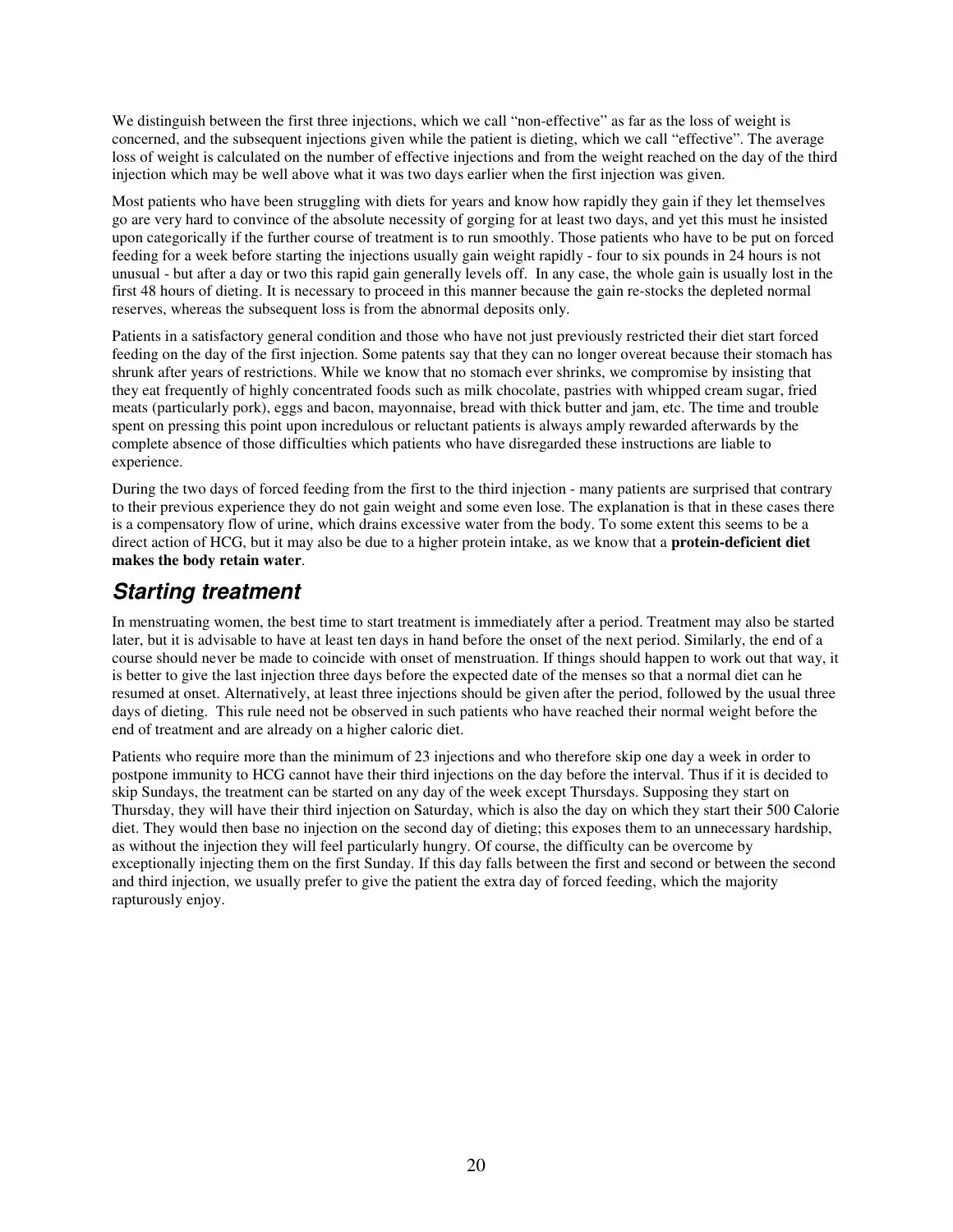We distinguish between the first three injections, which we call "non-effective" as far as the loss of weight is concerned, and the subsequent injections given while the patient is dieting, which we call "effective". The average loss of weight is calculated on the number of effective injections and from the weight reached on the day of the third injection which may be well above what it was two days earlier when the first injection was given.

Most patients who have been struggling with diets for years and know how rapidly they gain if they let themselves go are very hard to convince of the absolute necessity of gorging for at least two days, and yet this must he insisted upon categorically if the further course of treatment is to run smoothly. Those patients who have to be put on forced feeding for a week before starting the injections usually gain weight rapidly - four to six pounds in 24 hours is not unusual - but after a day or two this rapid gain generally levels off. In any case, the whole gain is usually lost in the first 48 hours of dieting. It is necessary to proceed in this manner because the gain re-stocks the depleted normal reserves, whereas the subsequent loss is from the abnormal deposits only.

Patients in a satisfactory general condition and those who have not just previously restricted their diet start forced feeding on the day of the first injection. Some patents say that they can no longer overeat because their stomach has shrunk after years of restrictions. While we know that no stomach ever shrinks, we compromise by insisting that they eat frequently of highly concentrated foods such as milk chocolate, pastries with whipped cream sugar, fried meats (particularly pork), eggs and bacon, mayonnaise, bread with thick butter and jam, etc. The time and trouble spent on pressing this point upon incredulous or reluctant patients is always amply rewarded afterwards by the complete absence of those difficulties which patients who have disregarded these instructions are liable to experience.

During the two days of forced feeding from the first to the third injection - many patients are surprised that contrary to their previous experience they do not gain weight and some even lose. The explanation is that in these cases there is a compensatory flow of urine, which drains excessive water from the body. To some extent this seems to be a direct action of HCG, but it may also be due to a higher protein intake, as we know that a **protein-deficient diet makes the body retain water**.

## *Starting treatment*

In menstruating women, the best time to start treatment is immediately after a period. Treatment may also be started later, but it is advisable to have at least ten days in hand before the onset of the next period. Similarly, the end of a course should never be made to coincide with onset of menstruation. If things should happen to work out that way, it is better to give the last injection three days before the expected date of the menses so that a normal diet can he resumed at onset. Alternatively, at least three injections should be given after the period, followed by the usual three days of dieting. This rule need not be observed in such patients who have reached their normal weight before the end of treatment and are already on a higher caloric diet.

Patients who require more than the minimum of 23 injections and who therefore skip one day a week in order to postpone immunity to HCG cannot have their third injections on the day before the interval. Thus if it is decided to skip Sundays, the treatment can be started on any day of the week except Thursdays. Supposing they start on Thursday, they will have their third injection on Saturday, which is also the day on which they start their 500 Calorie diet. They would then base no injection on the second day of dieting; this exposes them to an unnecessary hardship, as without the injection they will feel particularly hungry. Of course, the difficulty can be overcome by exceptionally injecting them on the first Sunday. If this day falls between the first and second or between the second and third injection, we usually prefer to give the patient the extra day of forced feeding, which the majority rapturously enjoy.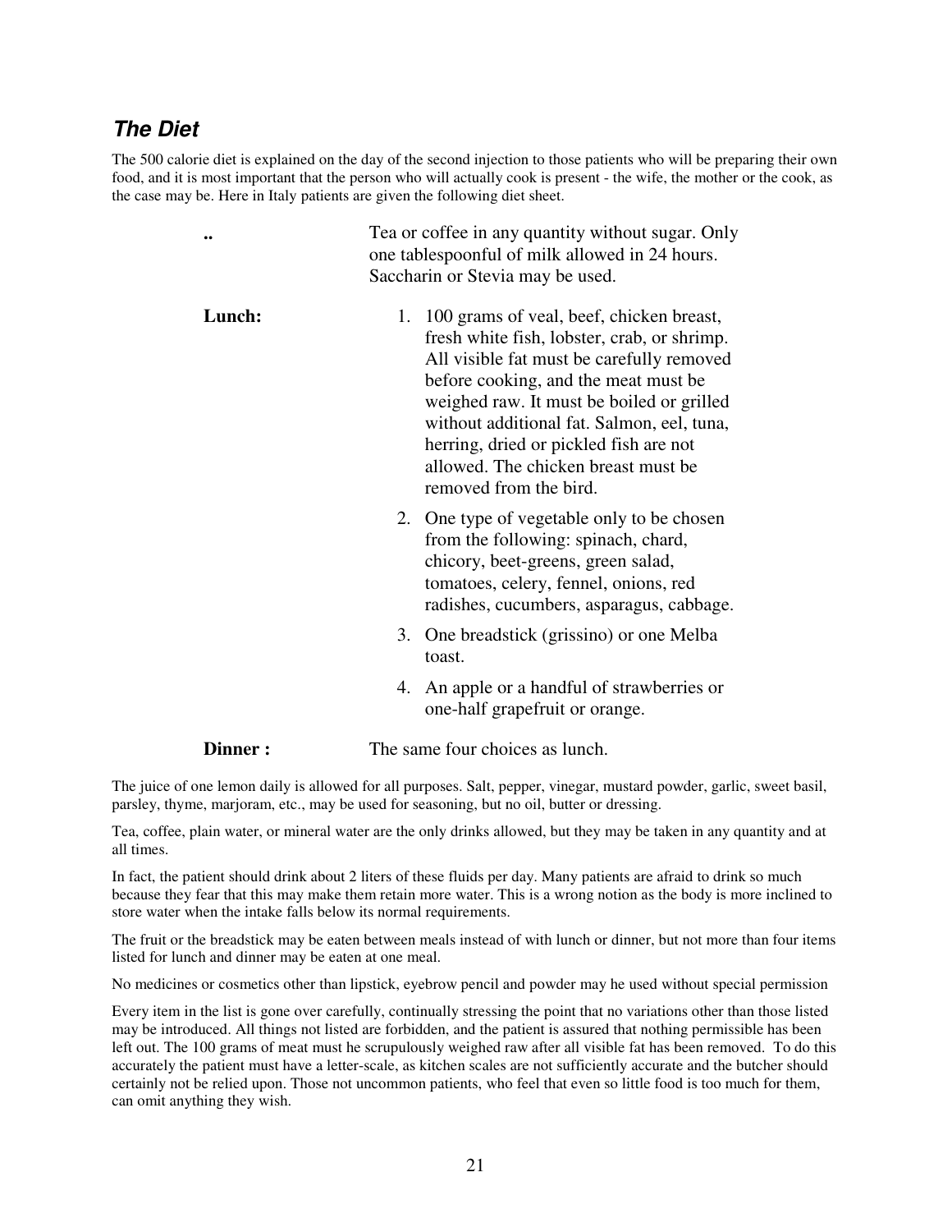## *The Diet*

The 500 calorie diet is explained on the day of the second injection to those patients who will be preparing their own food, and it is most important that the person who will actually cook is present - the wife, the mother or the cook, as the case may be. Here in Italy patients are given the following diet sheet.

**..** Tea or coffee in any quantity without sugar. Only one tablespoonful of milk allowed in 24 hours. Saccharin or Stevia may be used.

**Lunch:**

1. 100 grams of veal, beef, chicken breast, fresh white fish, lobster, crab, or shrimp. All visible fat must be carefully removed before cooking, and the meat must be weighed raw. It must be boiled or grilled without additional fat. Salmon, eel, tuna, herring, dried or pickled fish are not allowed. The chicken breast must be removed from the bird.
2. One type of vegetable only to be chosen from the following: spinach, chard, chicory, beet-greens, green salad, tomatoes, celery, fennel, onions, red radishes, cucumbers, asparagus, cabbage.
3. One breadstick (grissino) or one Melba toast.
4. An apple or a handful of strawberries or one-half grapefruit or orange.

**Dinner :** The same four choices as lunch.

The juice of one lemon daily is allowed for all purposes. Salt, pepper, vinegar, mustard powder, garlic, sweet basil, parsley, thyme, marjoram, etc., may be used for seasoning, but no oil, butter or dressing.

Tea, coffee, plain water, or mineral water are the only drinks allowed, but they may be taken in any quantity and at all times.

In fact, the patient should drink about 2 liters of these fluids per day. Many patients are afraid to drink so much because they fear that this may make them retain more water. This is a wrong notion as the body is more inclined to store water when the intake falls below its normal requirements.

The fruit or the breadstick may be eaten between meals instead of with lunch or dinner, but not more than four items listed for lunch and dinner may be eaten at one meal.

No medicines or cosmetics other than lipstick, eyebrow pencil and powder may he used without special permission

Every item in the list is gone over carefully, continually stressing the point that no variations other than those listed may be introduced. All things not listed are forbidden, and the patient is assured that nothing permissible has been left out. The 100 grams of meat must he scrupulously weighed raw after all visible fat has been removed. To do this accurately the patient must have a letter-scale, as kitchen scales are not sufficiently accurate and the butcher should certainly not be relied upon. Those not uncommon patients, who feel that even so little food is too much for them, can omit anything they wish.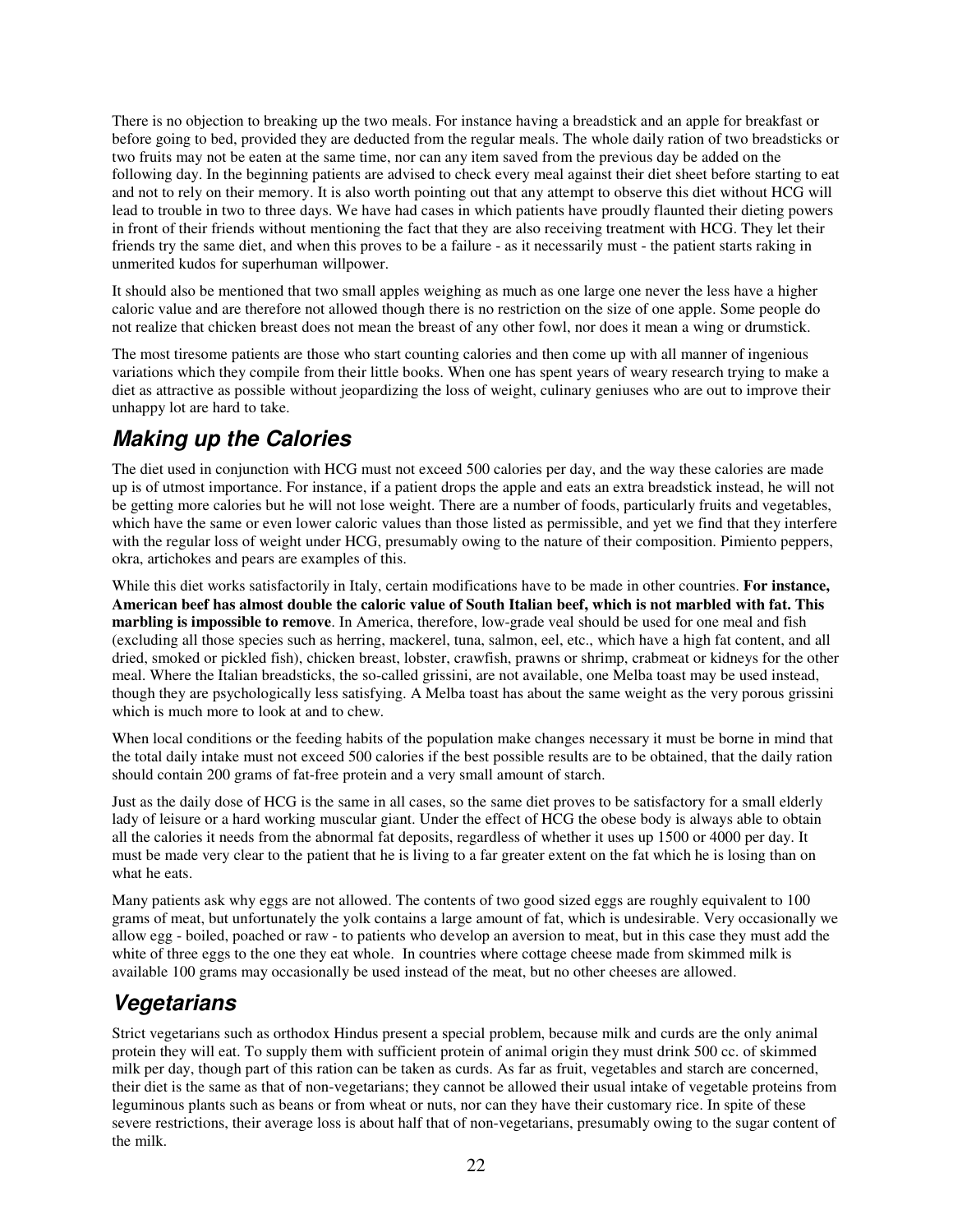There is no objection to breaking up the two meals. For instance having a breadstick and an apple for breakfast or before going to bed, provided they are deducted from the regular meals. The whole daily ration of two breadsticks or two fruits may not be eaten at the same time, nor can any item saved from the previous day be added on the following day. In the beginning patients are advised to check every meal against their diet sheet before starting to eat and not to rely on their memory. It is also worth pointing out that any attempt to observe this diet without HCG will lead to trouble in two to three days. We have had cases in which patients have proudly flaunted their dieting powers in front of their friends without mentioning the fact that they are also receiving treatment with HCG. They let their friends try the same diet, and when this proves to be a failure - as it necessarily must - the patient starts raking in unmerited kudos for superhuman willpower.

It should also be mentioned that two small apples weighing as much as one large one never the less have a higher caloric value and are therefore not allowed though there is no restriction on the size of one apple. Some people do not realize that chicken breast does not mean the breast of any other fowl, nor does it mean a wing or drumstick.

The most tiresome patients are those who start counting calories and then come up with all manner of ingenious variations which they compile from their little books. When one has spent years of weary research trying to make a diet as attractive as possible without jeopardizing the loss of weight, culinary geniuses who are out to improve their unhappy lot are hard to take.

## *Making up the Calories*

The diet used in conjunction with HCG must not exceed 500 calories per day, and the way these calories are made up is of utmost importance. For instance, if a patient drops the apple and eats an extra breadstick instead, he will not be getting more calories but he will not lose weight. There are a number of foods, particularly fruits and vegetables, which have the same or even lower caloric values than those listed as permissible, and yet we find that they interfere with the regular loss of weight under HCG, presumably owing to the nature of their composition. Pimiento peppers, okra, artichokes and pears are examples of this.

While this diet works satisfactorily in Italy, certain modifications have to be made in other countries. **For instance, American beef has almost double the caloric value of South Italian beef, which is not marbled with fat. This marbling is impossible to remove**. In America, therefore, low-grade veal should be used for one meal and fish (excluding all those species such as herring, mackerel, tuna, salmon, eel, etc., which have a high fat content, and all dried, smoked or pickled fish), chicken breast, lobster, crawfish, prawns or shrimp, crabmeat or kidneys for the other meal. Where the Italian breadsticks, the so-called grissini, are not available, one Melba toast may be used instead, though they are psychologically less satisfying. A Melba toast has about the same weight as the very porous grissini which is much more to look at and to chew.

When local conditions or the feeding habits of the population make changes necessary it must be borne in mind that the total daily intake must not exceed 500 calories if the best possible results are to be obtained, that the daily ration should contain 200 grams of fat-free protein and a very small amount of starch.

Just as the daily dose of HCG is the same in all cases, so the same diet proves to be satisfactory for a small elderly lady of leisure or a hard working muscular giant. Under the effect of HCG the obese body is always able to obtain all the calories it needs from the abnormal fat deposits, regardless of whether it uses up 1500 or 4000 per day. It must be made very clear to the patient that he is living to a far greater extent on the fat which he is losing than on what he eats.

Many patients ask why eggs are not allowed. The contents of two good sized eggs are roughly equivalent to 100 grams of meat, but unfortunately the yolk contains a large amount of fat, which is undesirable. Very occasionally we allow egg - boiled, poached or raw - to patients who develop an aversion to meat, but in this case they must add the white of three eggs to the one they eat whole. In countries where cottage cheese made from skimmed milk is available 100 grams may occasionally be used instead of the meat, but no other cheeses are allowed.

## *Vegetarians*

Strict vegetarians such as orthodox Hindus present a special problem, because milk and curds are the only animal protein they will eat. To supply them with sufficient protein of animal origin they must drink 500 cc. of skimmed milk per day, though part of this ration can be taken as curds. As far as fruit, vegetables and starch are concerned, their diet is the same as that of non-vegetarians; they cannot be allowed their usual intake of vegetable proteins from leguminous plants such as beans or from wheat or nuts, nor can they have their customary rice. In spite of these severe restrictions, their average loss is about half that of non-vegetarians, presumably owing to the sugar content of the milk.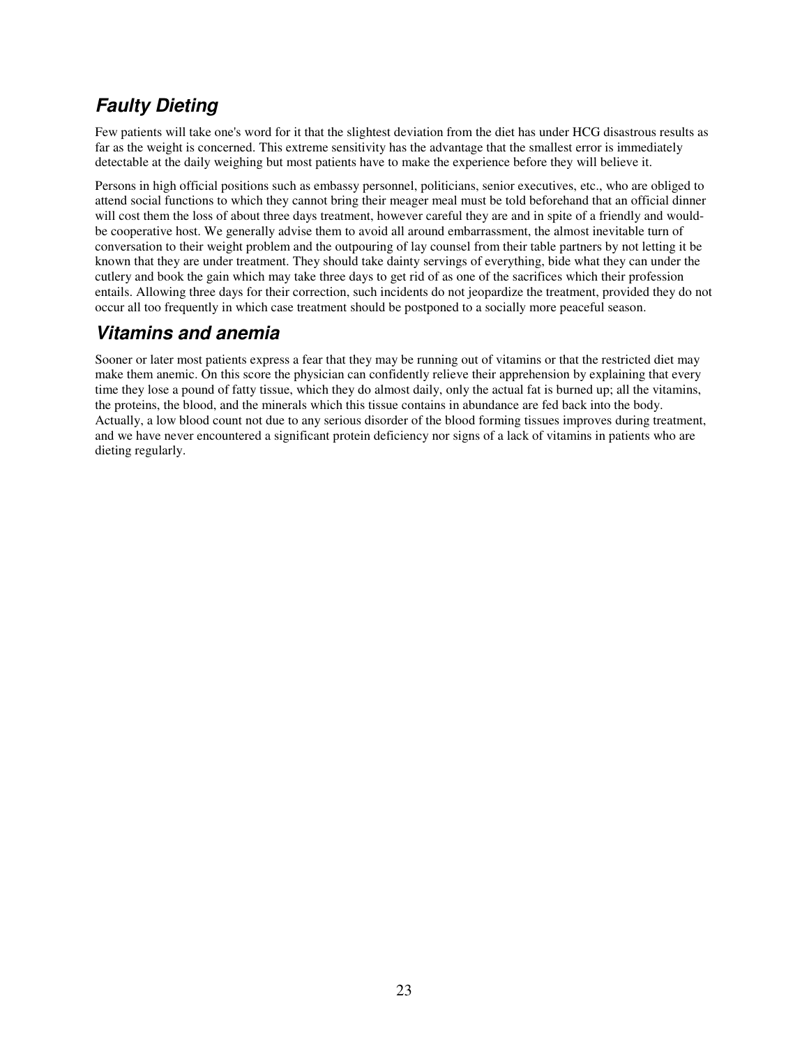## *Faulty Dieting*

Few patients will take one's word for it that the slightest deviation from the diet has under HCG disastrous results as far as the weight is concerned. This extreme sensitivity has the advantage that the smallest error is immediately detectable at the daily weighing but most patients have to make the experience before they will believe it.

Persons in high official positions such as embassy personnel, politicians, senior executives, etc., who are obliged to attend social functions to which they cannot bring their meager meal must be told beforehand that an official dinner will cost them the loss of about three days treatment, however careful they are and in spite of a friendly and would-be cooperative host. We generally advise them to avoid all around embarrassment, the almost inevitable turn of conversation to their weight problem and the outpouring of lay counsel from their table partners by not letting it be known that they are under treatment. They should take dainty servings of everything, bide what they can under the cutlery and book the gain which may take three days to get rid of as one of the sacrifices which their profession entails. Allowing three days for their correction, such incidents do not jeopardize the treatment, provided they do not occur all too frequently in which case treatment should be postponed to a socially more peaceful season.

## *Vitamins and anemia*

Sooner or later most patients express a fear that they may be running out of vitamins or that the restricted diet may make them anemic. On this score the physician can confidently relieve their apprehension by explaining that every time they lose a pound of fatty tissue, which they do almost daily, only the actual fat is burned up; all the vitamins, the proteins, the blood, and the minerals which this tissue contains in abundance are fed back into the body. Actually, a low blood count not due to any serious disorder of the blood forming tissues improves during treatment, and we have never encountered a significant protein deficiency nor signs of a lack of vitamins in patients who are dieting regularly.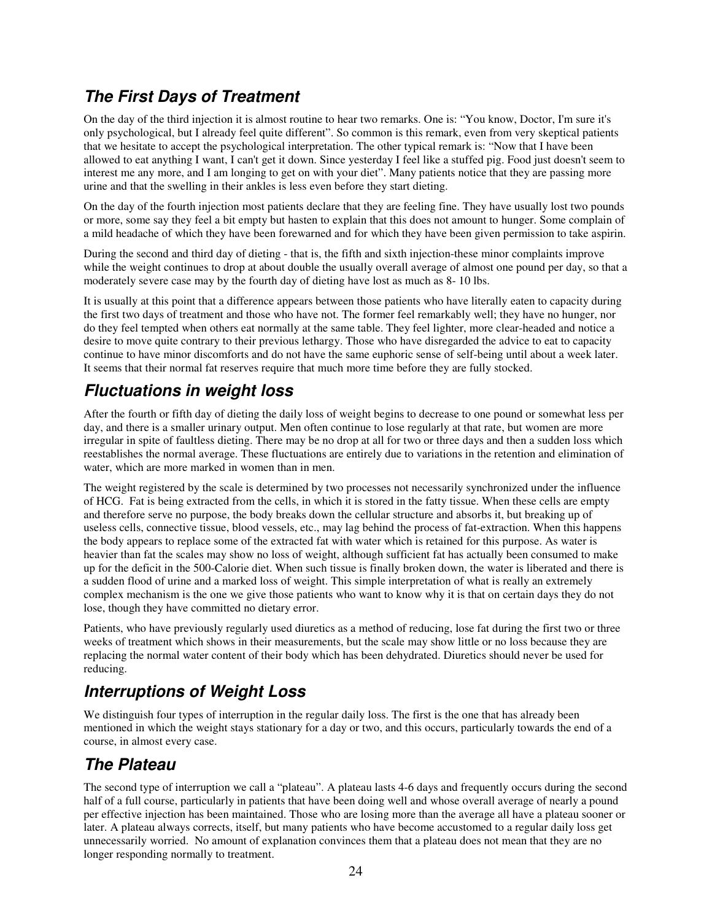## *The First Days of Treatment*

On the day of the third injection it is almost routine to hear two remarks. One is: "You know, Doctor, I'm sure it's only psychological, but I already feel quite different". So common is this remark, even from very skeptical patients that we hesitate to accept the psychological interpretation. The other typical remark is: "Now that I have been allowed to eat anything I want, I can't get it down. Since yesterday I feel like a stuffed pig. Food just doesn't seem to interest me any more, and I am longing to get on with your diet". Many patients notice that they are passing more urine and that the swelling in their ankles is less even before they start dieting.

On the day of the fourth injection most patients declare that they are feeling fine. They have usually lost two pounds or more, some say they feel a bit empty but hasten to explain that this does not amount to hunger. Some complain of a mild headache of which they have been forewarned and for which they have been given permission to take aspirin.

During the second and third day of dieting - that is, the fifth and sixth injection-these minor complaints improve while the weight continues to drop at about double the usually overall average of almost one pound per day, so that a moderately severe case may by the fourth day of dieting have lost as much as 8- 10 lbs.

It is usually at this point that a difference appears between those patients who have literally eaten to capacity during the first two days of treatment and those who have not. The former feel remarkably well; they have no hunger, nor do they feel tempted when others eat normally at the same table. They feel lighter, more clear-headed and notice a desire to move quite contrary to their previous lethargy. Those who have disregarded the advice to eat to capacity continue to have minor discomforts and do not have the same euphoric sense of self-being until about a week later. It seems that their normal fat reserves require that much more time before they are fully stocked.

## *Fluctuations in weight loss*

After the fourth or fifth day of dieting the daily loss of weight begins to decrease to one pound or somewhat less per day, and there is a smaller urinary output. Men often continue to lose regularly at that rate, but women are more irregular in spite of faultless dieting. There may be no drop at all for two or three days and then a sudden loss which reestablishes the normal average. These fluctuations are entirely due to variations in the retention and elimination of water, which are more marked in women than in men.

The weight registered by the scale is determined by two processes not necessarily synchronized under the influence of HCG. Fat is being extracted from the cells, in which it is stored in the fatty tissue. When these cells are empty and therefore serve no purpose, the body breaks down the cellular structure and absorbs it, but breaking up of useless cells, connective tissue, blood vessels, etc., may lag behind the process of fat-extraction. When this happens the body appears to replace some of the extracted fat with water which is retained for this purpose. As water is heavier than fat the scales may show no loss of weight, although sufficient fat has actually been consumed to make up for the deficit in the 500-Calorie diet. When such tissue is finally broken down, the water is liberated and there is a sudden flood of urine and a marked loss of weight. This simple interpretation of what is really an extremely complex mechanism is the one we give those patients who want to know why it is that on certain days they do not lose, though they have committed no dietary error.

Patients, who have previously regularly used diuretics as a method of reducing, lose fat during the first two or three weeks of treatment which shows in their measurements, but the scale may show little or no loss because they are replacing the normal water content of their body which has been dehydrated. Diuretics should never be used for reducing.

## *Interruptions of Weight Loss*

We distinguish four types of interruption in the regular daily loss. The first is the one that has already been mentioned in which the weight stays stationary for a day or two, and this occurs, particularly towards the end of a course, in almost every case.

## *The Plateau*

The second type of interruption we call a "plateau". A plateau lasts 4-6 days and frequently occurs during the second half of a full course, particularly in patients that have been doing well and whose overall average of nearly a pound per effective injection has been maintained. Those who are losing more than the average all have a plateau sooner or later. A plateau always corrects, itself, but many patients who have become accustomed to a regular daily loss get unnecessarily worried. No amount of explanation convinces them that a plateau does not mean that they are no longer responding normally to treatment.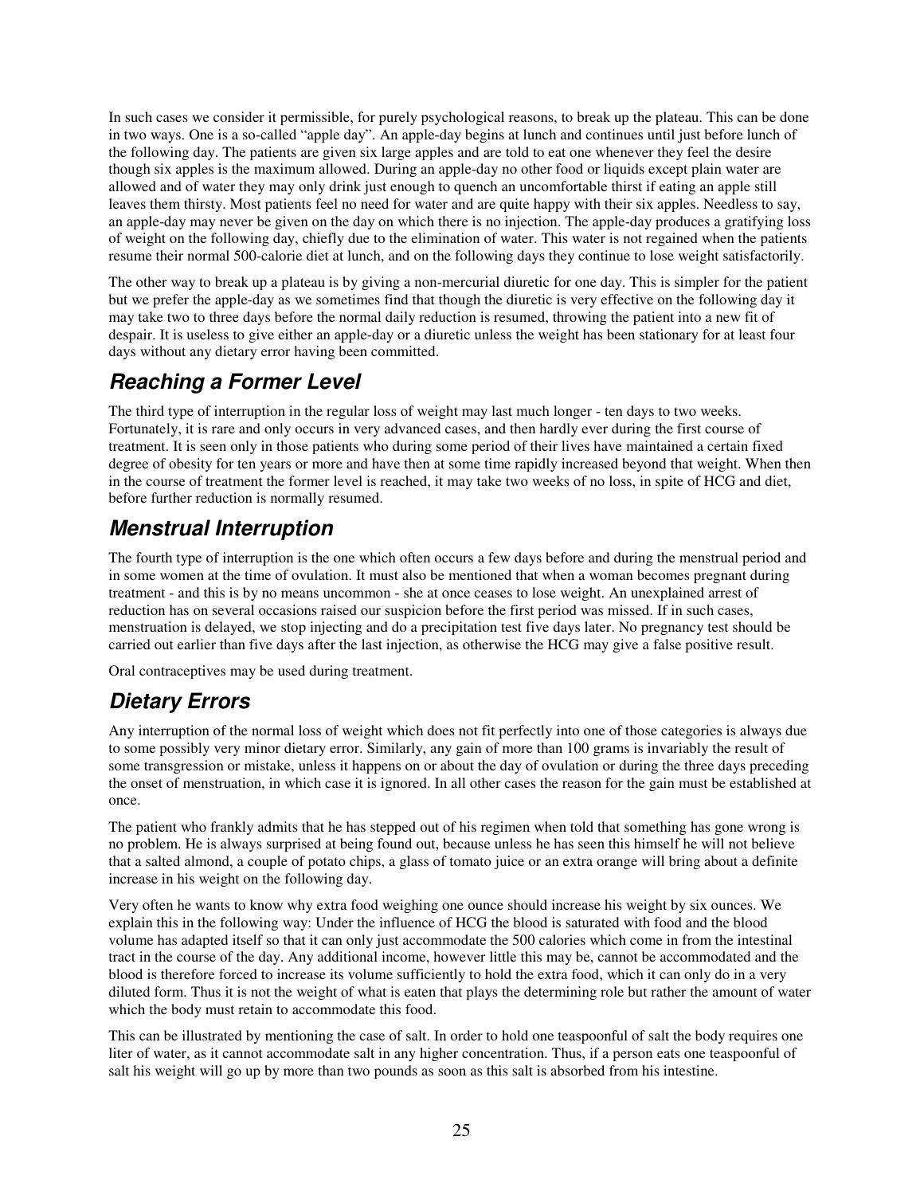In such cases we consider it permissible, for purely psychological reasons, to break up the plateau. This can be done in two ways. One is a so-called "apple day". An apple-day begins at lunch and continues until just before lunch of the following day. The patients are given six large apples and are told to eat one whenever they feel the desire though six apples is the maximum allowed. During an apple-day no other food or liquids except plain water are allowed and of water they may only drink just enough to quench an uncomfortable thirst if eating an apple still leaves them thirsty. Most patients feel no need for water and are quite happy with their six apples. Needless to say, an apple-day may never be given on the day on which there is no injection. The apple-day produces a gratifying loss of weight on the following day, chiefly due to the elimination of water. This water is not regained when the patients resume their normal 500-calorie diet at lunch, and on the following days they continue to lose weight satisfactorily.

The other way to break up a plateau is by giving a non-mercurial diuretic for one day. This is simpler for the patient but we prefer the apple-day as we sometimes find that though the diuretic is very effective on the following day it may take two to three days before the normal daily reduction is resumed, throwing the patient into a new fit of despair. It is useless to give either an apple-day or a diuretic unless the weight has been stationary for at least four days without any dietary error having been committed.

## *Reaching a Former Level*

The third type of interruption in the regular loss of weight may last much longer - ten days to two weeks. Fortunately, it is rare and only occurs in very advanced cases, and then hardly ever during the first course of treatment. It is seen only in those patients who during some period of their lives have maintained a certain fixed degree of obesity for ten years or more and have then at some time rapidly increased beyond that weight. When then in the course of treatment the former level is reached, it may take two weeks of no loss, in spite of HCG and diet, before further reduction is normally resumed.

## *Menstrual Interruption*

The fourth type of interruption is the one which often occurs a few days before and during the menstrual period and in some women at the time of ovulation. It must also be mentioned that when a woman becomes pregnant during treatment - and this is by no means uncommon - she at once ceases to lose weight. An unexplained arrest of reduction has on several occasions raised our suspicion before the first period was missed. If in such cases, menstruation is delayed, we stop injecting and do a precipitation test five days later. No pregnancy test should be carried out earlier than five days after the last injection, as otherwise the HCG may give a false positive result.

Oral contraceptives may be used during treatment.

## *Dietary Errors*

Any interruption of the normal loss of weight which does not fit perfectly into one of those categories is always due to some possibly very minor dietary error. Similarly, any gain of more than 100 grams is invariably the result of some transgression or mistake, unless it happens on or about the day of ovulation or during the three days preceding the onset of menstruation, in which case it is ignored. In all other cases the reason for the gain must be established at once.

The patient who frankly admits that he has stepped out of his regimen when told that something has gone wrong is no problem. He is always surprised at being found out, because unless he has seen this himself he will not believe that a salted almond, a couple of potato chips, a glass of tomato juice or an extra orange will bring about a definite increase in his weight on the following day.

Very often he wants to know why extra food weighing one ounce should increase his weight by six ounces. We explain this in the following way: Under the influence of HCG the blood is saturated with food and the blood volume has adapted itself so that it can only just accommodate the 500 calories which come in from the intestinal tract in the course of the day. Any additional income, however little this may be, cannot be accommodated and the blood is therefore forced to increase its volume sufficiently to hold the extra food, which it can only do in a very diluted form. Thus it is not the weight of what is eaten that plays the determining role but rather the amount of water which the body must retain to accommodate this food.

This can be illustrated by mentioning the case of salt. In order to hold one teaspoonful of salt the body requires one liter of water, as it cannot accommodate salt in any higher concentration. Thus, if a person eats one teaspoonful of salt his weight will go up by more than two pounds as soon as this salt is absorbed from his intestine.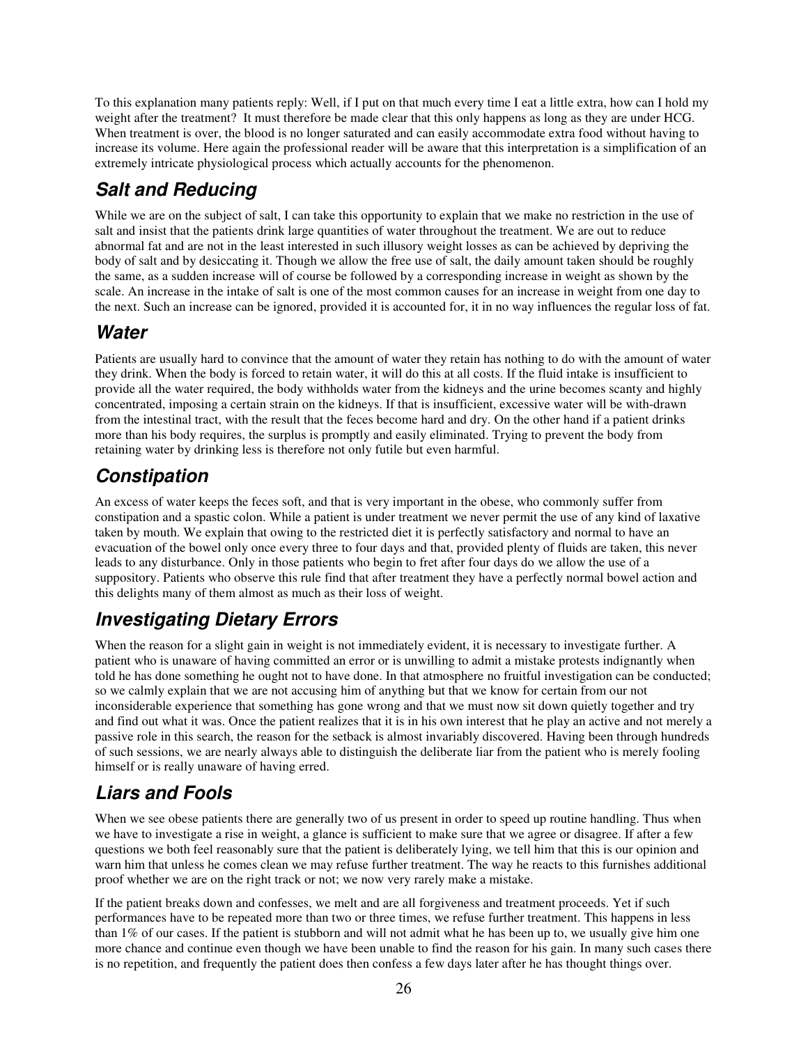To this explanation many patients reply: Well, if I put on that much every time I eat a little extra, how can I hold my weight after the treatment? It must therefore be made clear that this only happens as long as they are under HCG. When treatment is over, the blood is no longer saturated and can easily accommodate extra food without having to increase its volume. Here again the professional reader will be aware that this interpretation is a simplification of an extremely intricate physiological process which actually accounts for the phenomenon.

## *Salt and Reducing*

While we are on the subject of salt, I can take this opportunity to explain that we make no restriction in the use of salt and insist that the patients drink large quantities of water throughout the treatment. We are out to reduce abnormal fat and are not in the least interested in such illusory weight losses as can be achieved by depriving the body of salt and by desiccating it. Though we allow the free use of salt, the daily amount taken should be roughly the same, as a sudden increase will of course be followed by a corresponding increase in weight as shown by the scale. An increase in the intake of salt is one of the most common causes for an increase in weight from one day to the next. Such an increase can be ignored, provided it is accounted for, it in no way influences the regular loss of fat.

## *Water*

Patients are usually hard to convince that the amount of water they retain has nothing to do with the amount of water they drink. When the body is forced to retain water, it will do this at all costs. If the fluid intake is insufficient to provide all the water required, the body withholds water from the kidneys and the urine becomes scanty and highly concentrated, imposing a certain strain on the kidneys. If that is insufficient, excessive water will be with-drawn from the intestinal tract, with the result that the feces become hard and dry. On the other hand if a patient drinks more than his body requires, the surplus is promptly and easily eliminated. Trying to prevent the body from retaining water by drinking less is therefore not only futile but even harmful.

## *Constipation*

An excess of water keeps the feces soft, and that is very important in the obese, who commonly suffer from constipation and a spastic colon. While a patient is under treatment we never permit the use of any kind of laxative taken by mouth. We explain that owing to the restricted diet it is perfectly satisfactory and normal to have an evacuation of the bowel only once every three to four days and that, provided plenty of fluids are taken, this never leads to any disturbance. Only in those patients who begin to fret after four days do we allow the use of a suppository. Patients who observe this rule find that after treatment they have a perfectly normal bowel action and this delights many of them almost as much as their loss of weight.

## *Investigating Dietary Errors*

When the reason for a slight gain in weight is not immediately evident, it is necessary to investigate further. A patient who is unaware of having committed an error or is unwilling to admit a mistake protests indignantly when told he has done something he ought not to have done. In that atmosphere no fruitful investigation can be conducted; so we calmly explain that we are not accusing him of anything but that we know for certain from our not inconsiderable experience that something has gone wrong and that we must now sit down quietly together and try and find out what it was. Once the patient realizes that it is in his own interest that he play an active and not merely a passive role in this search, the reason for the setback is almost invariably discovered. Having been through hundreds of such sessions, we are nearly always able to distinguish the deliberate liar from the patient who is merely fooling himself or is really unaware of having erred.

## *Liars and Fools*

When we see obese patients there are generally two of us present in order to speed up routine handling. Thus when we have to investigate a rise in weight, a glance is sufficient to make sure that we agree or disagree. If after a few questions we both feel reasonably sure that the patient is deliberately lying, we tell him that this is our opinion and warn him that unless he comes clean we may refuse further treatment. The way he reacts to this furnishes additional proof whether we are on the right track or not; we now very rarely make a mistake.

If the patient breaks down and confesses, we melt and are all forgiveness and treatment proceeds. Yet if such performances have to be repeated more than two or three times, we refuse further treatment. This happens in less than 1% of our cases. If the patient is stubborn and will not admit what he has been up to, we usually give him one more chance and continue even though we have been unable to find the reason for his gain. In many such cases there is no repetition, and frequently the patient does then confess a few days later after he has thought things over.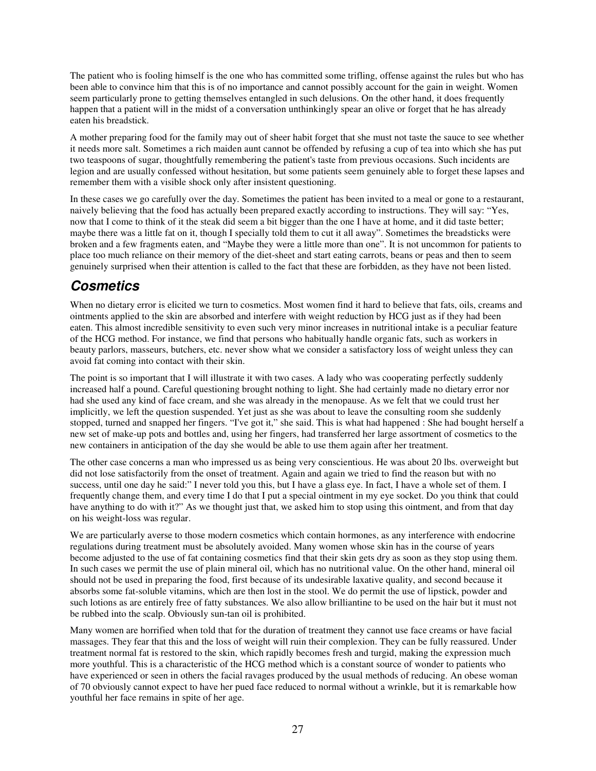The patient who is fooling himself is the one who has committed some trifling, offense against the rules but who has been able to convince him that this is of no importance and cannot possibly account for the gain in weight. Women seem particularly prone to getting themselves entangled in such delusions. On the other hand, it does frequently happen that a patient will in the midst of a conversation unthinkingly spear an olive or forget that he has already eaten his breadstick.

A mother preparing food for the family may out of sheer habit forget that she must not taste the sauce to see whether it needs more salt. Sometimes a rich maiden aunt cannot be offended by refusing a cup of tea into which she has put two teaspoons of sugar, thoughtfully remembering the patient's taste from previous occasions. Such incidents are legion and are usually confessed without hesitation, but some patients seem genuinely able to forget these lapses and remember them with a visible shock only after insistent questioning.

In these cases we go carefully over the day. Sometimes the patient has been invited to a meal or gone to a restaurant, naively believing that the food has actually been prepared exactly according to instructions. They will say: "Yes, now that I come to think of it the steak did seem a bit bigger than the one I have at home, and it did taste better; maybe there was a little fat on it, though I specially told them to cut it all away". Sometimes the breadsticks were broken and a few fragments eaten, and "Maybe they were a little more than one". It is not uncommon for patients to place too much reliance on their memory of the diet-sheet and start eating carrots, beans or peas and then to seem genuinely surprised when their attention is called to the fact that these are forbidden, as they have not been listed.

## *Cosmetics*

When no dietary error is elicited we turn to cosmetics. Most women find it hard to believe that fats, oils, creams and ointments applied to the skin are absorbed and interfere with weight reduction by HCG just as if they had been eaten. This almost incredible sensitivity to even such very minor increases in nutritional intake is a peculiar feature of the HCG method. For instance, we find that persons who habitually handle organic fats, such as workers in beauty parlors, masseurs, butchers, etc. never show what we consider a satisfactory loss of weight unless they can avoid fat coming into contact with their skin.

The point is so important that I will illustrate it with two cases. A lady who was cooperating perfectly suddenly increased half a pound. Careful questioning brought nothing to light. She had certainly made no dietary error nor had she used any kind of face cream, and she was already in the menopause. As we felt that we could trust her implicitly, we left the question suspended. Yet just as she was about to leave the consulting room she suddenly stopped, turned and snapped her fingers. "I've got it," she said. This is what had happened : She had bought herself a new set of make-up pots and bottles and, using her fingers, had transferred her large assortment of cosmetics to the new containers in anticipation of the day she would be able to use them again after her treatment.

The other case concerns a man who impressed us as being very conscientious. He was about 20 lbs. overweight but did not lose satisfactorily from the onset of treatment. Again and again we tried to find the reason but with no success, until one day he said:" I never told you this, but I have a glass eye. In fact, I have a whole set of them. I frequently change them, and every time I do that I put a special ointment in my eye socket. Do you think that could have anything to do with it?" As we thought just that, we asked him to stop using this ointment, and from that day on his weight-loss was regular.

We are particularly averse to those modern cosmetics which contain hormones, as any interference with endocrine regulations during treatment must be absolutely avoided. Many women whose skin has in the course of years become adjusted to the use of fat containing cosmetics find that their skin gets dry as soon as they stop using them. In such cases we permit the use of plain mineral oil, which has no nutritional value. On the other hand, mineral oil should not be used in preparing the food, first because of its undesirable laxative quality, and second because it absorbs some fat-soluble vitamins, which are then lost in the stool. We do permit the use of lipstick, powder and such lotions as are entirely free of fatty substances. We also allow brilliantine to be used on the hair but it must not be rubbed into the scalp. Obviously sun-tan oil is prohibited.

Many women are horrified when told that for the duration of treatment they cannot use face creams or have facial massages. They fear that this and the loss of weight will ruin their complexion. They can be fully reassured. Under treatment normal fat is restored to the skin, which rapidly becomes fresh and turgid, making the expression much more youthful. This is a characteristic of the HCG method which is a constant source of wonder to patients who have experienced or seen in others the facial ravages produced by the usual methods of reducing. An obese woman of 70 obviously cannot expect to have her pued face reduced to normal without a wrinkle, but it is remarkable how youthful her face remains in spite of her age.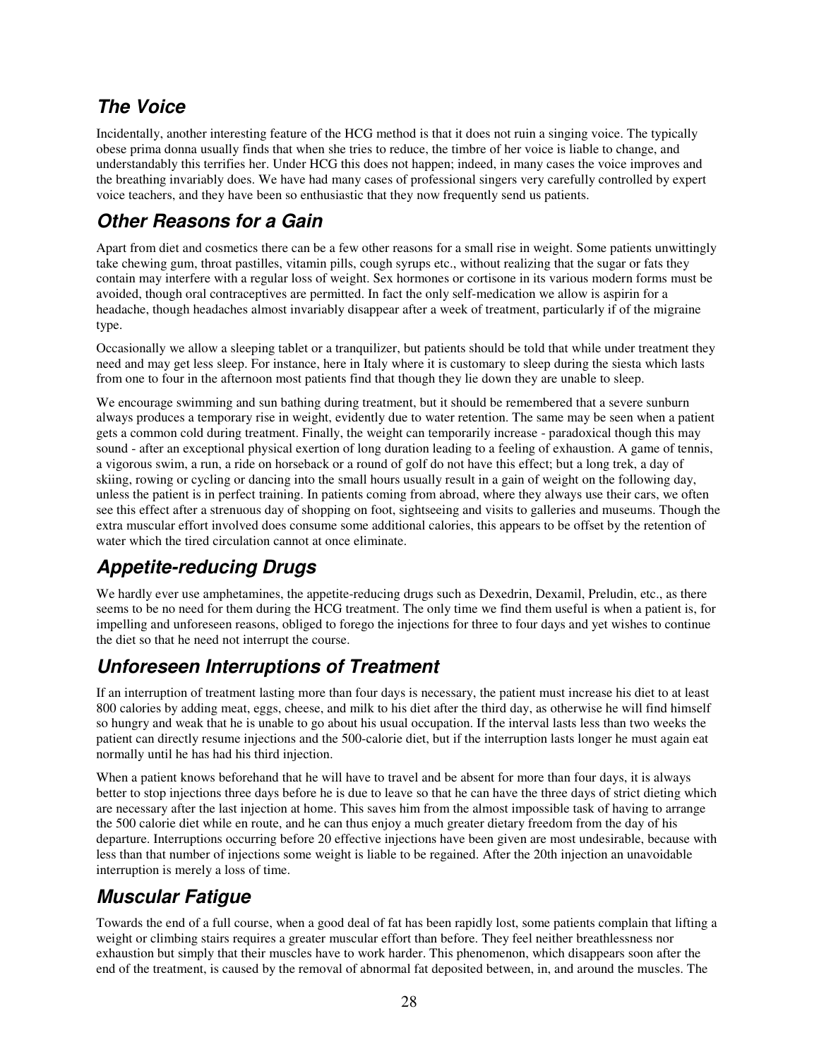## *The Voice*

Incidentally, another interesting feature of the HCG method is that it does not ruin a singing voice. The typically obese prima donna usually finds that when she tries to reduce, the timbre of her voice is liable to change, and understandably this terrifies her. Under HCG this does not happen; indeed, in many cases the voice improves and the breathing invariably does. We have had many cases of professional singers very carefully controlled by expert voice teachers, and they have been so enthusiastic that they now frequently send us patients.

## *Other Reasons for a Gain*

Apart from diet and cosmetics there can be a few other reasons for a small rise in weight. Some patients unwittingly take chewing gum, throat pastilles, vitamin pills, cough syrups etc., without realizing that the sugar or fats they contain may interfere with a regular loss of weight. Sex hormones or cortisone in its various modern forms must be avoided, though oral contraceptives are permitted. In fact the only self-medication we allow is aspirin for a headache, though headaches almost invariably disappear after a week of treatment, particularly if of the migraine type.

Occasionally we allow a sleeping tablet or a tranquilizer, but patients should be told that while under treatment they need and may get less sleep. For instance, here in Italy where it is customary to sleep during the siesta which lasts from one to four in the afternoon most patients find that though they lie down they are unable to sleep.

We encourage swimming and sun bathing during treatment, but it should be remembered that a severe sunburn always produces a temporary rise in weight, evidently due to water retention. The same may be seen when a patient gets a common cold during treatment. Finally, the weight can temporarily increase - paradoxical though this may sound - after an exceptional physical exertion of long duration leading to a feeling of exhaustion. A game of tennis, a vigorous swim, a run, a ride on horseback or a round of golf do not have this effect; but a long trek, a day of skiing, rowing or cycling or dancing into the small hours usually result in a gain of weight on the following day, unless the patient is in perfect training. In patients coming from abroad, where they always use their cars, we often see this effect after a strenuous day of shopping on foot, sightseeing and visits to galleries and museums. Though the extra muscular effort involved does consume some additional calories, this appears to be offset by the retention of water which the tired circulation cannot at once eliminate.

## *Appetite-reducing Drugs*

We hardly ever use amphetamines, the appetite-reducing drugs such as Dexedrin, Dexamil, Preludin, etc., as there seems to be no need for them during the HCG treatment. The only time we find them useful is when a patient is, for impelling and unforeseen reasons, obliged to forego the injections for three to four days and yet wishes to continue the diet so that he need not interrupt the course.

## *Unforeseen Interruptions of Treatment*

If an interruption of treatment lasting more than four days is necessary, the patient must increase his diet to at least 800 calories by adding meat, eggs, cheese, and milk to his diet after the third day, as otherwise he will find himself so hungry and weak that he is unable to go about his usual occupation. If the interval lasts less than two weeks the patient can directly resume injections and the 500-calorie diet, but if the interruption lasts longer he must again eat normally until he has had his third injection.

When a patient knows beforehand that he will have to travel and be absent for more than four days, it is always better to stop injections three days before he is due to leave so that he can have the three days of strict dieting which are necessary after the last injection at home. This saves him from the almost impossible task of having to arrange the 500 calorie diet while en route, and he can thus enjoy a much greater dietary freedom from the day of his departure. Interruptions occurring before 20 effective injections have been given are most undesirable, because with less than that number of injections some weight is liable to be regained. After the 20th injection an unavoidable interruption is merely a loss of time.

## *Muscular Fatigue*

Towards the end of a full course, when a good deal of fat has been rapidly lost, some patients complain that lifting a weight or climbing stairs requires a greater muscular effort than before. They feel neither breathlessness nor exhaustion but simply that their muscles have to work harder. This phenomenon, which disappears soon after the end of the treatment, is caused by the removal of abnormal fat deposited between, in, and around the muscles. The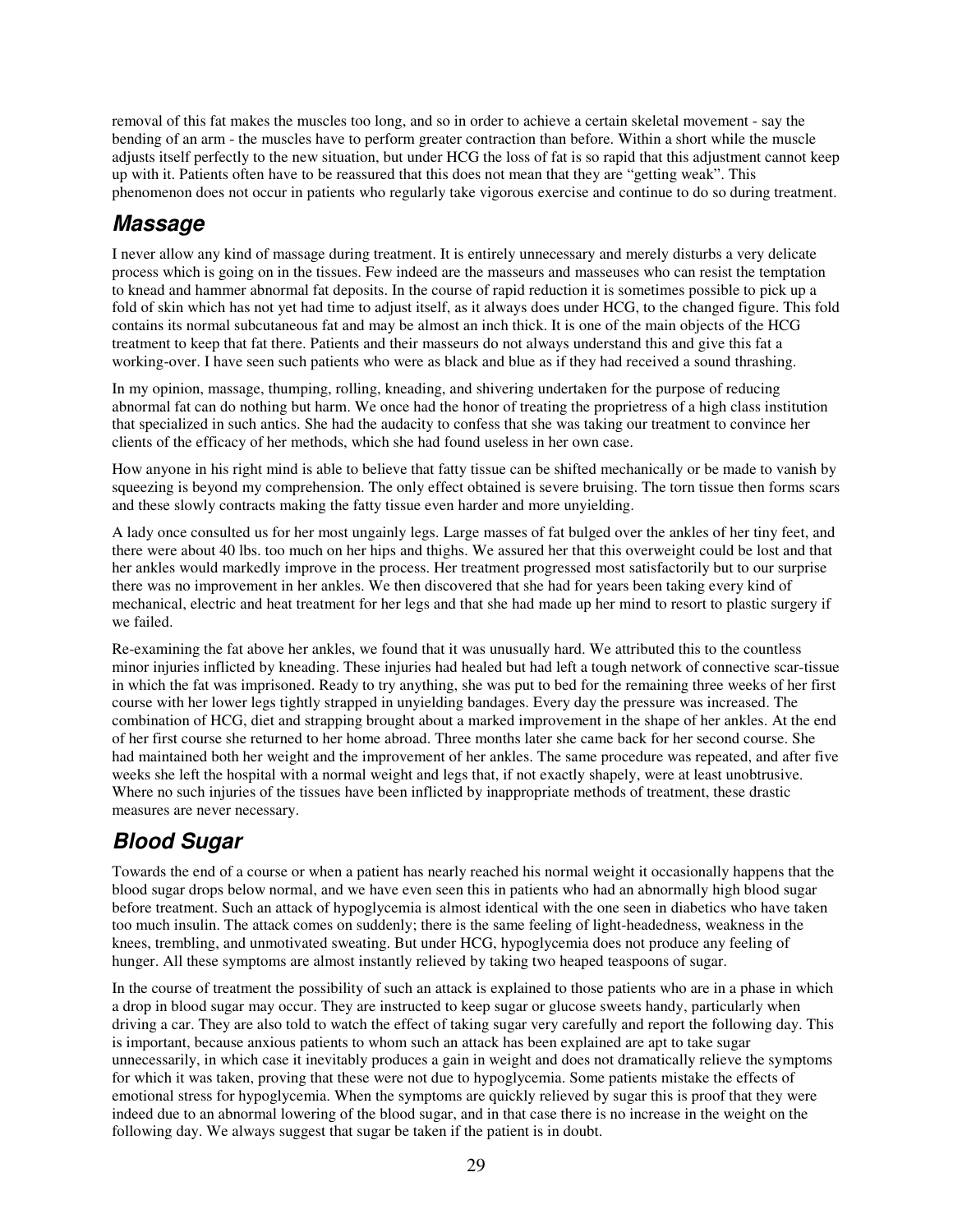removal of this fat makes the muscles too long, and so in order to achieve a certain skeletal movement - say the bending of an arm - the muscles have to perform greater contraction than before. Within a short while the muscle adjusts itself perfectly to the new situation, but under HCG the loss of fat is so rapid that this adjustment cannot keep up with it. Patients often have to be reassured that this does not mean that they are "getting weak". This phenomenon does not occur in patients who regularly take vigorous exercise and continue to do so during treatment.

## *Massage*

I never allow any kind of massage during treatment. It is entirely unnecessary and merely disturbs a very delicate process which is going on in the tissues. Few indeed are the masseurs and masseuses who can resist the temptation to knead and hammer abnormal fat deposits. In the course of rapid reduction it is sometimes possible to pick up a fold of skin which has not yet had time to adjust itself, as it always does under HCG, to the changed figure. This fold contains its normal subcutaneous fat and may be almost an inch thick. It is one of the main objects of the HCG treatment to keep that fat there. Patients and their masseurs do not always understand this and give this fat a working-over. I have seen such patients who were as black and blue as if they had received a sound thrashing.

In my opinion, massage, thumping, rolling, kneading, and shivering undertaken for the purpose of reducing abnormal fat can do nothing but harm. We once had the honor of treating the proprietress of a high class institution that specialized in such antics. She had the audacity to confess that she was taking our treatment to convince her clients of the efficacy of her methods, which she had found useless in her own case.

How anyone in his right mind is able to believe that fatty tissue can be shifted mechanically or be made to vanish by squeezing is beyond my comprehension. The only effect obtained is severe bruising. The torn tissue then forms scars and these slowly contracts making the fatty tissue even harder and more unyielding.

A lady once consulted us for her most ungainly legs. Large masses of fat bulged over the ankles of her tiny feet, and there were about 40 lbs. too much on her hips and thighs. We assured her that this overweight could be lost and that her ankles would markedly improve in the process. Her treatment progressed most satisfactorily but to our surprise there was no improvement in her ankles. We then discovered that she had for years been taking every kind of mechanical, electric and heat treatment for her legs and that she had made up her mind to resort to plastic surgery if we failed.

Re-examining the fat above her ankles, we found that it was unusually hard. We attributed this to the countless minor injuries inflicted by kneading. These injuries had healed but had left a tough network of connective scar-tissue in which the fat was imprisoned. Ready to try anything, she was put to bed for the remaining three weeks of her first course with her lower legs tightly strapped in unyielding bandages. Every day the pressure was increased. The combination of HCG, diet and strapping brought about a marked improvement in the shape of her ankles. At the end of her first course she returned to her home abroad. Three months later she came back for her second course. She had maintained both her weight and the improvement of her ankles. The same procedure was repeated, and after five weeks she left the hospital with a normal weight and legs that, if not exactly shapely, were at least unobtrusive. Where no such injuries of the tissues have been inflicted by inappropriate methods of treatment, these drastic measures are never necessary.

## *Blood Sugar*

Towards the end of a course or when a patient has nearly reached his normal weight it occasionally happens that the blood sugar drops below normal, and we have even seen this in patients who had an abnormally high blood sugar before treatment. Such an attack of hypoglycemia is almost identical with the one seen in diabetics who have taken too much insulin. The attack comes on suddenly; there is the same feeling of light-headedness, weakness in the knees, trembling, and unmotivated sweating. But under HCG, hypoglycemia does not produce any feeling of hunger. All these symptoms are almost instantly relieved by taking two heaped teaspoons of sugar.

In the course of treatment the possibility of such an attack is explained to those patients who are in a phase in which a drop in blood sugar may occur. They are instructed to keep sugar or glucose sweets handy, particularly when driving a car. They are also told to watch the effect of taking sugar very carefully and report the following day. This is important, because anxious patients to whom such an attack has been explained are apt to take sugar unnecessarily, in which case it inevitably produces a gain in weight and does not dramatically relieve the symptoms for which it was taken, proving that these were not due to hypoglycemia. Some patients mistake the effects of emotional stress for hypoglycemia. When the symptoms are quickly relieved by sugar this is proof that they were indeed due to an abnormal lowering of the blood sugar, and in that case there is no increase in the weight on the following day. We always suggest that sugar be taken if the patient is in doubt.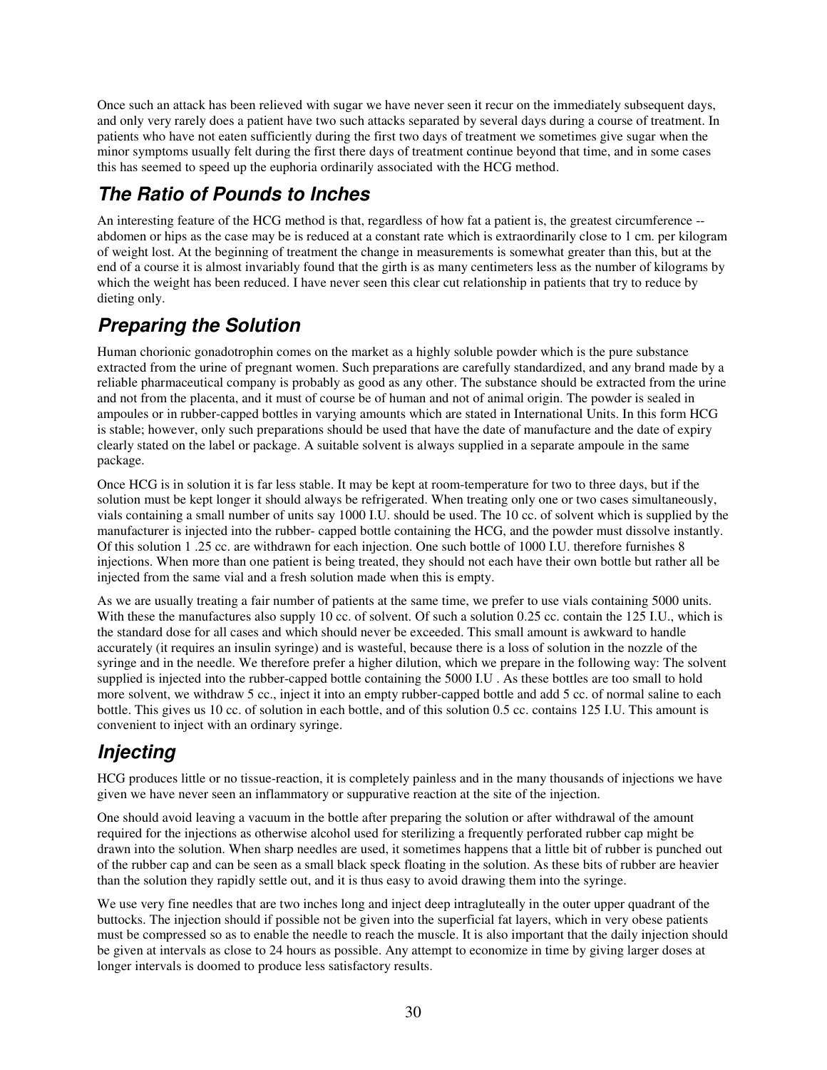Once such an attack has been relieved with sugar we have never seen it recur on the immediately subsequent days, and only very rarely does a patient have two such attacks separated by several days during a course of treatment. In patients who have not eaten sufficiently during the first two days of treatment we sometimes give sugar when the minor symptoms usually felt during the first there days of treatment continue beyond that time, and in some cases this has seemed to speed up the euphoria ordinarily associated with the HCG method.

## *The Ratio of Pounds to Inches*

An interesting feature of the HCG method is that, regardless of how fat a patient is, the greatest circumference -- abdomen or hips as the case may be is reduced at a constant rate which is extraordinarily close to 1 cm. per kilogram of weight lost. At the beginning of treatment the change in measurements is somewhat greater than this, but at the end of a course it is almost invariably found that the girth is as many centimeters less as the number of kilograms by which the weight has been reduced. I have never seen this clear cut relationship in patients that try to reduce by dieting only.

## *Preparing the Solution*

Human chorionic gonadotrophin comes on the market as a highly soluble powder which is the pure substance extracted from the urine of pregnant women. Such preparations are carefully standardized, and any brand made by a reliable pharmaceutical company is probably as good as any other. The substance should be extracted from the urine and not from the placenta, and it must of course be of human and not of animal origin. The powder is sealed in ampoules or in rubber-capped bottles in varying amounts which are stated in International Units. In this form HCG is stable; however, only such preparations should be used that have the date of manufacture and the date of expiry clearly stated on the label or package. A suitable solvent is always supplied in a separate ampoule in the same package.

Once HCG is in solution it is far less stable. It may be kept at room-temperature for two to three days, but if the solution must be kept longer it should always be refrigerated. When treating only one or two cases simultaneously, vials containing a small number of units say 1000 I.U. should be used. The 10 cc. of solvent which is supplied by the manufacturer is injected into the rubber- capped bottle containing the HCG, and the powder must dissolve instantly. Of this solution 1 .25 cc. are withdrawn for each injection. One such bottle of 1000 I.U. therefore furnishes 8 injections. When more than one patient is being treated, they should not each have their own bottle but rather all be injected from the same vial and a fresh solution made when this is empty.

As we are usually treating a fair number of patients at the same time, we prefer to use vials containing 5000 units. With these the manufactures also supply 10 cc. of solvent. Of such a solution 0.25 cc. contain the 125 I.U., which is the standard dose for all cases and which should never be exceeded. This small amount is awkward to handle accurately (it requires an insulin syringe) and is wasteful, because there is a loss of solution in the nozzle of the syringe and in the needle. We therefore prefer a higher dilution, which we prepare in the following way: The solvent supplied is injected into the rubber-capped bottle containing the 5000 I.U . As these bottles are too small to hold more solvent, we withdraw 5 cc., inject it into an empty rubber-capped bottle and add 5 cc. of normal saline to each bottle. This gives us 10 cc. of solution in each bottle, and of this solution 0.5 cc. contains 125 I.U. This amount is convenient to inject with an ordinary syringe.

## *Injecting*

HCG produces little or no tissue-reaction, it is completely painless and in the many thousands of injections we have given we have never seen an inflammatory or suppurative reaction at the site of the injection.

One should avoid leaving a vacuum in the bottle after preparing the solution or after withdrawal of the amount required for the injections as otherwise alcohol used for sterilizing a frequently perforated rubber cap might be drawn into the solution. When sharp needles are used, it sometimes happens that a little bit of rubber is punched out of the rubber cap and can be seen as a small black speck floating in the solution. As these bits of rubber are heavier than the solution they rapidly settle out, and it is thus easy to avoid drawing them into the syringe.

We use very fine needles that are two inches long and inject deep intragluteally in the outer upper quadrant of the buttocks. The injection should if possible not be given into the superficial fat layers, which in very obese patients must be compressed so as to enable the needle to reach the muscle. It is also important that the daily injection should be given at intervals as close to 24 hours as possible. Any attempt to economize in time by giving larger doses at longer intervals is doomed to produce less satisfactory results.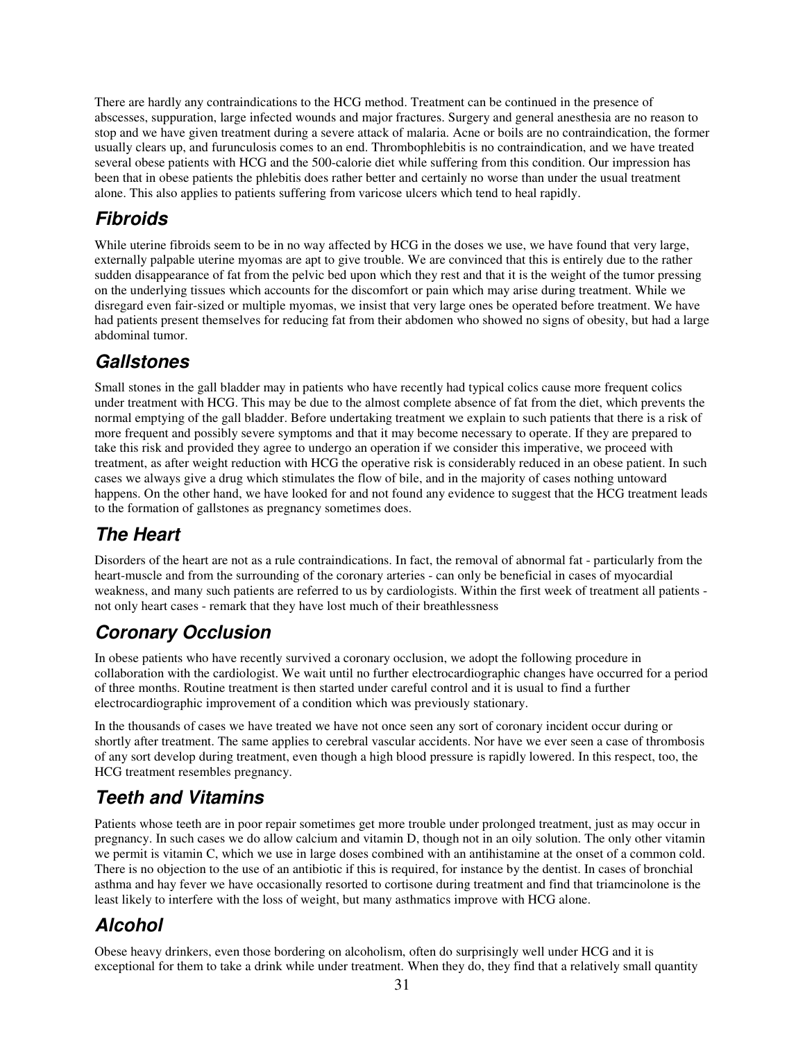There are hardly any contraindications to the HCG method. Treatment can be continued in the presence of abscesses, suppuration, large infected wounds and major fractures. Surgery and general anesthesia are no reason to stop and we have given treatment during a severe attack of malaria. Acne or boils are no contraindication, the former usually clears up, and furunculosis comes to an end. Thrombophlebitis is no contraindication, and we have treated several obese patients with HCG and the 500-calorie diet while suffering from this condition. Our impression has been that in obese patients the phlebitis does rather better and certainly no worse than under the usual treatment alone. This also applies to patients suffering from varicose ulcers which tend to heal rapidly.

## *Fibroids*

While uterine fibroids seem to be in no way affected by HCG in the doses we use, we have found that very large, externally palpable uterine myomas are apt to give trouble. We are convinced that this is entirely due to the rather sudden disappearance of fat from the pelvic bed upon which they rest and that it is the weight of the tumor pressing on the underlying tissues which accounts for the discomfort or pain which may arise during treatment. While we disregard even fair-sized or multiple myomas, we insist that very large ones be operated before treatment. We have had patients present themselves for reducing fat from their abdomen who showed no signs of obesity, but had a large abdominal tumor.

## *Gallstones*

Small stones in the gall bladder may in patients who have recently had typical colics cause more frequent colics under treatment with HCG. This may be due to the almost complete absence of fat from the diet, which prevents the normal emptying of the gall bladder. Before undertaking treatment we explain to such patients that there is a risk of more frequent and possibly severe symptoms and that it may become necessary to operate. If they are prepared to take this risk and provided they agree to undergo an operation if we consider this imperative, we proceed with treatment, as after weight reduction with HCG the operative risk is considerably reduced in an obese patient. In such cases we always give a drug which stimulates the flow of bile, and in the majority of cases nothing untoward happens. On the other hand, we have looked for and not found any evidence to suggest that the HCG treatment leads to the formation of gallstones as pregnancy sometimes does.

## *The Heart*

Disorders of the heart are not as a rule contraindications. In fact, the removal of abnormal fat - particularly from the heart-muscle and from the surrounding of the coronary arteries - can only be beneficial in cases of myocardial weakness, and many such patients are referred to us by cardiologists. Within the first week of treatment all patients - not only heart cases - remark that they have lost much of their breathlessness

## *Coronary Occlusion*

In obese patients who have recently survived a coronary occlusion, we adopt the following procedure in collaboration with the cardiologist. We wait until no further electrocardiographic changes have occurred for a period of three months. Routine treatment is then started under careful control and it is usual to find a further electrocardiographic improvement of a condition which was previously stationary.

In the thousands of cases we have treated we have not once seen any sort of coronary incident occur during or shortly after treatment. The same applies to cerebral vascular accidents. Nor have we ever seen a case of thrombosis of any sort develop during treatment, even though a high blood pressure is rapidly lowered. In this respect, too, the HCG treatment resembles pregnancy.

## *Teeth and Vitamins*

Patients whose teeth are in poor repair sometimes get more trouble under prolonged treatment, just as may occur in pregnancy. In such cases we do allow calcium and vitamin D, though not in an oily solution. The only other vitamin we permit is vitamin C, which we use in large doses combined with an antihistamine at the onset of a common cold. There is no objection to the use of an antibiotic if this is required, for instance by the dentist. In cases of bronchial asthma and hay fever we have occasionally resorted to cortisone during treatment and find that triamcinolone is the least likely to interfere with the loss of weight, but many asthmatics improve with HCG alone.

## *Alcohol*

Obese heavy drinkers, even those bordering on alcoholism, often do surprisingly well under HCG and it is exceptional for them to take a drink while under treatment. When they do, they find that a relatively small quantity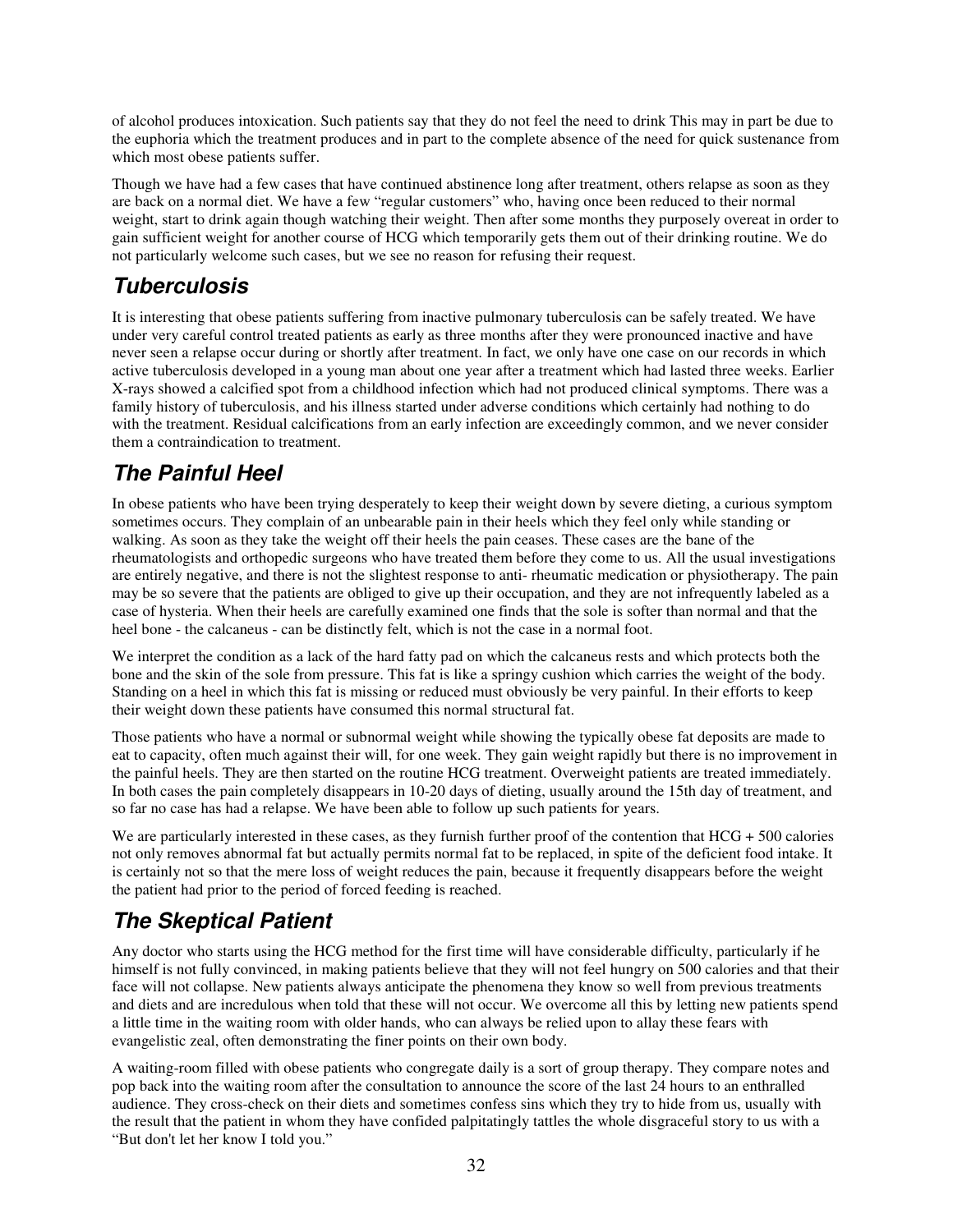of alcohol produces intoxication. Such patients say that they do not feel the need to drink This may in part be due to the euphoria which the treatment produces and in part to the complete absence of the need for quick sustenance from which most obese patients suffer.

Though we have had a few cases that have continued abstinence long after treatment, others relapse as soon as they are back on a normal diet. We have a few "regular customers" who, having once been reduced to their normal weight, start to drink again though watching their weight. Then after some months they purposely overeat in order to gain sufficient weight for another course of HCG which temporarily gets them out of their drinking routine. We do not particularly welcome such cases, but we see no reason for refusing their request.

## *Tuberculosis*

It is interesting that obese patients suffering from inactive pulmonary tuberculosis can be safely treated. We have under very careful control treated patients as early as three months after they were pronounced inactive and have never seen a relapse occur during or shortly after treatment. In fact, we only have one case on our records in which active tuberculosis developed in a young man about one year after a treatment which had lasted three weeks. Earlier X-rays showed a calcified spot from a childhood infection which had not produced clinical symptoms. There was a family history of tuberculosis, and his illness started under adverse conditions which certainly had nothing to do with the treatment. Residual calcifications from an early infection are exceedingly common, and we never consider them a contraindication to treatment.

## *The Painful Heel*

In obese patients who have been trying desperately to keep their weight down by severe dieting, a curious symptom sometimes occurs. They complain of an unbearable pain in their heels which they feel only while standing or walking. As soon as they take the weight off their heels the pain ceases. These cases are the bane of the rheumatologists and orthopedic surgeons who have treated them before they come to us. All the usual investigations are entirely negative, and there is not the slightest response to anti- rheumatic medication or physiotherapy. The pain may be so severe that the patients are obliged to give up their occupation, and they are not infrequently labeled as a case of hysteria. When their heels are carefully examined one finds that the sole is softer than normal and that the heel bone - the calcaneus - can be distinctly felt, which is not the case in a normal foot.

We interpret the condition as a lack of the hard fatty pad on which the calcaneus rests and which protects both the bone and the skin of the sole from pressure. This fat is like a springy cushion which carries the weight of the body. Standing on a heel in which this fat is missing or reduced must obviously be very painful. In their efforts to keep their weight down these patients have consumed this normal structural fat.

Those patients who have a normal or subnormal weight while showing the typically obese fat deposits are made to eat to capacity, often much against their will, for one week. They gain weight rapidly but there is no improvement in the painful heels. They are then started on the routine HCG treatment. Overweight patients are treated immediately. In both cases the pain completely disappears in 10-20 days of dieting, usually around the 15th day of treatment, and so far no case has had a relapse. We have been able to follow up such patients for years.

We are particularly interested in these cases, as they furnish further proof of the contention that HCG + 500 calories not only removes abnormal fat but actually permits normal fat to be replaced, in spite of the deficient food intake. It is certainly not so that the mere loss of weight reduces the pain, because it frequently disappears before the weight the patient had prior to the period of forced feeding is reached.

## *The Skeptical Patient*

Any doctor who starts using the HCG method for the first time will have considerable difficulty, particularly if he himself is not fully convinced, in making patients believe that they will not feel hungry on 500 calories and that their face will not collapse. New patients always anticipate the phenomena they know so well from previous treatments and diets and are incredulous when told that these will not occur. We overcome all this by letting new patients spend a little time in the waiting room with older hands, who can always be relied upon to allay these fears with evangelistic zeal, often demonstrating the finer points on their own body.

A waiting-room filled with obese patients who congregate daily is a sort of group therapy. They compare notes and pop back into the waiting room after the consultation to announce the score of the last 24 hours to an enthralled audience. They cross-check on their diets and sometimes confess sins which they try to hide from us, usually with the result that the patient in whom they have confided palpitatingly tattles the whole disgraceful story to us with a "But don't let her know I told you."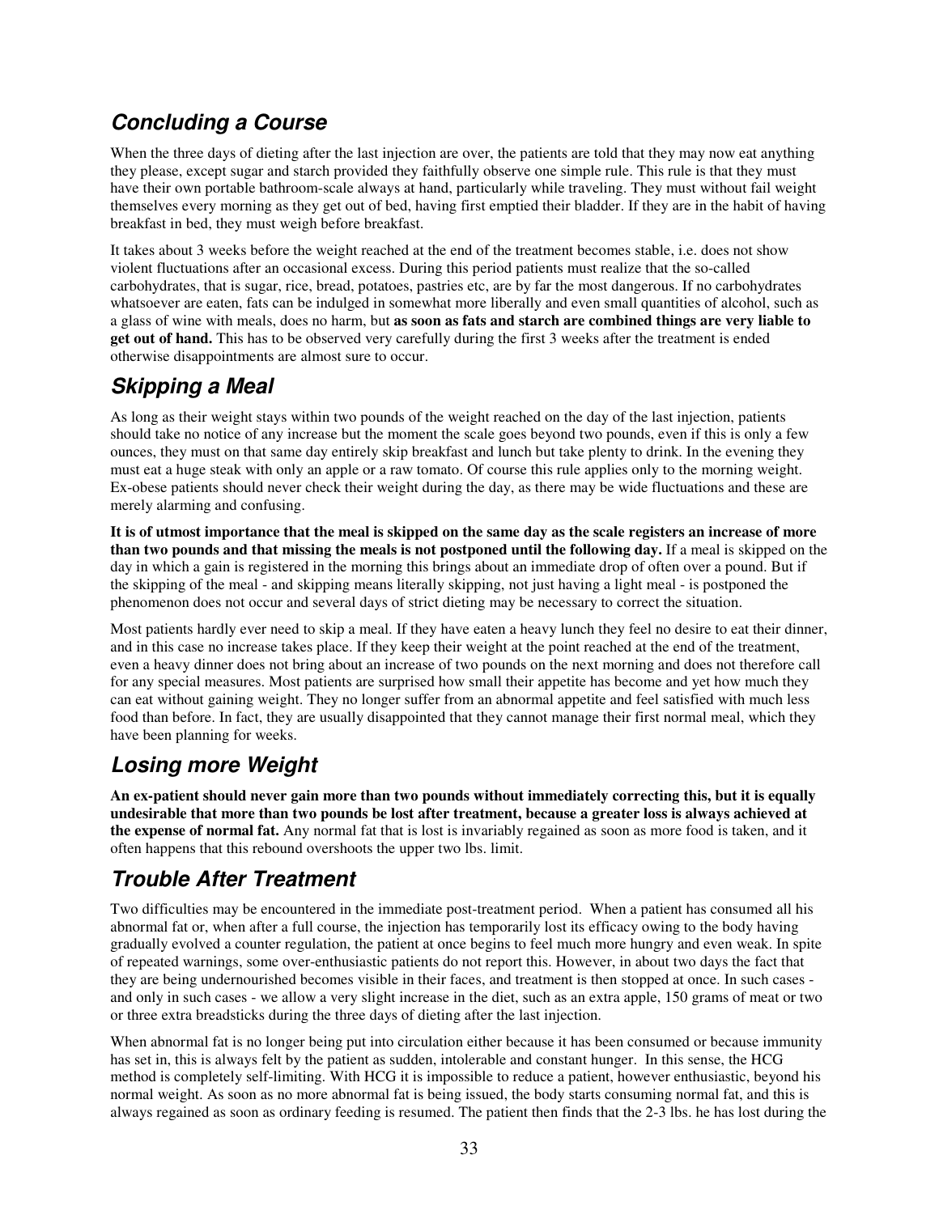## *Concluding a Course*

When the three days of dieting after the last injection are over, the patients are told that they may now eat anything they please, except sugar and starch provided they faithfully observe one simple rule. This rule is that they must have their own portable bathroom-scale always at hand, particularly while traveling. They must without fail weight themselves every morning as they get out of bed, having first emptied their bladder. If they are in the habit of having breakfast in bed, they must weigh before breakfast.

It takes about 3 weeks before the weight reached at the end of the treatment becomes stable, i.e. does not show violent fluctuations after an occasional excess. During this period patients must realize that the so-called carbohydrates, that is sugar, rice, bread, potatoes, pastries etc, are by far the most dangerous. If no carbohydrates whatsoever are eaten, fats can be indulged in somewhat more liberally and even small quantities of alcohol, such as a glass of wine with meals, does no harm, but **as soon as fats and starch are combined things are very liable to get out of hand.** This has to be observed very carefully during the first 3 weeks after the treatment is ended otherwise disappointments are almost sure to occur.

## *Skipping a Meal*

As long as their weight stays within two pounds of the weight reached on the day of the last injection, patients should take no notice of any increase but the moment the scale goes beyond two pounds, even if this is only a few ounces, they must on that same day entirely skip breakfast and lunch but take plenty to drink. In the evening they must eat a huge steak with only an apple or a raw tomato. Of course this rule applies only to the morning weight. Ex-obese patients should never check their weight during the day, as there may be wide fluctuations and these are merely alarming and confusing.

**It is of utmost importance that the meal is skipped on the same day as the scale registers an increase of more than two pounds and that missing the meals is not postponed until the following day.** If a meal is skipped on the day in which a gain is registered in the morning this brings about an immediate drop of often over a pound. But if the skipping of the meal - and skipping means literally skipping, not just having a light meal - is postponed the phenomenon does not occur and several days of strict dieting may be necessary to correct the situation.

Most patients hardly ever need to skip a meal. If they have eaten a heavy lunch they feel no desire to eat their dinner, and in this case no increase takes place. If they keep their weight at the point reached at the end of the treatment, even a heavy dinner does not bring about an increase of two pounds on the next morning and does not therefore call for any special measures. Most patients are surprised how small their appetite has become and yet how much they can eat without gaining weight. They no longer suffer from an abnormal appetite and feel satisfied with much less food than before. In fact, they are usually disappointed that they cannot manage their first normal meal, which they have been planning for weeks.

## *Losing more Weight*

**An ex-patient should never gain more than two pounds without immediately correcting this, but it is equally undesirable that more than two pounds be lost after treatment, because a greater loss is always achieved at the expense of normal fat.** Any normal fat that is lost is invariably regained as soon as more food is taken, and it often happens that this rebound overshoots the upper two lbs. limit.

## *Trouble After Treatment*

Two difficulties may be encountered in the immediate post-treatment period. When a patient has consumed all his abnormal fat or, when after a full course, the injection has temporarily lost its efficacy owing to the body having gradually evolved a counter regulation, the patient at once begins to feel much more hungry and even weak. In spite of repeated warnings, some over-enthusiastic patients do not report this. However, in about two days the fact that they are being undernourished becomes visible in their faces, and treatment is then stopped at once. In such cases - and only in such cases - we allow a very slight increase in the diet, such as an extra apple, 150 grams of meat or two or three extra breadsticks during the three days of dieting after the last injection.

When abnormal fat is no longer being put into circulation either because it has been consumed or because immunity has set in, this is always felt by the patient as sudden, intolerable and constant hunger. In this sense, the HCG method is completely self-limiting. With HCG it is impossible to reduce a patient, however enthusiastic, beyond his normal weight. As soon as no more abnormal fat is being issued, the body starts consuming normal fat, and this is always regained as soon as ordinary feeding is resumed. The patient then finds that the 2-3 lbs. he has lost during the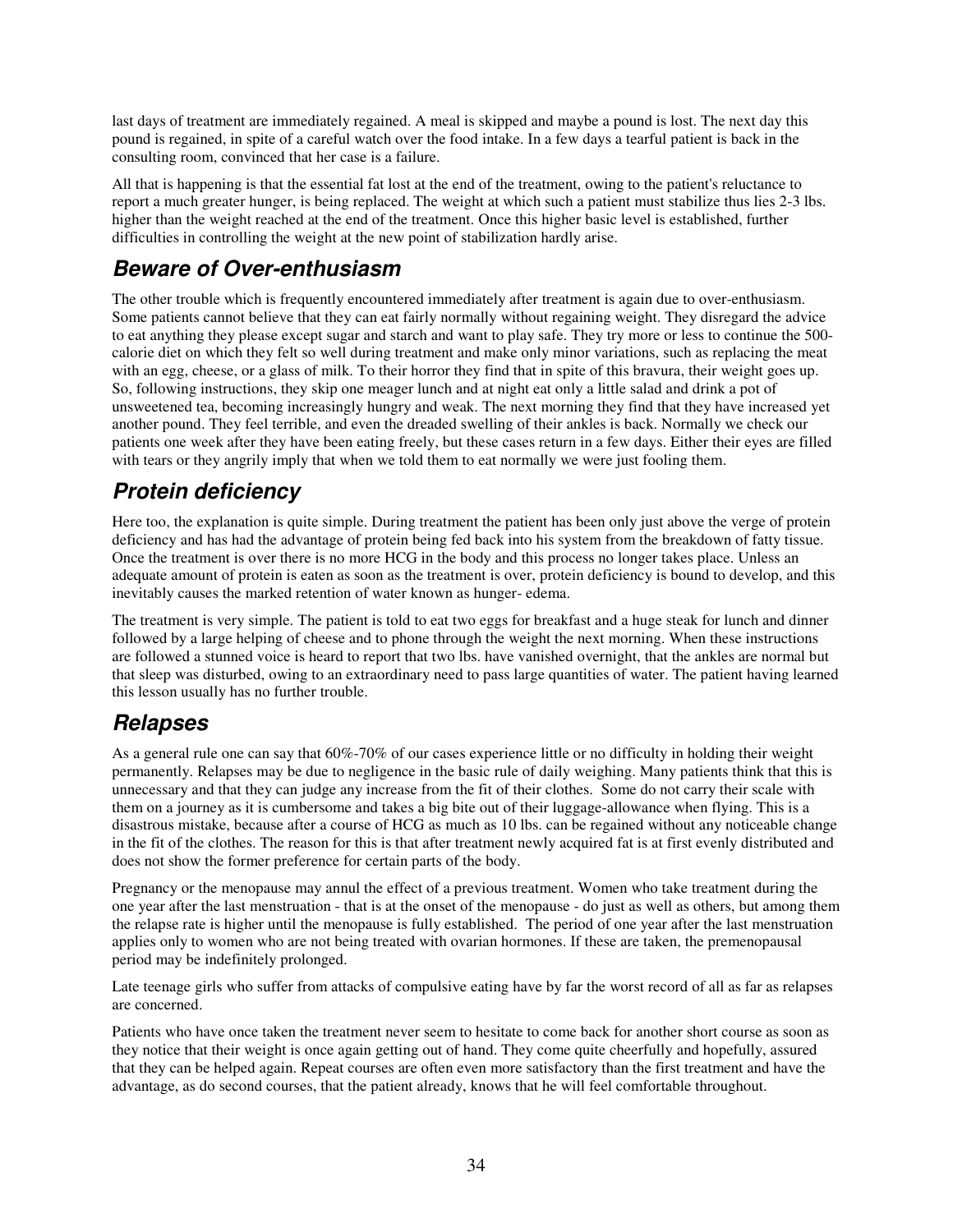last days of treatment are immediately regained. A meal is skipped and maybe a pound is lost. The next day this pound is regained, in spite of a careful watch over the food intake. In a few days a tearful patient is back in the consulting room, convinced that her case is a failure.

All that is happening is that the essential fat lost at the end of the treatment, owing to the patient's reluctance to report a much greater hunger, is being replaced. The weight at which such a patient must stabilize thus lies 2-3 lbs. higher than the weight reached at the end of the treatment. Once this higher basic level is established, further difficulties in controlling the weight at the new point of stabilization hardly arise.

## *Beware of Over-enthusiasm*

The other trouble which is frequently encountered immediately after treatment is again due to over-enthusiasm. Some patients cannot believe that they can eat fairly normally without regaining weight. They disregard the advice to eat anything they please except sugar and starch and want to play safe. They try more or less to continue the 500-calorie diet on which they felt so well during treatment and make only minor variations, such as replacing the meat with an egg, cheese, or a glass of milk. To their horror they find that in spite of this bravura, their weight goes up. So, following instructions, they skip one meager lunch and at night eat only a little salad and drink a pot of unsweetened tea, becoming increasingly hungry and weak. The next morning they find that they have increased yet another pound. They feel terrible, and even the dreaded swelling of their ankles is back. Normally we check our patients one week after they have been eating freely, but these cases return in a few days. Either their eyes are filled with tears or they angrily imply that when we told them to eat normally we were just fooling them.

## *Protein deficiency*

Here too, the explanation is quite simple. During treatment the patient has been only just above the verge of protein deficiency and has had the advantage of protein being fed back into his system from the breakdown of fatty tissue. Once the treatment is over there is no more HCG in the body and this process no longer takes place. Unless an adequate amount of protein is eaten as soon as the treatment is over, protein deficiency is bound to develop, and this inevitably causes the marked retention of water known as hunger- edema.

The treatment is very simple. The patient is told to eat two eggs for breakfast and a huge steak for lunch and dinner followed by a large helping of cheese and to phone through the weight the next morning. When these instructions are followed a stunned voice is heard to report that two lbs. have vanished overnight, that the ankles are normal but that sleep was disturbed, owing to an extraordinary need to pass large quantities of water. The patient having learned this lesson usually has no further trouble.

## *Relapses*

As a general rule one can say that 60%-70% of our cases experience little or no difficulty in holding their weight permanently. Relapses may be due to negligence in the basic rule of daily weighing. Many patients think that this is unnecessary and that they can judge any increase from the fit of their clothes. Some do not carry their scale with them on a journey as it is cumbersome and takes a big bite out of their luggage-allowance when flying. This is a disastrous mistake, because after a course of HCG as much as 10 lbs. can be regained without any noticeable change in the fit of the clothes. The reason for this is that after treatment newly acquired fat is at first evenly distributed and does not show the former preference for certain parts of the body.

Pregnancy or the menopause may annul the effect of a previous treatment. Women who take treatment during the one year after the last menstruation - that is at the onset of the menopause - do just as well as others, but among them the relapse rate is higher until the menopause is fully established. The period of one year after the last menstruation applies only to women who are not being treated with ovarian hormones. If these are taken, the premenopausal period may be indefinitely prolonged.

Late teenage girls who suffer from attacks of compulsive eating have by far the worst record of all as far as relapses are concerned.

Patients who have once taken the treatment never seem to hesitate to come back for another short course as soon as they notice that their weight is once again getting out of hand. They come quite cheerfully and hopefully, assured that they can be helped again. Repeat courses are often even more satisfactory than the first treatment and have the advantage, as do second courses, that the patient already, knows that he will feel comfortable throughout.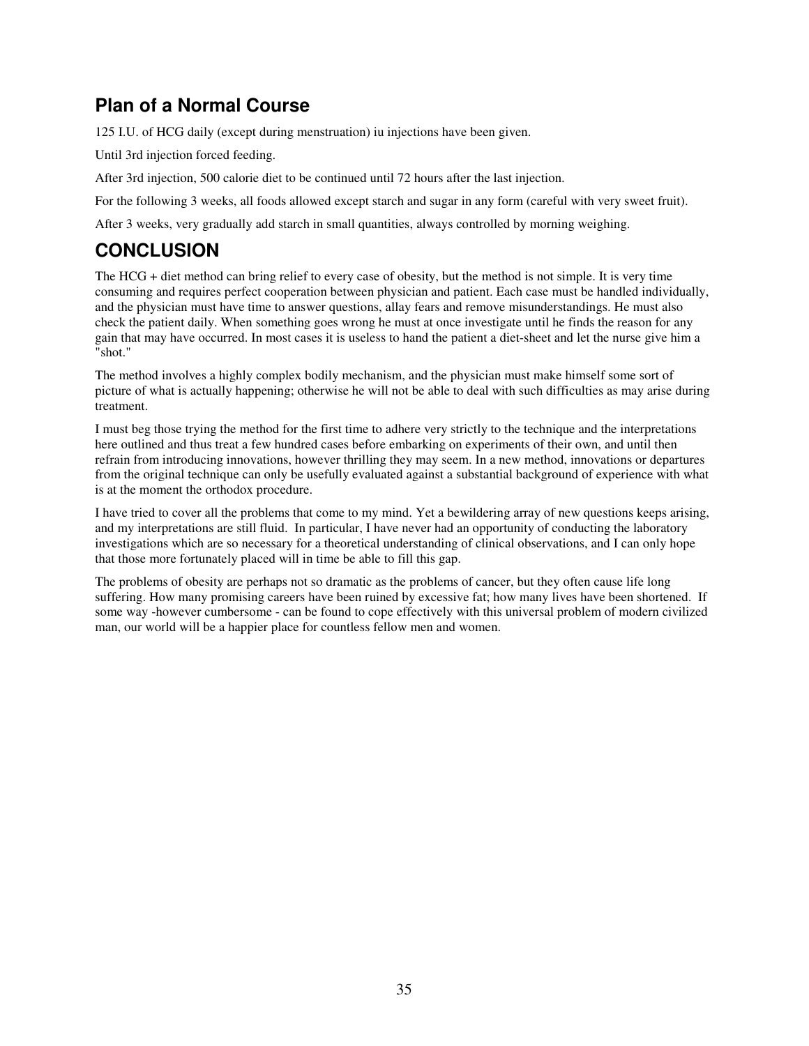## Plan of a Normal Course

125 I.U. of HCG daily (except during menstruation) iu injections have been given.

Until 3rd injection forced feeding.

After 3rd injection, 500 calorie diet to be continued until 72 hours after the last injection.

For the following 3 weeks, all foods allowed except starch and sugar in any form (careful with very sweet fruit).

After 3 weeks, very gradually add starch in small quantities, always controlled by morning weighing.

# CONCLUSION

The HCG + diet method can bring relief to every case of obesity, but the method is not simple. It is very time consuming and requires perfect cooperation between physician and patient. Each case must be handled individually, and the physician must have time to answer questions, allay fears and remove misunderstandings. He must also check the patient daily. When something goes wrong he must at once investigate until he finds the reason for any gain that may have occurred. In most cases it is useless to hand the patient a diet-sheet and let the nurse give him a "shot."

The method involves a highly complex bodily mechanism, and the physician must make himself some sort of picture of what is actually happening; otherwise he will not be able to deal with such difficulties as may arise during treatment.

I must beg those trying the method for the first time to adhere very strictly to the technique and the interpretations here outlined and thus treat a few hundred cases before embarking on experiments of their own, and until then refrain from introducing innovations, however thrilling they may seem. In a new method, innovations or departures from the original technique can only be usefully evaluated against a substantial background of experience with what is at the moment the orthodox procedure.

I have tried to cover all the problems that come to my mind. Yet a bewildering array of new questions keeps arising, and my interpretations are still fluid. In particular, I have never had an opportunity of conducting the laboratory investigations which are so necessary for a theoretical understanding of clinical observations, and I can only hope that those more fortunately placed will in time be able to fill this gap.

The problems of obesity are perhaps not so dramatic as the problems of cancer, but they often cause life long suffering. How many promising careers have been ruined by excessive fat; how many lives have been shortened. If some way -however cumbersome - can be found to cope effectively with this universal problem of modern civilized man, our world will be a happier place for countless fellow men and women.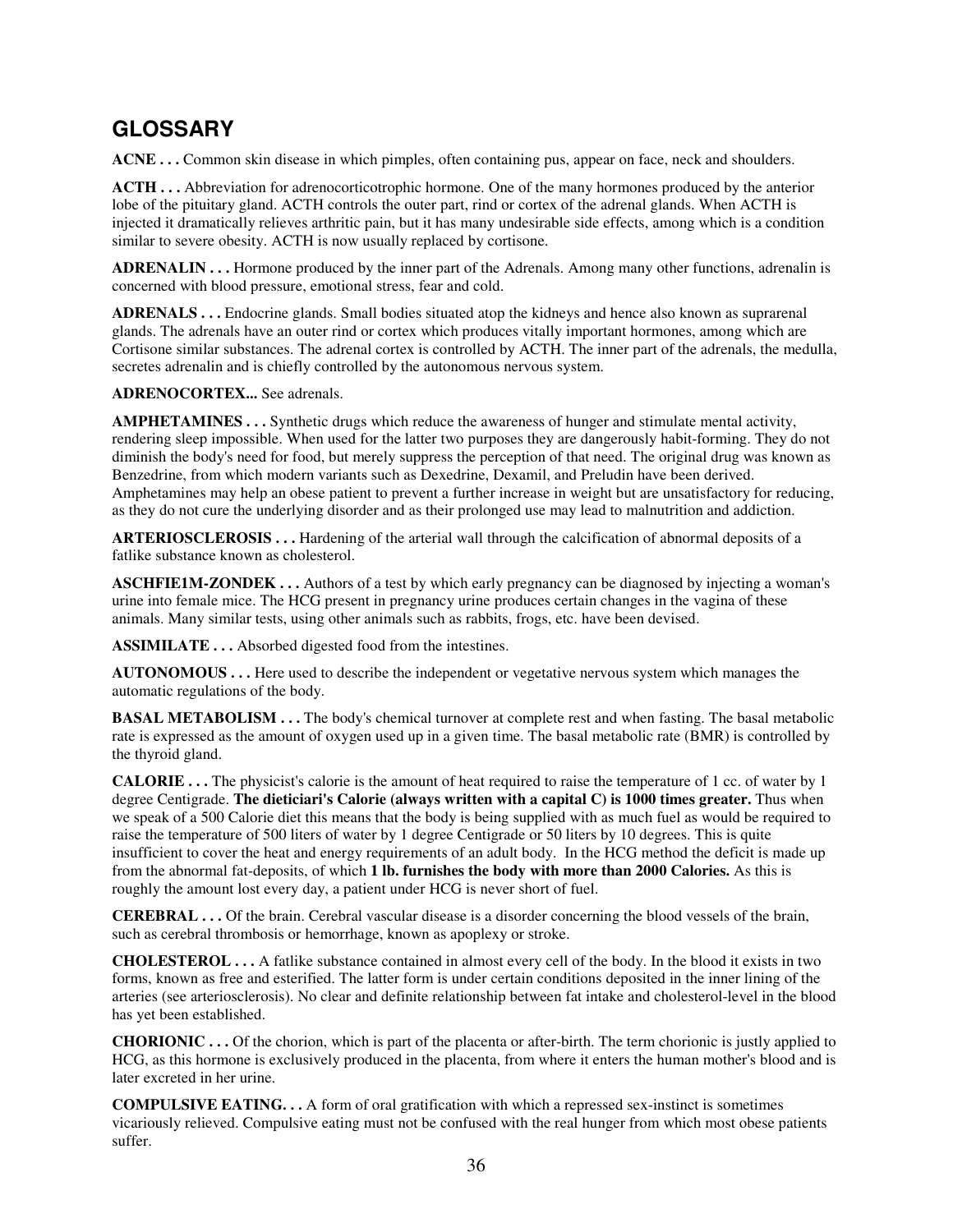## GLOSSARY

**ACNE . . .** Common skin disease in which pimples, often containing pus, appear on face, neck and shoulders.

**ACTH . . .** Abbreviation for adrenocorticotrophic hormone. One of the many hormones produced by the anterior lobe of the pituitary gland. ACTH controls the outer part, rind or cortex of the adrenal glands. When ACTH is injected it dramatically relieves arthritic pain, but it has many undesirable side effects, among which is a condition similar to severe obesity. ACTH is now usually replaced by cortisone.

**ADRENALIN . . .** Hormone produced by the inner part of the Adrenals. Among many other functions, adrenalin is concerned with blood pressure, emotional stress, fear and cold.

**ADRENALS . . .** Endocrine glands. Small bodies situated atop the kidneys and hence also known as suprarenal glands. The adrenals have an outer rind or cortex which produces vitally important hormones, among which are Cortisone similar substances. The adrenal cortex is controlled by ACTH. The inner part of the adrenals, the medulla, secretes adrenalin and is chiefly controlled by the autonomous nervous system.

**ADRENOCORTEX...** See adrenals.

**AMPHETAMINES . . .** Synthetic drugs which reduce the awareness of hunger and stimulate mental activity, rendering sleep impossible. When used for the latter two purposes they are dangerously habit-forming. They do not diminish the body's need for food, but merely suppress the perception of that need. The original drug was known as Benzedrine, from which modern variants such as Dexedrine, Dexamil, and Preludin have been derived. Amphetamines may help an obese patient to prevent a further increase in weight but are unsatisfactory for reducing, as they do not cure the underlying disorder and as their prolonged use may lead to malnutrition and addiction.

**ARTERIOSCLEROSIS . . .** Hardening of the arterial wall through the calcification of abnormal deposits of a fatlike substance known as cholesterol.

**ASCHFIE1M-ZONDEK . . .** Authors of a test by which early pregnancy can be diagnosed by injecting a woman's urine into female mice. The HCG present in pregnancy urine produces certain changes in the vagina of these animals. Many similar tests, using other animals such as rabbits, frogs, etc. have been devised.

**ASSIMILATE . . .** Absorbed digested food from the intestines.

**AUTONOMOUS . . .** Here used to describe the independent or vegetative nervous system which manages the automatic regulations of the body.

**BASAL METABOLISM . . .** The body's chemical turnover at complete rest and when fasting. The basal metabolic rate is expressed as the amount of oxygen used up in a given time. The basal metabolic rate (BMR) is controlled by the thyroid gland.

**CALORIE . . .** The physicist's calorie is the amount of heat required to raise the temperature of 1 cc. of water by 1 degree Centigrade. **The dieticiari's Calorie (always written with a capital C) is 1000 times greater.** Thus when we speak of a 500 Calorie diet this means that the body is being supplied with as much fuel as would be required to raise the temperature of 500 liters of water by 1 degree Centigrade or 50 liters by 10 degrees. This is quite insufficient to cover the heat and energy requirements of an adult body. In the HCG method the deficit is made up from the abnormal fat-deposits, of which **1 lb. furnishes the body with more than 2000 Calories.** As this is roughly the amount lost every day, a patient under HCG is never short of fuel.

**CEREBRAL . . .** Of the brain. Cerebral vascular disease is a disorder concerning the blood vessels of the brain, such as cerebral thrombosis or hemorrhage, known as apoplexy or stroke.

**CHOLESTEROL . . .** A fatlike substance contained in almost every cell of the body. In the blood it exists in two forms, known as free and esterified. The latter form is under certain conditions deposited in the inner lining of the arteries (see arteriosclerosis). No clear and definite relationship between fat intake and cholesterol-level in the blood has yet been established.

**CHORIONIC . . .** Of the chorion, which is part of the placenta or after-birth. The term chorionic is justly applied to HCG, as this hormone is exclusively produced in the placenta, from where it enters the human mother's blood and is later excreted in her urine.

**COMPULSIVE EATING. . .** A form of oral gratification with which a repressed sex-instinct is sometimes vicariously relieved. Compulsive eating must not be confused with the real hunger from which most obese patients suffer.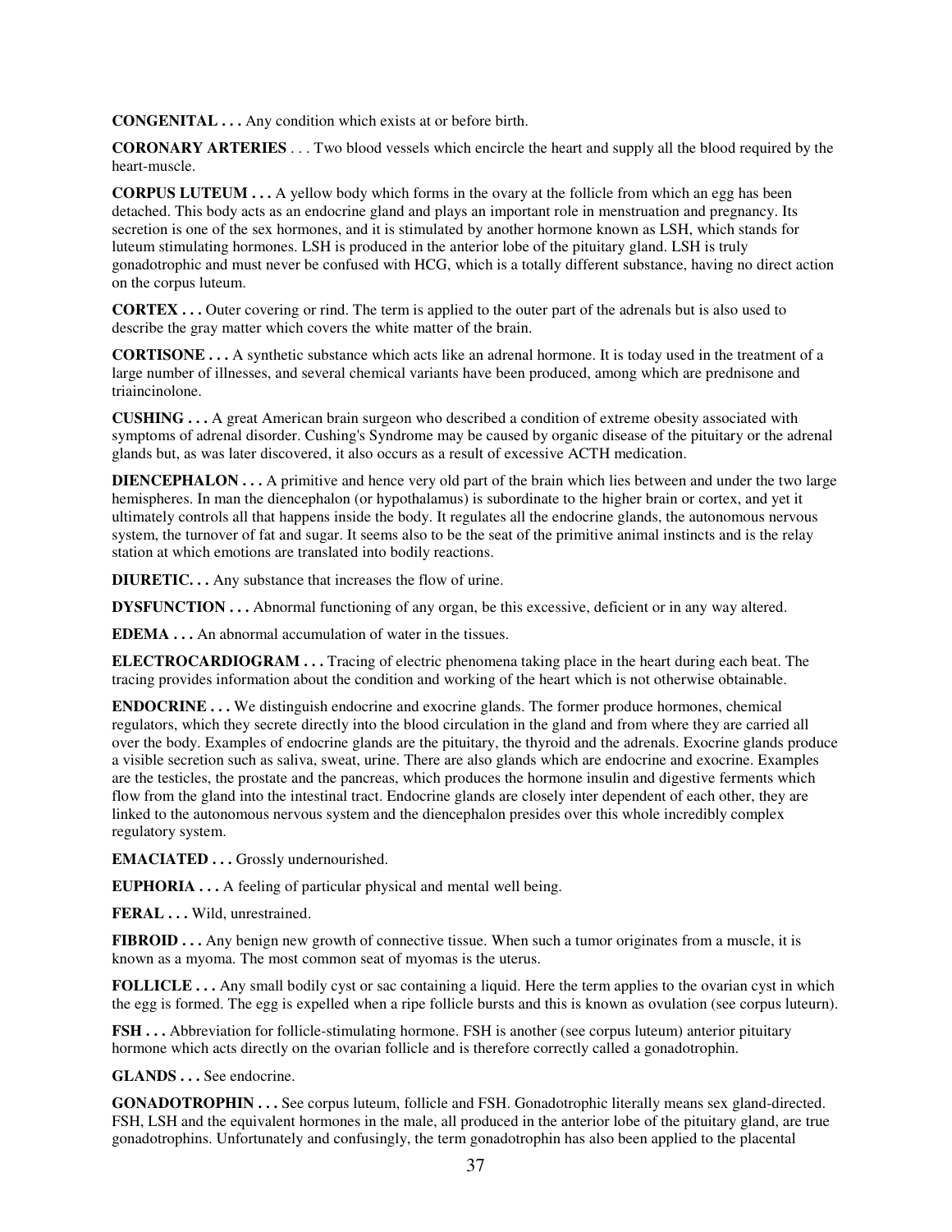**CONGENITAL . . .** Any condition which exists at or before birth.

**CORONARY ARTERIES** . . . Two blood vessels which encircle the heart and supply all the blood required by the heart-muscle.

**CORPUS LUTEUM . . .** A yellow body which forms in the ovary at the follicle from which an egg has been detached. This body acts as an endocrine gland and plays an important role in menstruation and pregnancy. Its secretion is one of the sex hormones, and it is stimulated by another hormone known as LSH, which stands for luteum stimulating hormones. LSH is produced in the anterior lobe of the pituitary gland. LSH is truly gonadotrophic and must never be confused with HCG, which is a totally different substance, having no direct action on the corpus luteum.

**CORTEX . . .** Outer covering or rind. The term is applied to the outer part of the adrenals but is also used to describe the gray matter which covers the white matter of the brain.

**CORTISONE . . .** A synthetic substance which acts like an adrenal hormone. It is today used in the treatment of a large number of illnesses, and several chemical variants have been produced, among which are prednisone and triaincinolone.

**CUSHING . . .** A great American brain surgeon who described a condition of extreme obesity associated with symptoms of adrenal disorder. Cushing's Syndrome may be caused by organic disease of the pituitary or the adrenal glands but, as was later discovered, it also occurs as a result of excessive ACTH medication.

**DIENCEPHALON . . .** A primitive and hence very old part of the brain which lies between and under the two large hemispheres. In man the diencephalon (or hypothalamus) is subordinate to the higher brain or cortex, and yet it ultimately controls all that happens inside the body. It regulates all the endocrine glands, the autonomous nervous system, the turnover of fat and sugar. It seems also to be the seat of the primitive animal instincts and is the relay station at which emotions are translated into bodily reactions.

**DIURETIC. . .** Any substance that increases the flow of urine.

**DYSFUNCTION . . .** Abnormal functioning of any organ, be this excessive, deficient or in any way altered.

**EDEMA . . .** An abnormal accumulation of water in the tissues.

**ELECTROCARDIOGRAM . . .** Tracing of electric phenomena taking place in the heart during each beat. The tracing provides information about the condition and working of the heart which is not otherwise obtainable.

**ENDOCRINE . . .** We distinguish endocrine and exocrine glands. The former produce hormones, chemical regulators, which they secrete directly into the blood circulation in the gland and from where they are carried all over the body. Examples of endocrine glands are the pituitary, the thyroid and the adrenals. Exocrine glands produce a visible secretion such as saliva, sweat, urine. There are also glands which are endocrine and exocrine. Examples are the testicles, the prostate and the pancreas, which produces the hormone insulin and digestive ferments which flow from the gland into the intestinal tract. Endocrine glands are closely inter dependent of each other, they are linked to the autonomous nervous system and the diencephalon presides over this whole incredibly complex regulatory system.

**EMACIATED . . .** Grossly undernourished.

**EUPHORIA . . .** A feeling of particular physical and mental well being.

**FERAL . . .** Wild, unrestrained.

**FIBROID . . .** Any benign new growth of connective tissue. When such a tumor originates from a muscle, it is known as a myoma. The most common seat of myomas is the uterus.

**FOLLICLE . . .** Any small bodily cyst or sac containing a liquid. Here the term applies to the ovarian cyst in which the egg is formed. The egg is expelled when a ripe follicle bursts and this is known as ovulation (see corpus luteurn).

**FSH . . .** Abbreviation for follicle-stimulating hormone. FSH is another (see corpus luteum) anterior pituitary hormone which acts directly on the ovarian follicle and is therefore correctly called a gonadotrophin.

**GLANDS . . .** See endocrine.

**GONADOTROPHIN . . .** See corpus luteum, follicle and FSH. Gonadotrophic literally means sex gland-directed. FSH, LSH and the equivalent hormones in the male, all produced in the anterior lobe of the pituitary gland, are true gonadotrophins. Unfortunately and confusingly, the term gonadotrophin has also been applied to the placental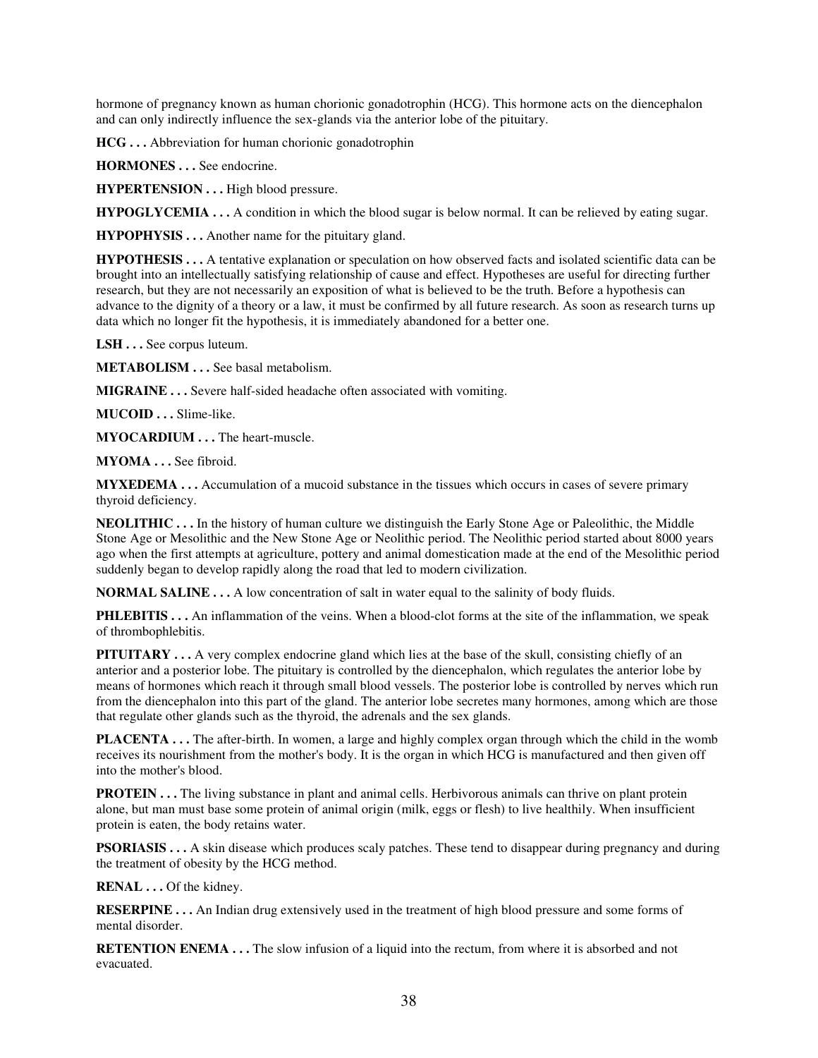hormone of pregnancy known as human chorionic gonadotrophin (HCG). This hormone acts on the diencephalon and can only indirectly influence the sex-glands via the anterior lobe of the pituitary.

**HCG . . .** Abbreviation for human chorionic gonadotrophin

**HORMONES . . .** See endocrine.

**HYPERTENSION . . .** High blood pressure.

**HYPOGLYCEMIA . . .** A condition in which the blood sugar is below normal. It can be relieved by eating sugar.

**HYPOPHYSIS . . .** Another name for the pituitary gland.

**HYPOTHESIS . . .** A tentative explanation or speculation on how observed facts and isolated scientific data can be brought into an intellectually satisfying relationship of cause and effect. Hypotheses are useful for directing further research, but they are not necessarily an exposition of what is believed to be the truth. Before a hypothesis can advance to the dignity of a theory or a law, it must be confirmed by all future research. As soon as research turns up data which no longer fit the hypothesis, it is immediately abandoned for a better one.

**LSH . . .** See corpus luteum.

**METABOLISM . . .** See basal metabolism.

**MIGRAINE . . .** Severe half-sided headache often associated with vomiting.

**MUCOID . . .** Slime-like.

**MYOCARDIUM . . .** The heart-muscle.

**MYOMA . . .** See fibroid.

**MYXEDEMA . . .** Accumulation of a mucoid substance in the tissues which occurs in cases of severe primary thyroid deficiency.

**NEOLITHIC . . .** In the history of human culture we distinguish the Early Stone Age or Paleolithic, the Middle Stone Age or Mesolithic and the New Stone Age or Neolithic period. The Neolithic period started about 8000 years ago when the first attempts at agriculture, pottery and animal domestication made at the end of the Mesolithic period suddenly began to develop rapidly along the road that led to modern civilization.

**NORMAL SALINE . . .** A low concentration of salt in water equal to the salinity of body fluids.

**PHLEBITIS . . .** An inflammation of the veins. When a blood-clot forms at the site of the inflammation, we speak of thrombophlebitis.

**PITUITARY . . .** A very complex endocrine gland which lies at the base of the skull, consisting chiefly of an anterior and a posterior lobe. The pituitary is controlled by the diencephalon, which regulates the anterior lobe by means of hormones which reach it through small blood vessels. The posterior lobe is controlled by nerves which run from the diencephalon into this part of the gland. The anterior lobe secretes many hormones, among which are those that regulate other glands such as the thyroid, the adrenals and the sex glands.

**PLACENTA . . .** The after-birth. In women, a large and highly complex organ through which the child in the womb receives its nourishment from the mother's body. It is the organ in which HCG is manufactured and then given off into the mother's blood.

**PROTEIN . . .** The living substance in plant and animal cells. Herbivorous animals can thrive on plant protein alone, but man must base some protein of animal origin (milk, eggs or flesh) to live healthily. When insufficient protein is eaten, the body retains water.

**PSORIASIS . . .** A skin disease which produces scaly patches. These tend to disappear during pregnancy and during the treatment of obesity by the HCG method.

**RENAL . . .** Of the kidney.

**RESERPINE . . .** An Indian drug extensively used in the treatment of high blood pressure and some forms of mental disorder.

**RETENTION ENEMA . . .** The slow infusion of a liquid into the rectum, from where it is absorbed and not evacuated.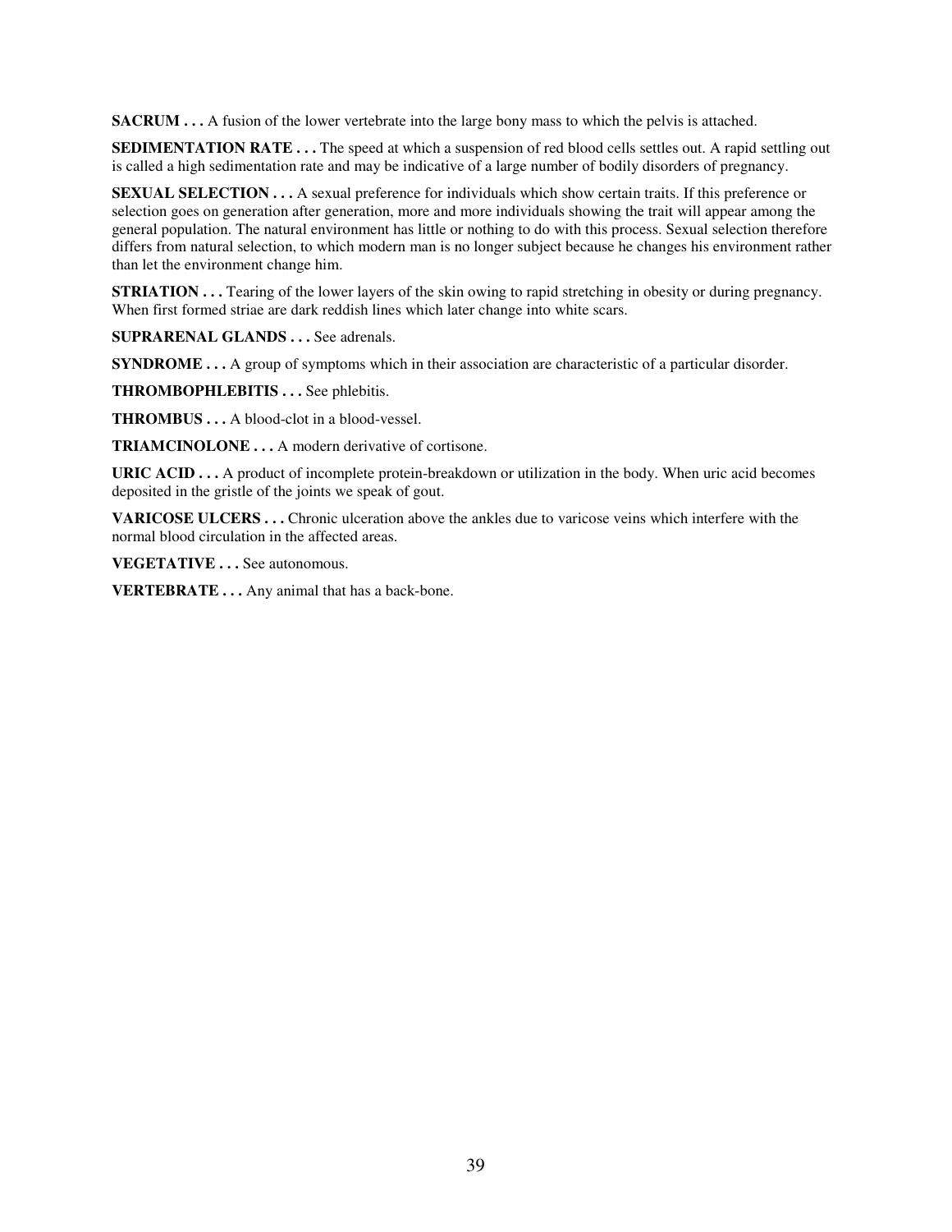**SACRUM . . .** A fusion of the lower vertebrate into the large bony mass to which the pelvis is attached.

**SEDIMENTATION RATE . . .** The speed at which a suspension of red blood cells settles out. A rapid settling out is called a high sedimentation rate and may be indicative of a large number of bodily disorders of pregnancy.

**SEXUAL SELECTION . . .** A sexual preference for individuals which show certain traits. If this preference or selection goes on generation after generation, more and more individuals showing the trait will appear among the general population. The natural environment has little or nothing to do with this process. Sexual selection therefore differs from natural selection, to which modern man is no longer subject because he changes his environment rather than let the environment change him.

**STRIATION . . .** Tearing of the lower layers of the skin owing to rapid stretching in obesity or during pregnancy. When first formed striae are dark reddish lines which later change into white scars.

**SUPRARENAL GLANDS . . .** See adrenals.

**SYNDROME . . .** A group of symptoms which in their association are characteristic of a particular disorder.

**THROMBOPHLEBITIS . . .** See phlebitis.

**THROMBUS . . .** A blood-clot in a blood-vessel.

**TRIAMCINOLONE . . .** A modern derivative of cortisone.

**URIC ACID . . .** A product of incomplete protein-breakdown or utilization in the body. When uric acid becomes deposited in the gristle of the joints we speak of gout.

**VARICOSE ULCERS . . .** Chronic ulceration above the ankles due to varicose veins which interfere with the normal blood circulation in the affected areas.

**VEGETATIVE . . .** See autonomous.

**VERTEBRATE . . .** Any animal that has a back-bone.